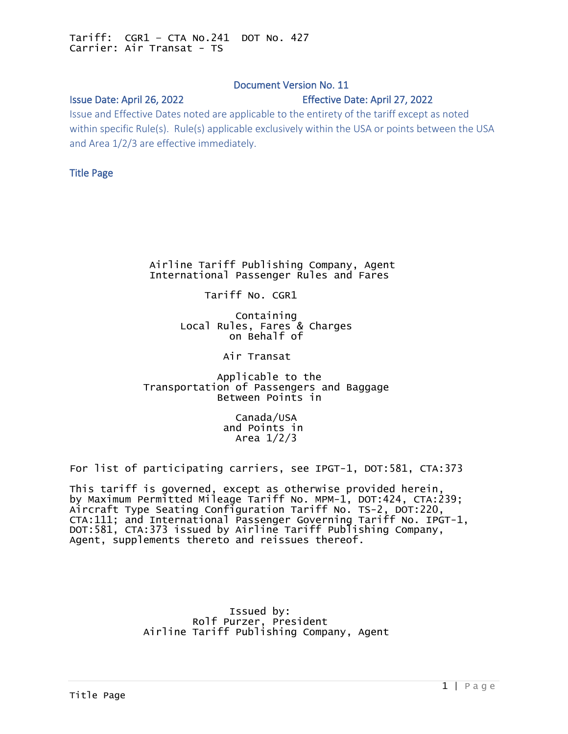Tariff: CGR1 – CTA No.241 DOT No. 427
Carrier: Air Transat - TS

Document Version No. 11

Issue Date: April 26, 2022 Effective Date: April 27, 2022

Issue and Effective Dates noted are applicable to the entirety of the tariff except as noted within specific Rule(s). Rule(s) applicable exclusively within the USA or points between the USA and Area 1/2/3 are effective immediately.

## Title Page

Airline Tariff Publishing Company, Agent
International Passenger Rules and Fares

Tariff No. CGR1

Containing
Local Rules, Fares & Charges
on Behalf of

Air Transat

Applicable to the
Transportation of Passengers and Baggage
Between Points in

Canada/USA
and Points in
Area 1/2/3

For list of participating carriers, see IPGT-1, DOT:581, CTA:373

This tariff is governed, except as otherwise provided herein, by Maximum Permitted Mileage Tariff No. MPM-1, DOT:424, CTA:239; Aircraft Type Seating Configuration Tariff No. TS-2, DOT:220, CTA:111; and International Passenger Governing Tariff No. IPGT-1, DOT:581, CTA:373 issued by Airline Tariff Publishing Company, Agent, supplements thereto and reissues thereof.

Issued by:
Rolf Purzer, President
Airline Tariff Publishing Company, Agent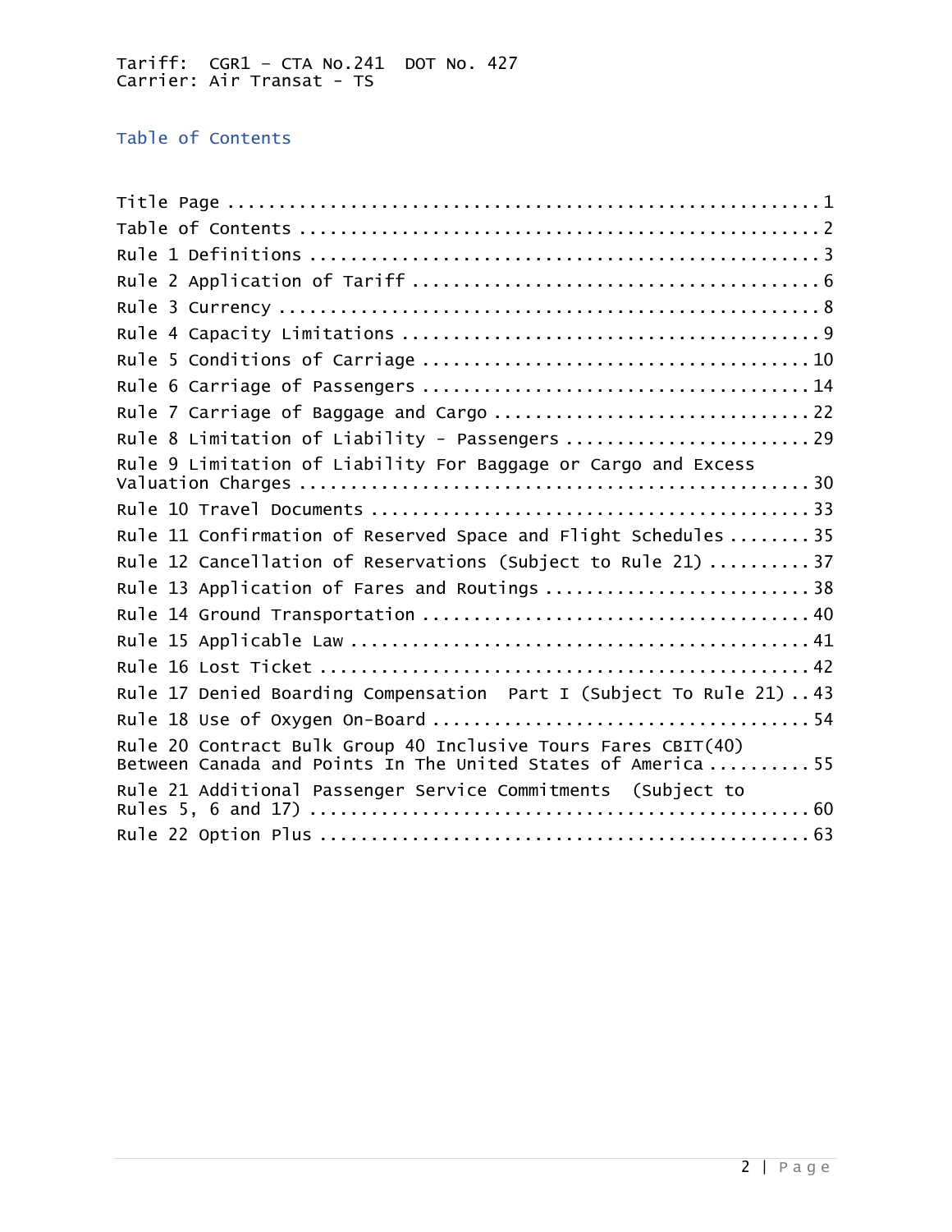Tariff: CGR1 – CTA No.241 DOT No. 427
Carrier: Air Transat - TS

## Table of Contents

| | |
|---|---|
| Title Page | 1 |
| Table of Contents | 2 |
| Rule 1 Definitions | 3 |
| Rule 2 Application of Tariff | 6 |
| Rule 3 Currency | 8 |
| Rule 4 Capacity Limitations | 9 |
| Rule 5 Conditions of Carriage | 10 |
| Rule 6 Carriage of Passengers | 14 |
| Rule 7 Carriage of Baggage and Cargo | 22 |
| Rule 8 Limitation of Liability - Passengers | 29 |
| Rule 9 Limitation of Liability For Baggage or Cargo and Excess Valuation Charges | 30 |
| Rule 10 Travel Documents | 33 |
| Rule 11 Confirmation of Reserved Space and Flight Schedules | 35 |
| Rule 12 Cancellation of Reservations (Subject to Rule 21) | 37 |
| Rule 13 Application of Fares and Routings | 38 |
| Rule 14 Ground Transportation | 40 |
| Rule 15 Applicable Law | 41 |
| Rule 16 Lost Ticket | 42 |
| Rule 17 Denied Boarding Compensation Part I (Subject To Rule 21) | 43 |
| Rule 18 Use of Oxygen On-Board | 54 |
| Rule 20 Contract Bulk Group 40 Inclusive Tours Fares CBIT(40) Between Canada and Points In The United States of America | 55 |
| Rule 21 Additional Passenger Service Commitments (Subject to Rules 5, 6 and 17) | 60 |
| Rule 22 Option Plus | 63 |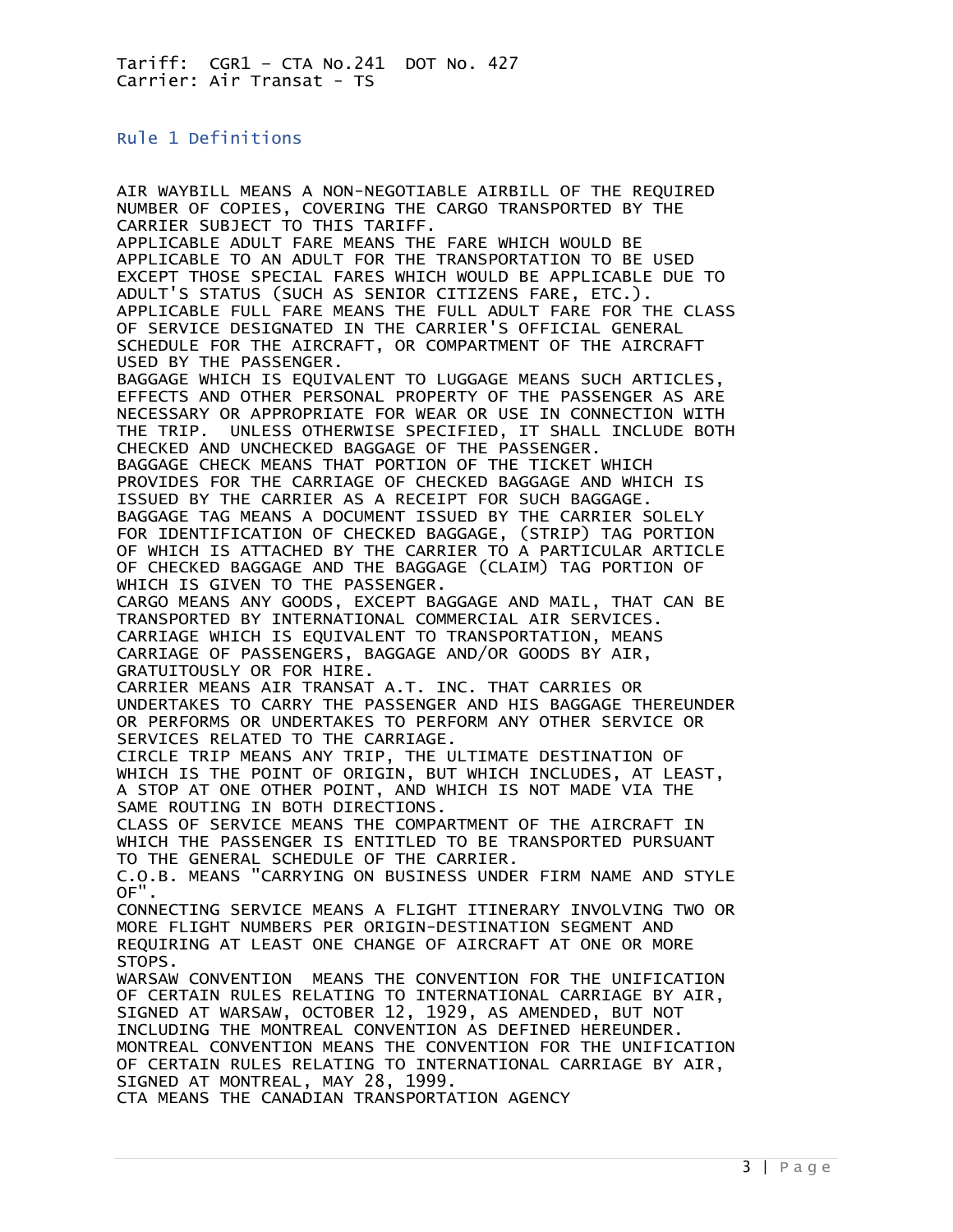Tariff: CGR1 – CTA No.241 DOT No. 427
Carrier: Air Transat - TS

## Rule 1 Definitions

AIR WAYBILL MEANS A NON-NEGOTIABLE AIRBILL OF THE REQUIRED NUMBER OF COPIES, COVERING THE CARGO TRANSPORTED BY THE CARRIER SUBJECT TO THIS TARIFF.
APPLICABLE ADULT FARE MEANS THE FARE WHICH WOULD BE APPLICABLE TO AN ADULT FOR THE TRANSPORTATION TO BE USED EXCEPT THOSE SPECIAL FARES WHICH WOULD BE APPLICABLE DUE TO ADULT'S STATUS (SUCH AS SENIOR CITIZENS FARE, ETC.).
APPLICABLE FULL FARE MEANS THE FULL ADULT FARE FOR THE CLASS OF SERVICE DESIGNATED IN THE CARRIER'S OFFICIAL GENERAL SCHEDULE FOR THE AIRCRAFT, OR COMPARTMENT OF THE AIRCRAFT USED BY THE PASSENGER.
BAGGAGE WHICH IS EQUIVALENT TO LUGGAGE MEANS SUCH ARTICLES, EFFECTS AND OTHER PERSONAL PROPERTY OF THE PASSENGER AS ARE NECESSARY OR APPROPRIATE FOR WEAR OR USE IN CONNECTION WITH THE TRIP. UNLESS OTHERWISE SPECIFIED, IT SHALL INCLUDE BOTH CHECKED AND UNCHECKED BAGGAGE OF THE PASSENGER.
BAGGAGE CHECK MEANS THAT PORTION OF THE TICKET WHICH PROVIDES FOR THE CARRIAGE OF CHECKED BAGGAGE AND WHICH IS ISSUED BY THE CARRIER AS A RECEIPT FOR SUCH BAGGAGE.
BAGGAGE TAG MEANS A DOCUMENT ISSUED BY THE CARRIER SOLELY FOR IDENTIFICATION OF CHECKED BAGGAGE, (STRIP) TAG PORTION OF WHICH IS ATTACHED BY THE CARRIER TO A PARTICULAR ARTICLE OF CHECKED BAGGAGE AND THE BAGGAGE (CLAIM) TAG PORTION OF WHICH IS GIVEN TO THE PASSENGER.
CARGO MEANS ANY GOODS, EXCEPT BAGGAGE AND MAIL, THAT CAN BE TRANSPORTED BY INTERNATIONAL COMMERCIAL AIR SERVICES.
CARRIAGE WHICH IS EQUIVALENT TO TRANSPORTATION, MEANS CARRIAGE OF PASSENGERS, BAGGAGE AND/OR GOODS BY AIR, GRATUITOUSLY OR FOR HIRE.
CARRIER MEANS AIR TRANSAT A.T. INC. THAT CARRIES OR UNDERTAKES TO CARRY THE PASSENGER AND HIS BAGGAGE THEREUNDER OR PERFORMS OR UNDERTAKES TO PERFORM ANY OTHER SERVICE OR SERVICES RELATED TO THE CARRIAGE.
CIRCLE TRIP MEANS ANY TRIP, THE ULTIMATE DESTINATION OF WHICH IS THE POINT OF ORIGIN, BUT WHICH INCLUDES, AT LEAST, A STOP AT ONE OTHER POINT, AND WHICH IS NOT MADE VIA THE SAME ROUTING IN BOTH DIRECTIONS.
CLASS OF SERVICE MEANS THE COMPARTMENT OF THE AIRCRAFT IN WHICH THE PASSENGER IS ENTITLED TO BE TRANSPORTED PURSUANT TO THE GENERAL SCHEDULE OF THE CARRIER.
C.O.B. MEANS "CARRYING ON BUSINESS UNDER FIRM NAME AND STYLE OF".
CONNECTING SERVICE MEANS A FLIGHT ITINERARY INVOLVING TWO OR MORE FLIGHT NUMBERS PER ORIGIN-DESTINATION SEGMENT AND REQUIRING AT LEAST ONE CHANGE OF AIRCRAFT AT ONE OR MORE STOPS.
WARSAW CONVENTION MEANS THE CONVENTION FOR THE UNIFICATION OF CERTAIN RULES RELATING TO INTERNATIONAL CARRIAGE BY AIR, SIGNED AT WARSAW, OCTOBER 12, 1929, AS AMENDED, BUT NOT INCLUDING THE MONTREAL CONVENTION AS DEFINED HEREUNDER.
MONTREAL CONVENTION MEANS THE CONVENTION FOR THE UNIFICATION OF CERTAIN RULES RELATING TO INTERNATIONAL CARRIAGE BY AIR, SIGNED AT MONTREAL, MAY 28, 1999.
CTA MEANS THE CANADIAN TRANSPORTATION AGENCY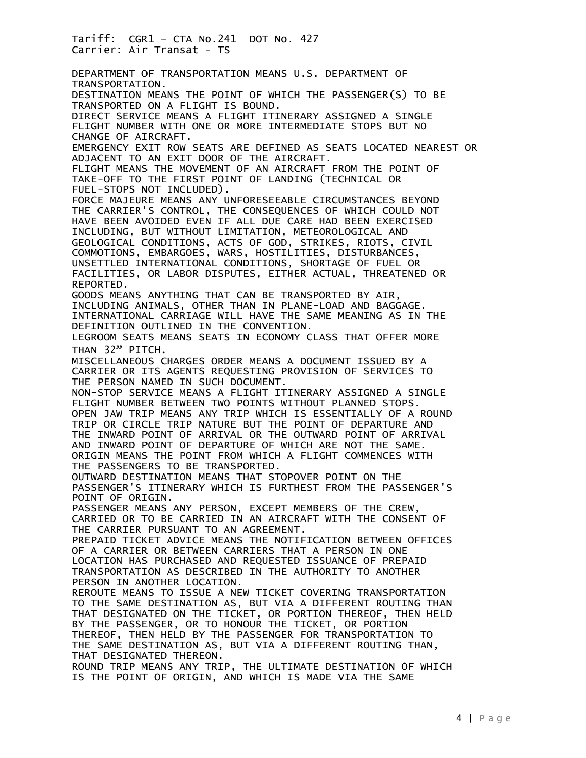DEPARTMENT OF TRANSPORTATION MEANS U.S. DEPARTMENT OF TRANSPORTATION.
DESTINATION MEANS THE POINT OF WHICH THE PASSENGER(S) TO BE TRANSPORTED ON A FLIGHT IS BOUND.
DIRECT SERVICE MEANS A FLIGHT ITINERARY ASSIGNED A SINGLE FLIGHT NUMBER WITH ONE OR MORE INTERMEDIATE STOPS BUT NO CHANGE OF AIRCRAFT.
EMERGENCY EXIT ROW SEATS ARE DEFINED AS SEATS LOCATED NEAREST OR ADJACENT TO AN EXIT DOOR OF THE AIRCRAFT.
FLIGHT MEANS THE MOVEMENT OF AN AIRCRAFT FROM THE POINT OF TAKE-OFF TO THE FIRST POINT OF LANDING (TECHNICAL OR FUEL-STOPS NOT INCLUDED).
FORCE MAJEURE MEANS ANY UNFORESEEABLE CIRCUMSTANCES BEYOND THE CARRIER'S CONTROL, THE CONSEQUENCES OF WHICH COULD NOT HAVE BEEN AVOIDED EVEN IF ALL DUE CARE HAD BEEN EXERCISED INCLUDING, BUT WITHOUT LIMITATION, METEOROLOGICAL AND GEOLOGICAL CONDITIONS, ACTS OF GOD, STRIKES, RIOTS, CIVIL COMMOTIONS, EMBARGOES, WARS, HOSTILITIES, DISTURBANCES, UNSETTLED INTERNATIONAL CONDITIONS, SHORTAGE OF FUEL OR FACILITIES, OR LABOR DISPUTES, EITHER ACTUAL, THREATENED OR REPORTED.
GOODS MEANS ANYTHING THAT CAN BE TRANSPORTED BY AIR, INCLUDING ANIMALS, OTHER THAN IN PLANE-LOAD AND BAGGAGE.
INTERNATIONAL CARRIAGE WILL HAVE THE SAME MEANING AS IN THE DEFINITION OUTLINED IN THE CONVENTION.
LEGROOM SEATS MEANS SEATS IN ECONOMY CLASS THAT OFFER MORE THAN 32" PITCH.
MISCELLANEOUS CHARGES ORDER MEANS A DOCUMENT ISSUED BY A CARRIER OR ITS AGENTS REQUESTING PROVISION OF SERVICES TO THE PERSON NAMED IN SUCH DOCUMENT.
NON-STOP SERVICE MEANS A FLIGHT ITINERARY ASSIGNED A SINGLE FLIGHT NUMBER BETWEEN TWO POINTS WITHOUT PLANNED STOPS.
OPEN JAW TRIP MEANS ANY TRIP WHICH IS ESSENTIALLY OF A ROUND TRIP OR CIRCLE TRIP NATURE BUT THE POINT OF DEPARTURE AND THE INWARD POINT OF ARRIVAL OR THE OUTWARD POINT OF ARRIVAL AND INWARD POINT OF DEPARTURE OF WHICH ARE NOT THE SAME.
ORIGIN MEANS THE POINT FROM WHICH A FLIGHT COMMENCES WITH THE PASSENGERS TO BE TRANSPORTED.
OUTWARD DESTINATION MEANS THAT STOPOVER POINT ON THE PASSENGER'S ITINERARY WHICH IS FURTHEST FROM THE PASSENGER'S POINT OF ORIGIN.
PASSENGER MEANS ANY PERSON, EXCEPT MEMBERS OF THE CREW, CARRIED OR TO BE CARRIED IN AN AIRCRAFT WITH THE CONSENT OF THE CARRIER PURSUANT TO AN AGREEMENT.
PREPAID TICKET ADVICE MEANS THE NOTIFICATION BETWEEN OFFICES OF A CARRIER OR BETWEEN CARRIERS THAT A PERSON IN ONE LOCATION HAS PURCHASED AND REQUESTED ISSUANCE OF PREPAID TRANSPORTATION AS DESCRIBED IN THE AUTHORITY TO ANOTHER PERSON IN ANOTHER LOCATION.
REROUTE MEANS TO ISSUE A NEW TICKET COVERING TRANSPORTATION TO THE SAME DESTINATION AS, BUT VIA A DIFFERENT ROUTING THAN THAT DESIGNATED ON THE TICKET, OR PORTION THEREOF, THEN HELD BY THE PASSENGER, OR TO HONOUR THE TICKET, OR PORTION THEREOF, THEN HELD BY THE PASSENGER FOR TRANSPORTATION TO THE SAME DESTINATION AS, BUT VIA A DIFFERENT ROUTING THAN, THAT DESIGNATED THEREON.
ROUND TRIP MEANS ANY TRIP, THE ULTIMATE DESTINATION OF WHICH IS THE POINT OF ORIGIN, AND WHICH IS MADE VIA THE SAME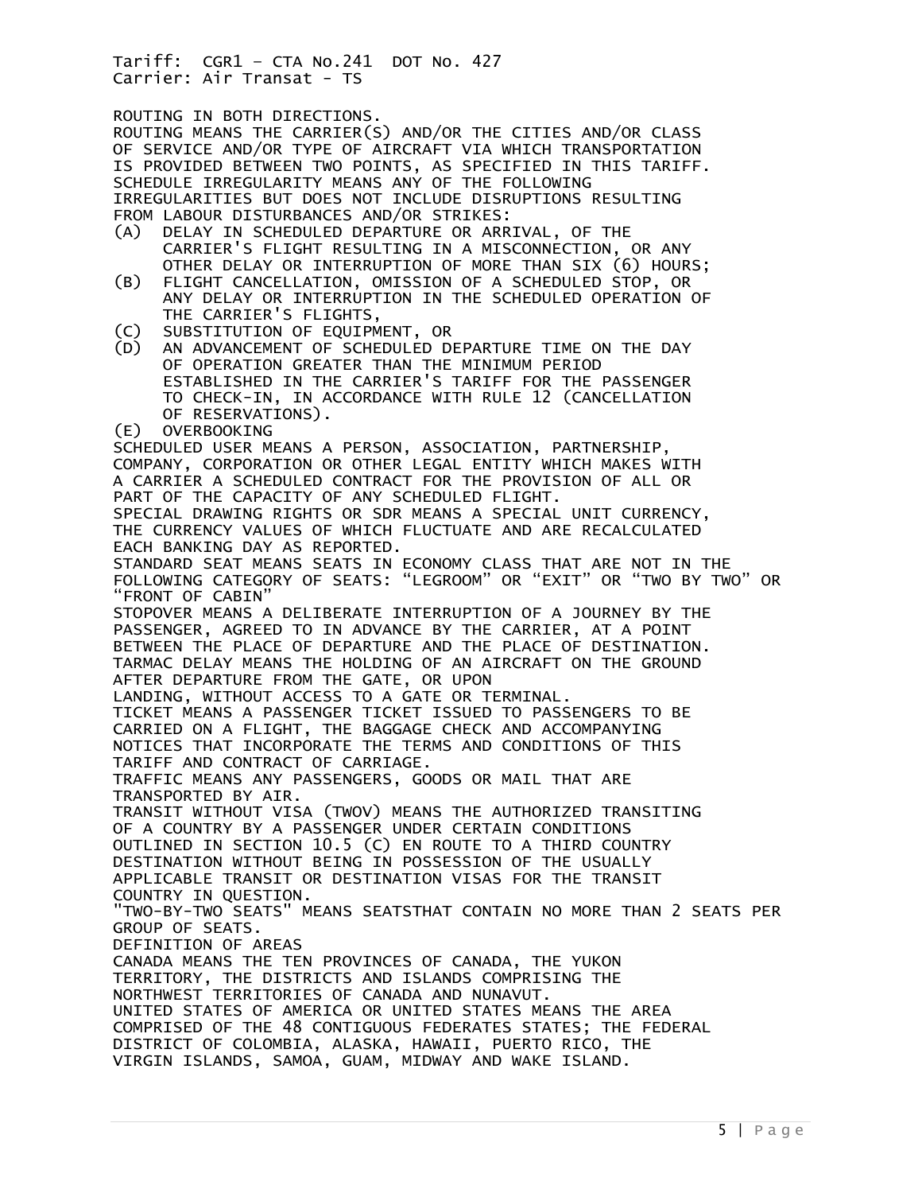ROUTING IN BOTH DIRECTIONS.

ROUTING MEANS THE CARRIER(S) AND/OR THE CITIES AND/OR CLASS OF SERVICE AND/OR TYPE OF AIRCRAFT VIA WHICH TRANSPORTATION IS PROVIDED BETWEEN TWO POINTS, AS SPECIFIED IN THIS TARIFF.

SCHEDULE IRREGULARITY MEANS ANY OF THE FOLLOWING IRREGULARITIES BUT DOES NOT INCLUDE DISRUPTIONS RESULTING FROM LABOUR DISTURBANCES AND/OR STRIKES:

(A) DELAY IN SCHEDULED DEPARTURE OR ARRIVAL, OF THE CARRIER'S FLIGHT RESULTING IN A MISCONNECTION, OR ANY OTHER DELAY OR INTERRUPTION OF MORE THAN SIX (6) HOURS;

(B) FLIGHT CANCELLATION, OMISSION OF A SCHEDULED STOP, OR ANY DELAY OR INTERRUPTION IN THE SCHEDULED OPERATION OF THE CARRIER'S FLIGHTS,

(C) SUBSTITUTION OF EQUIPMENT, OR

(D) AN ADVANCEMENT OF SCHEDULED DEPARTURE TIME ON THE DAY OF OPERATION GREATER THAN THE MINIMUM PERIOD ESTABLISHED IN THE CARRIER'S TARIFF FOR THE PASSENGER TO CHECK-IN, IN ACCORDANCE WITH RULE 12 (CANCELLATION OF RESERVATIONS).

(E) OVERBOOKING

SCHEDULED USER MEANS A PERSON, ASSOCIATION, PARTNERSHIP, COMPANY, CORPORATION OR OTHER LEGAL ENTITY WHICH MAKES WITH A CARRIER A SCHEDULED CONTRACT FOR THE PROVISION OF ALL OR PART OF THE CAPACITY OF ANY SCHEDULED FLIGHT.

SPECIAL DRAWING RIGHTS OR SDR MEANS A SPECIAL UNIT CURRENCY, THE CURRENCY VALUES OF WHICH FLUCTUATE AND ARE RECALCULATED EACH BANKING DAY AS REPORTED.

STANDARD SEAT MEANS SEATS IN ECONOMY CLASS THAT ARE NOT IN THE FOLLOWING CATEGORY OF SEATS: “LEGROOM” OR “EXIT” OR “TWO BY TWO” OR “FRONT OF CABIN”

STOPOVER MEANS A DELIBERATE INTERRUPTION OF A JOURNEY BY THE PASSENGER, AGREED TO IN ADVANCE BY THE CARRIER, AT A POINT BETWEEN THE PLACE OF DEPARTURE AND THE PLACE OF DESTINATION.

TARMAC DELAY MEANS THE HOLDING OF AN AIRCRAFT ON THE GROUND AFTER DEPARTURE FROM THE GATE, OR UPON LANDING, WITHOUT ACCESS TO A GATE OR TERMINAL.

TICKET MEANS A PASSENGER TICKET ISSUED TO PASSENGERS TO BE CARRIED ON A FLIGHT, THE BAGGAGE CHECK AND ACCOMPANYING NOTICES THAT INCORPORATE THE TERMS AND CONDITIONS OF THIS TARIFF AND CONTRACT OF CARRIAGE.

TRAFFIC MEANS ANY PASSENGERS, GOODS OR MAIL THAT ARE TRANSPORTED BY AIR.

TRANSIT WITHOUT VISA (TWOV) MEANS THE AUTHORIZED TRANSITING OF A COUNTRY BY A PASSENGER UNDER CERTAIN CONDITIONS OUTLINED IN SECTION 10.5 (C) EN ROUTE TO A THIRD COUNTRY DESTINATION WITHOUT BEING IN POSSESSION OF THE USUALLY APPLICABLE TRANSIT OR DESTINATION VISAS FOR THE TRANSIT COUNTRY IN QUESTION.

"TWO-BY-TWO SEATS" MEANS SEATSTHAT CONTAIN NO MORE THAN 2 SEATS PER GROUP OF SEATS.

DEFINITION OF AREAS

CANADA MEANS THE TEN PROVINCES OF CANADA, THE YUKON TERRITORY, THE DISTRICTS AND ISLANDS COMPRISING THE NORTHWEST TERRITORIES OF CANADA AND NUNAVUT.

UNITED STATES OF AMERICA OR UNITED STATES MEANS THE AREA COMPRISED OF THE 48 CONTIGUOUS FEDERATES STATES; THE FEDERAL DISTRICT OF COLOMBIA, ALASKA, HAWAII, PUERTO RICO, THE VIRGIN ISLANDS, SAMOA, GUAM, MIDWAY AND WAKE ISLAND.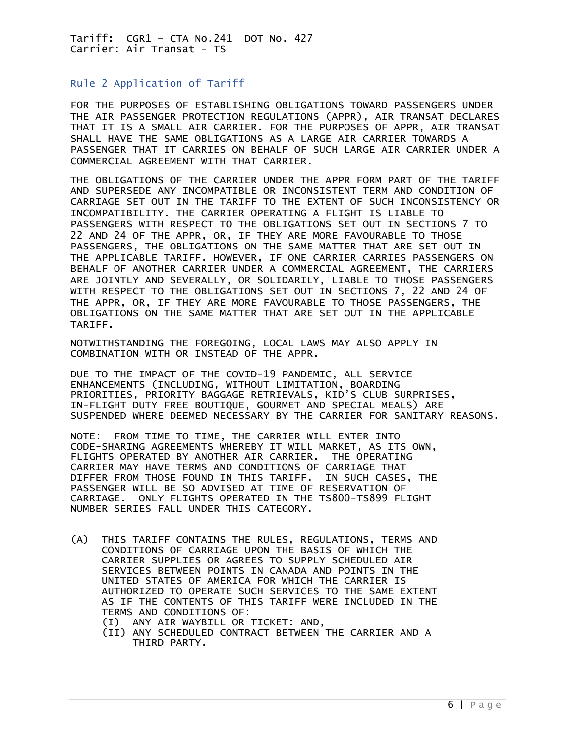Tariff: CGR1 – CTA No.241 DOT No. 427
Carrier: Air Transat - TS

## Rule 2 Application of Tariff

FOR THE PURPOSES OF ESTABLISHING OBLIGATIONS TOWARD PASSENGERS UNDER THE AIR PASSENGER PROTECTION REGULATIONS (APPR), AIR TRANSAT DECLARES THAT IT IS A SMALL AIR CARRIER. FOR THE PURPOSES OF APPR, AIR TRANSAT SHALL HAVE THE SAME OBLIGATIONS AS A LARGE AIR CARRIER TOWARDS A PASSENGER THAT IT CARRIES ON BEHALF OF SUCH LARGE AIR CARRIER UNDER A COMMERCIAL AGREEMENT WITH THAT CARRIER.

THE OBLIGATIONS OF THE CARRIER UNDER THE APPR FORM PART OF THE TARIFF AND SUPERSEDE ANY INCOMPATIBLE OR INCONSISTENT TERM AND CONDITION OF CARRIAGE SET OUT IN THE TARIFF TO THE EXTENT OF SUCH INCONSISTENCY OR INCOMPATIBILITY. THE CARRIER OPERATING A FLIGHT IS LIABLE TO PASSENGERS WITH RESPECT TO THE OBLIGATIONS SET OUT IN SECTIONS 7 TO 22 AND 24 OF THE APPR, OR, IF THEY ARE MORE FAVOURABLE TO THOSE PASSENGERS, THE OBLIGATIONS ON THE SAME MATTER THAT ARE SET OUT IN THE APPLICABLE TARIFF. HOWEVER, IF ONE CARRIER CARRIES PASSENGERS ON BEHALF OF ANOTHER CARRIER UNDER A COMMERCIAL AGREEMENT, THE CARRIERS ARE JOINTLY AND SEVERALLY, OR SOLIDARILY, LIABLE TO THOSE PASSENGERS WITH RESPECT TO THE OBLIGATIONS SET OUT IN SECTIONS 7, 22 AND 24 OF THE APPR, OR, IF THEY ARE MORE FAVOURABLE TO THOSE PASSENGERS, THE OBLIGATIONS ON THE SAME MATTER THAT ARE SET OUT IN THE APPLICABLE TARIFF.

NOTWITHSTANDING THE FOREGOING, LOCAL LAWS MAY ALSO APPLY IN COMBINATION WITH OR INSTEAD OF THE APPR.

DUE TO THE IMPACT OF THE COVID-19 PANDEMIC, ALL SERVICE ENHANCEMENTS (INCLUDING, WITHOUT LIMITATION, BOARDING PRIORITIES, PRIORITY BAGGAGE RETRIEVALS, KID'S CLUB SURPRISES, IN-FLIGHT DUTY FREE BOUTIQUE, GOURMET AND SPECIAL MEALS) ARE SUSPENDED WHERE DEEMED NECESSARY BY THE CARRIER FOR SANITARY REASONS.

NOTE: FROM TIME TO TIME, THE CARRIER WILL ENTER INTO CODE-SHARING AGREEMENTS WHEREBY IT WILL MARKET, AS ITS OWN, FLIGHTS OPERATED BY ANOTHER AIR CARRIER. THE OPERATING CARRIER MAY HAVE TERMS AND CONDITIONS OF CARRIAGE THAT DIFFER FROM THOSE FOUND IN THIS TARIFF. IN SUCH CASES, THE PASSENGER WILL BE SO ADVISED AT TIME OF RESERVATION OF CARRIAGE. ONLY FLIGHTS OPERATED IN THE TS800-TS899 FLIGHT NUMBER SERIES FALL UNDER THIS CATEGORY.

(A) THIS TARIFF CONTAINS THE RULES, REGULATIONS, TERMS AND CONDITIONS OF CARRIAGE UPON THE BASIS OF WHICH THE CARRIER SUPPLIES OR AGREES TO SUPPLY SCHEDULED AIR SERVICES BETWEEN POINTS IN CANADA AND POINTS IN THE UNITED STATES OF AMERICA FOR WHICH THE CARRIER IS AUTHORIZED TO OPERATE SUCH SERVICES TO THE SAME EXTENT AS IF THE CONTENTS OF THIS TARIFF WERE INCLUDED IN THE TERMS AND CONDITIONS OF:
   - (I) ANY AIR WAYBILL OR TICKET: AND,
   - (II) ANY SCHEDULED CONTRACT BETWEEN THE CARRIER AND A THIRD PARTY.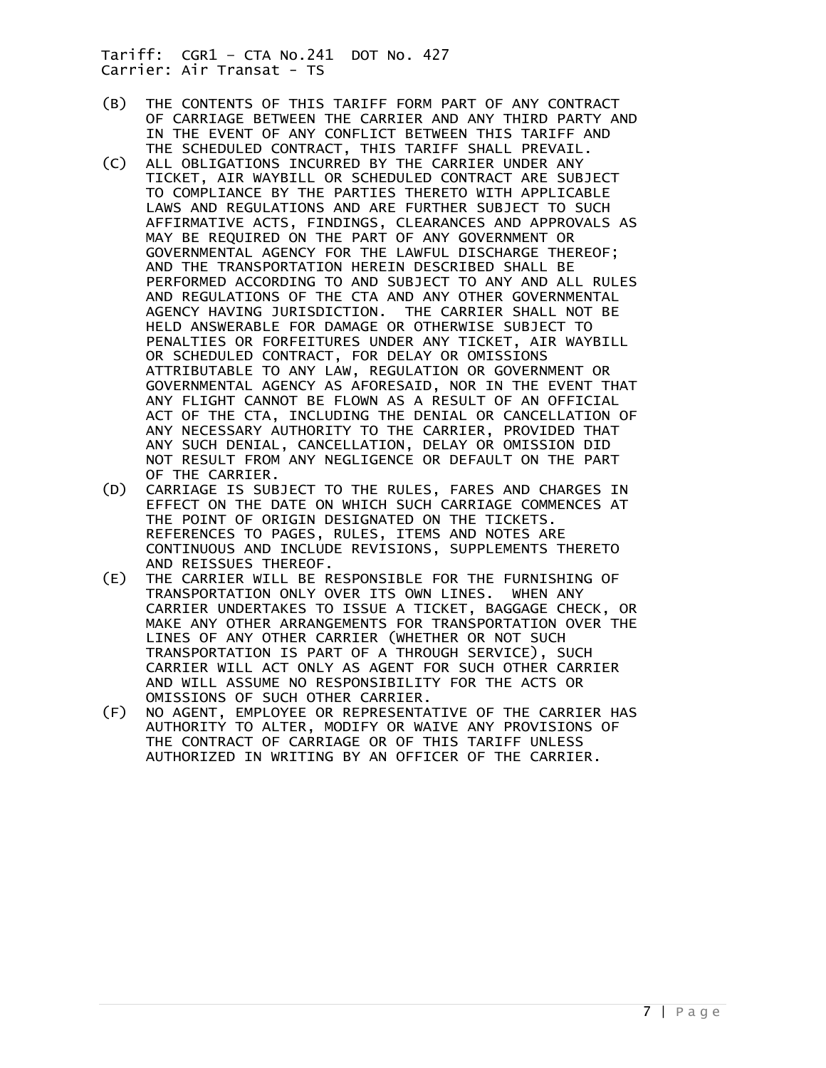(B) THE CONTENTS OF THIS TARIFF FORM PART OF ANY CONTRACT OF CARRIAGE BETWEEN THE CARRIER AND ANY THIRD PARTY AND IN THE EVENT OF ANY CONFLICT BETWEEN THIS TARIFF AND THE SCHEDULED CONTRACT, THIS TARIFF SHALL PREVAIL.

(C) ALL OBLIGATIONS INCURRED BY THE CARRIER UNDER ANY TICKET, AIR WAYBILL OR SCHEDULED CONTRACT ARE SUBJECT TO COMPLIANCE BY THE PARTIES THERETO WITH APPLICABLE LAWS AND REGULATIONS AND ARE FURTHER SUBJECT TO SUCH AFFIRMATIVE ACTS, FINDINGS, CLEARANCES AND APPROVALS AS MAY BE REQUIRED ON THE PART OF ANY GOVERNMENT OR GOVERNMENTAL AGENCY FOR THE LAWFUL DISCHARGE THEREOF; AND THE TRANSPORTATION HEREIN DESCRIBED SHALL BE PERFORMED ACCORDING TO AND SUBJECT TO ANY AND ALL RULES AND REGULATIONS OF THE CTA AND ANY OTHER GOVERNMENTAL AGENCY HAVING JURISDICTION. THE CARRIER SHALL NOT BE HELD ANSWERABLE FOR DAMAGE OR OTHERWISE SUBJECT TO PENALTIES OR FORFEITURES UNDER ANY TICKET, AIR WAYBILL OR SCHEDULED CONTRACT, FOR DELAY OR OMISSIONS ATTRIBUTABLE TO ANY LAW, REGULATION OR GOVERNMENT OR GOVERNMENTAL AGENCY AS AFORESAID, NOR IN THE EVENT THAT ANY FLIGHT CANNOT BE FLOWN AS A RESULT OF AN OFFICIAL ACT OF THE CTA, INCLUDING THE DENIAL OR CANCELLATION OF ANY NECESSARY AUTHORITY TO THE CARRIER, PROVIDED THAT ANY SUCH DENIAL, CANCELLATION, DELAY OR OMISSION DID NOT RESULT FROM ANY NEGLIGENCE OR DEFAULT ON THE PART OF THE CARRIER.

(D) CARRIAGE IS SUBJECT TO THE RULES, FARES AND CHARGES IN EFFECT ON THE DATE ON WHICH SUCH CARRIAGE COMMENCES AT THE POINT OF ORIGIN DESIGNATED ON THE TICKETS. REFERENCES TO PAGES, RULES, ITEMS AND NOTES ARE CONTINUOUS AND INCLUDE REVISIONS, SUPPLEMENTS THERETO AND REISSUES THEREOF.

(E) THE CARRIER WILL BE RESPONSIBLE FOR THE FURNISHING OF TRANSPORTATION ONLY OVER ITS OWN LINES. WHEN ANY CARRIER UNDERTAKES TO ISSUE A TICKET, BAGGAGE CHECK, OR MAKE ANY OTHER ARRANGEMENTS FOR TRANSPORTATION OVER THE LINES OF ANY OTHER CARRIER (WHETHER OR NOT SUCH TRANSPORTATION IS PART OF A THROUGH SERVICE), SUCH CARRIER WILL ACT ONLY AS AGENT FOR SUCH OTHER CARRIER AND WILL ASSUME NO RESPONSIBILITY FOR THE ACTS OR OMISSIONS OF SUCH OTHER CARRIER.

(F) NO AGENT, EMPLOYEE OR REPRESENTATIVE OF THE CARRIER HAS AUTHORITY TO ALTER, MODIFY OR WAIVE ANY PROVISIONS OF THE CONTRACT OF CARRIAGE OR OF THIS TARIFF UNLESS AUTHORIZED IN WRITING BY AN OFFICER OF THE CARRIER.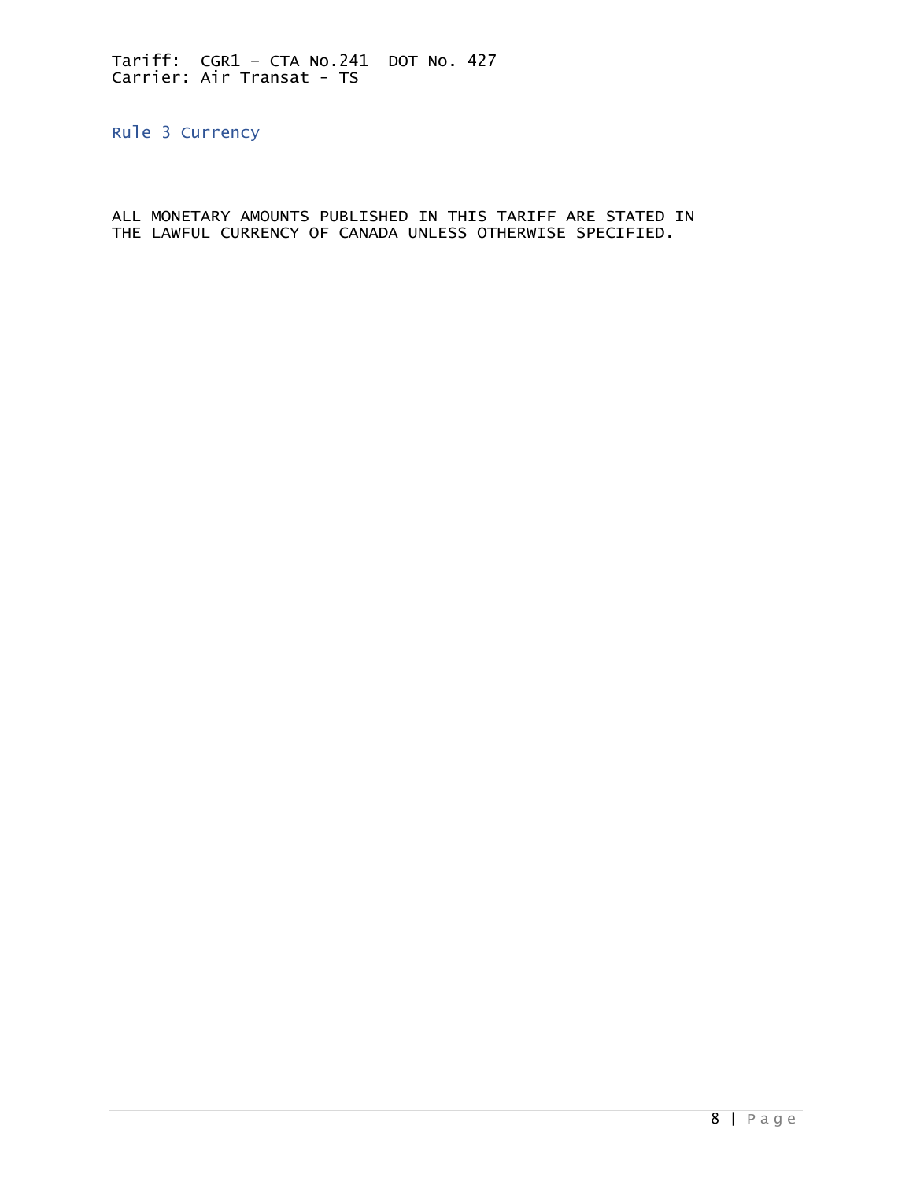## Rule 3 Currency

ALL MONETARY AMOUNTS PUBLISHED IN THIS TARIFF ARE STATED IN THE LAWFUL CURRENCY OF CANADA UNLESS OTHERWISE SPECIFIED.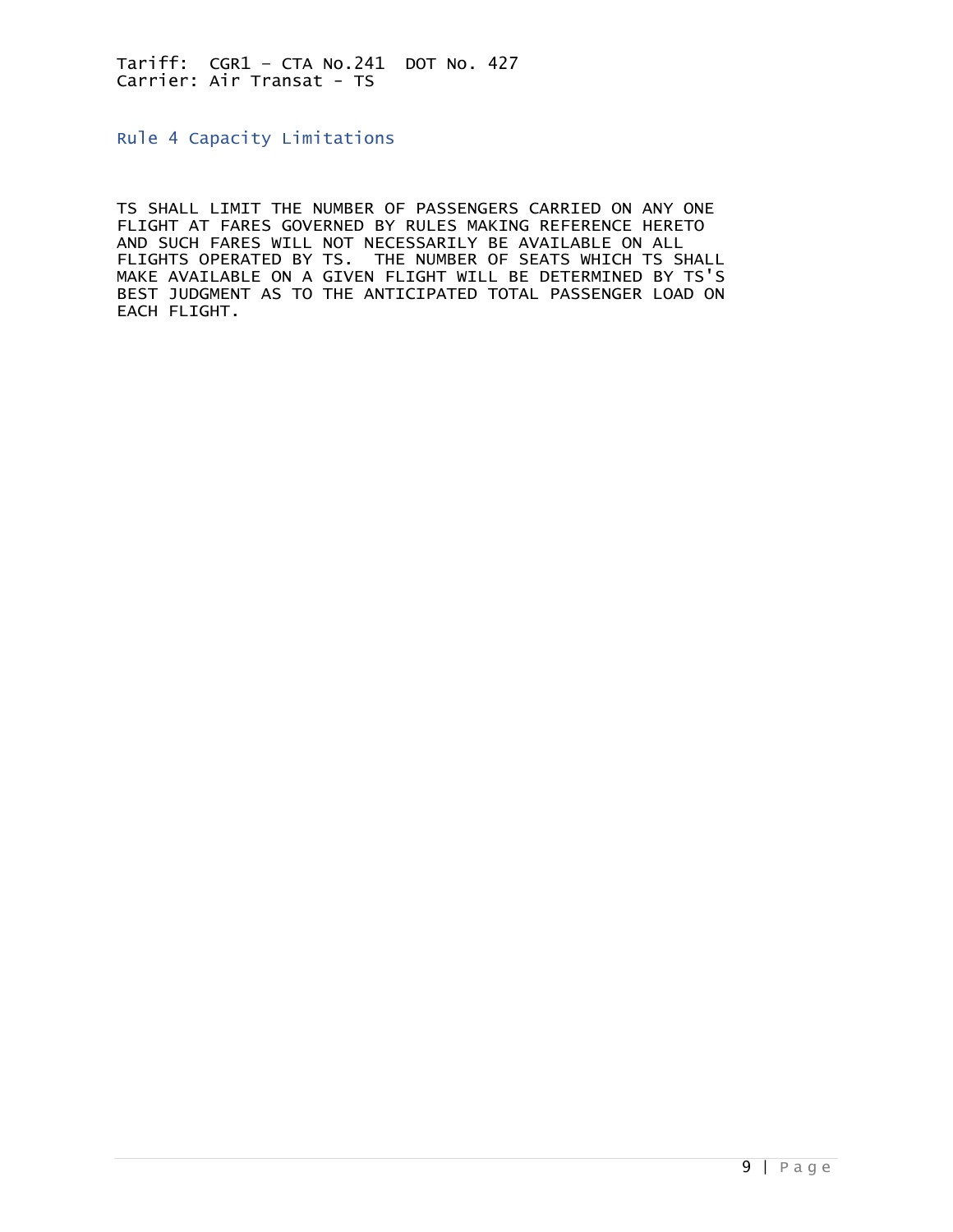Tariff: CGR1 – CTA No.241 DOT No. 427
Carrier: Air Transat - TS

## Rule 4 Capacity Limitations

TS SHALL LIMIT THE NUMBER OF PASSENGERS CARRIED ON ANY ONE FLIGHT AT FARES GOVERNED BY RULES MAKING REFERENCE HERETO AND SUCH FARES WILL NOT NECESSARILY BE AVAILABLE ON ALL FLIGHTS OPERATED BY TS. THE NUMBER OF SEATS WHICH TS SHALL MAKE AVAILABLE ON A GIVEN FLIGHT WILL BE DETERMINED BY TS'S BEST JUDGMENT AS TO THE ANTICIPATED TOTAL PASSENGER LOAD ON EACH FLIGHT.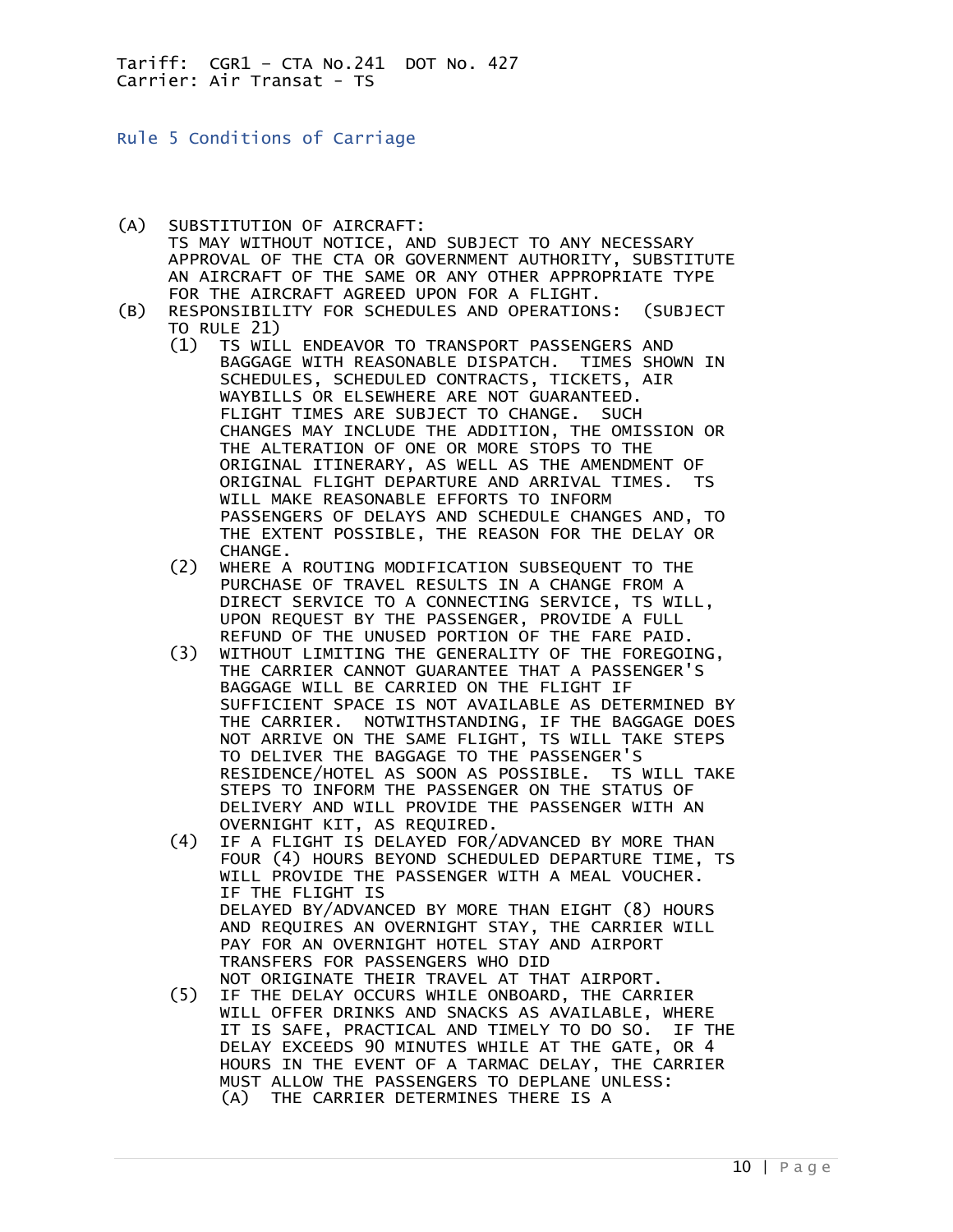Tariff: CGR1 – CTA No.241 DOT No. 427
Carrier: Air Transat - TS

## Rule 5 Conditions of Carriage

(A) SUBSTITUTION OF AIRCRAFT:
TS MAY WITHOUT NOTICE, AND SUBJECT TO ANY NECESSARY APPROVAL OF THE CTA OR GOVERNMENT AUTHORITY, SUBSTITUTE AN AIRCRAFT OF THE SAME OR ANY OTHER APPROPRIATE TYPE FOR THE AIRCRAFT AGREED UPON FOR A FLIGHT.

(B) RESPONSIBILITY FOR SCHEDULES AND OPERATIONS: (SUBJECT TO RULE 21)

(1) TS WILL ENDEAVOR TO TRANSPORT PASSENGERS AND BAGGAGE WITH REASONABLE DISPATCH. TIMES SHOWN IN SCHEDULES, SCHEDULED CONTRACTS, TICKETS, AIR WAYBILLS OR ELSEWHERE ARE NOT GUARANTEED. FLIGHT TIMES ARE SUBJECT TO CHANGE. SUCH CHANGES MAY INCLUDE THE ADDITION, THE OMISSION OR THE ALTERATION OF ONE OR MORE STOPS TO THE ORIGINAL ITINERARY, AS WELL AS THE AMENDMENT OF ORIGINAL FLIGHT DEPARTURE AND ARRIVAL TIMES. TS WILL MAKE REASONABLE EFFORTS TO INFORM PASSENGERS OF DELAYS AND SCHEDULE CHANGES AND, TO THE EXTENT POSSIBLE, THE REASON FOR THE DELAY OR CHANGE.

(2) WHERE A ROUTING MODIFICATION SUBSEQUENT TO THE PURCHASE OF TRAVEL RESULTS IN A CHANGE FROM A DIRECT SERVICE TO A CONNECTING SERVICE, TS WILL, UPON REQUEST BY THE PASSENGER, PROVIDE A FULL REFUND OF THE UNUSED PORTION OF THE FARE PAID.

(3) WITHOUT LIMITING THE GENERALITY OF THE FOREGOING, THE CARRIER CANNOT GUARANTEE THAT A PASSENGER'S BAGGAGE WILL BE CARRIED ON THE FLIGHT IF SUFFICIENT SPACE IS NOT AVAILABLE AS DETERMINED BY THE CARRIER. NOTWITHSTANDING, IF THE BAGGAGE DOES NOT ARRIVE ON THE SAME FLIGHT, TS WILL TAKE STEPS TO DELIVER THE BAGGAGE TO THE PASSENGER'S RESIDENCE/HOTEL AS SOON AS POSSIBLE. TS WILL TAKE STEPS TO INFORM THE PASSENGER ON THE STATUS OF DELIVERY AND WILL PROVIDE THE PASSENGER WITH AN OVERNIGHT KIT, AS REQUIRED.

(4) IF A FLIGHT IS DELAYED FOR/ADVANCED BY MORE THAN FOUR (4) HOURS BEYOND SCHEDULED DEPARTURE TIME, TS WILL PROVIDE THE PASSENGER WITH A MEAL VOUCHER. IF THE FLIGHT IS DELAYED BY/ADVANCED BY MORE THAN EIGHT (8) HOURS AND REQUIRES AN OVERNIGHT STAY, THE CARRIER WILL PAY FOR AN OVERNIGHT HOTEL STAY AND AIRPORT TRANSFERS FOR PASSENGERS WHO DID NOT ORIGINATE THEIR TRAVEL AT THAT AIRPORT.

(5) IF THE DELAY OCCURS WHILE ONBOARD, THE CARRIER WILL OFFER DRINKS AND SNACKS AS AVAILABLE, WHERE IT IS SAFE, PRACTICAL AND TIMELY TO DO SO. IF THE DELAY EXCEEDS 90 MINUTES WHILE AT THE GATE, OR 4 HOURS IN THE EVENT OF A TARMAC DELAY, THE CARRIER MUST ALLOW THE PASSENGERS TO DEPLANE UNLESS:

(A) THE CARRIER DETERMINES THERE IS A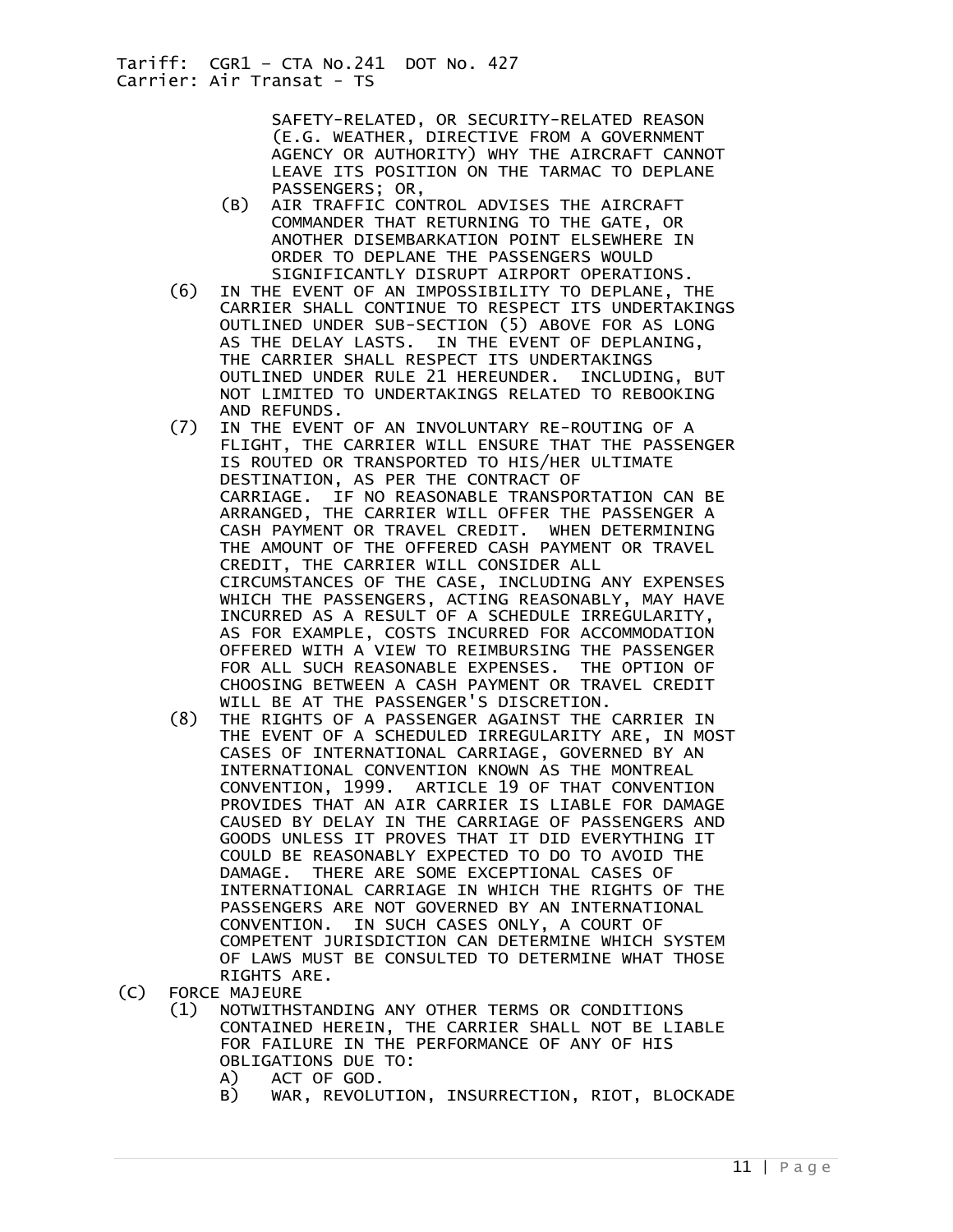SAFETY-RELATED, OR SECURITY-RELATED REASON (E.G. WEATHER, DIRECTIVE FROM A GOVERNMENT AGENCY OR AUTHORITY) WHY THE AIRCRAFT CANNOT LEAVE ITS POSITION ON THE TARMAC TO DEPLANE PASSENGERS; OR,

(B) AIR TRAFFIC CONTROL ADVISES THE AIRCRAFT COMMANDER THAT RETURNING TO THE GATE, OR ANOTHER DISEMBARKATION POINT ELSEWHERE IN ORDER TO DEPLANE THE PASSENGERS WOULD SIGNIFICANTLY DISRUPT AIRPORT OPERATIONS.

(6) IN THE EVENT OF AN IMPOSSIBILITY TO DEPLANE, THE CARRIER SHALL CONTINUE TO RESPECT ITS UNDERTAKINGS OUTLINED UNDER SUB-SECTION (5) ABOVE FOR AS LONG AS THE DELAY LASTS. IN THE EVENT OF DEPLANING, THE CARRIER SHALL RESPECT ITS UNDERTAKINGS OUTLINED UNDER RULE 21 HEREUNDER. INCLUDING, BUT NOT LIMITED TO UNDERTAKINGS RELATED TO REBOOKING AND REFUNDS.

(7) IN THE EVENT OF AN INVOLUNTARY RE-ROUTING OF A FLIGHT, THE CARRIER WILL ENSURE THAT THE PASSENGER IS ROUTED OR TRANSPORTED TO HIS/HER ULTIMATE DESTINATION, AS PER THE CONTRACT OF CARRIAGE. IF NO REASONABLE TRANSPORTATION CAN BE ARRANGED, THE CARRIER WILL OFFER THE PASSENGER A CASH PAYMENT OR TRAVEL CREDIT. WHEN DETERMINING THE AMOUNT OF THE OFFERED CASH PAYMENT OR TRAVEL CREDIT, THE CARRIER WILL CONSIDER ALL CIRCUMSTANCES OF THE CASE, INCLUDING ANY EXPENSES WHICH THE PASSENGERS, ACTING REASONABLY, MAY HAVE INCURRED AS A RESULT OF A SCHEDULE IRREGULARITY, AS FOR EXAMPLE, COSTS INCURRED FOR ACCOMMODATION OFFERED WITH A VIEW TO REIMBURSING THE PASSENGER FOR ALL SUCH REASONABLE EXPENSES. THE OPTION OF CHOOSING BETWEEN A CASH PAYMENT OR TRAVEL CREDIT WILL BE AT THE PASSENGER'S DISCRETION.

(8) THE RIGHTS OF A PASSENGER AGAINST THE CARRIER IN THE EVENT OF A SCHEDULED IRREGULARITY ARE, IN MOST CASES OF INTERNATIONAL CARRIAGE, GOVERNED BY AN INTERNATIONAL CONVENTION KNOWN AS THE MONTREAL CONVENTION, 1999. ARTICLE 19 OF THAT CONVENTION PROVIDES THAT AN AIR CARRIER IS LIABLE FOR DAMAGE CAUSED BY DELAY IN THE CARRIAGE OF PASSENGERS AND GOODS UNLESS IT PROVES THAT IT DID EVERYTHING IT COULD BE REASONABLY EXPECTED TO DO TO AVOID THE DAMAGE. THERE ARE SOME EXCEPTIONAL CASES OF INTERNATIONAL CARRIAGE IN WHICH THE RIGHTS OF THE PASSENGERS ARE NOT GOVERNED BY AN INTERNATIONAL CONVENTION. IN SUCH CASES ONLY, A COURT OF COMPETENT JURISDICTION CAN DETERMINE WHICH SYSTEM OF LAWS MUST BE CONSULTED TO DETERMINE WHAT THOSE RIGHTS ARE.

(C) FORCE MAJEURE

(1) NOTWITHSTANDING ANY OTHER TERMS OR CONDITIONS CONTAINED HEREIN, THE CARRIER SHALL NOT BE LIABLE FOR FAILURE IN THE PERFORMANCE OF ANY OF HIS OBLIGATIONS DUE TO:

A) ACT OF GOD.

B) WAR, REVOLUTION, INSURRECTION, RIOT, BLOCKADE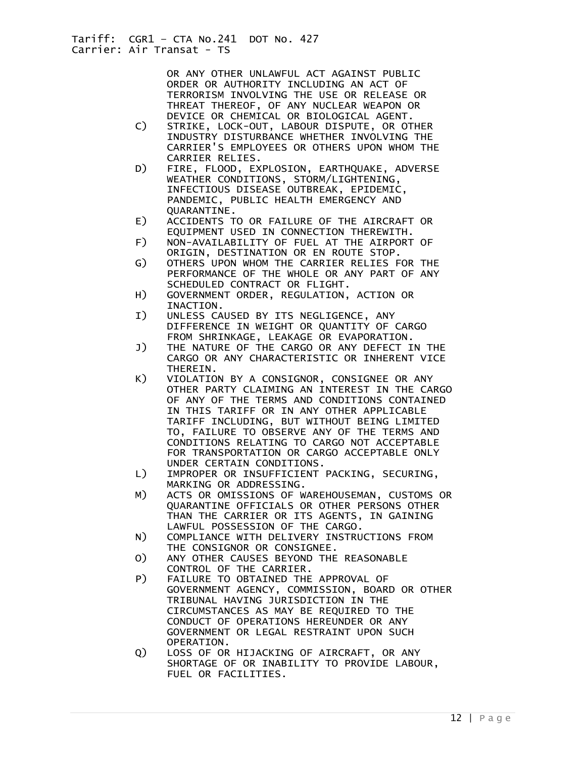OR ANY OTHER UNLAWFUL ACT AGAINST PUBLIC ORDER OR AUTHORITY INCLUDING AN ACT OF TERRORISM INVOLVING THE USE OR RELEASE OR THREAT THEREOF, OF ANY NUCLEAR WEAPON OR DEVICE OR CHEMICAL OR BIOLOGICAL AGENT.

C) STRIKE, LOCK-OUT, LABOUR DISPUTE, OR OTHER INDUSTRY DISTURBANCE WHETHER INVOLVING THE CARRIER'S EMPLOYEES OR OTHERS UPON WHOM THE CARRIER RELIES.

D) FIRE, FLOOD, EXPLOSION, EARTHQUAKE, ADVERSE WEATHER CONDITIONS, STORM/LIGHTENING, INFECTIOUS DISEASE OUTBREAK, EPIDEMIC, PANDEMIC, PUBLIC HEALTH EMERGENCY AND QUARANTINE.

E) ACCIDENTS TO OR FAILURE OF THE AIRCRAFT OR EQUIPMENT USED IN CONNECTION THEREWITH.

F) NON-AVAILABILITY OF FUEL AT THE AIRPORT OF ORIGIN, DESTINATION OR EN ROUTE STOP.

G) OTHERS UPON WHOM THE CARRIER RELIES FOR THE PERFORMANCE OF THE WHOLE OR ANY PART OF ANY SCHEDULED CONTRACT OR FLIGHT.

H) GOVERNMENT ORDER, REGULATION, ACTION OR INACTION.

I) UNLESS CAUSED BY ITS NEGLIGENCE, ANY DIFFERENCE IN WEIGHT OR QUANTITY OF CARGO FROM SHRINKAGE, LEAKAGE OR EVAPORATION.

J) THE NATURE OF THE CARGO OR ANY DEFECT IN THE CARGO OR ANY CHARACTERISTIC OR INHERENT VICE THEREIN.

K) VIOLATION BY A CONSIGNOR, CONSIGNEE OR ANY OTHER PARTY CLAIMING AN INTEREST IN THE CARGO OF ANY OF THE TERMS AND CONDITIONS CONTAINED IN THIS TARIFF OR IN ANY OTHER APPLICABLE TARIFF INCLUDING, BUT WITHOUT BEING LIMITED TO, FAILURE TO OBSERVE ANY OF THE TERMS AND CONDITIONS RELATING TO CARGO NOT ACCEPTABLE FOR TRANSPORTATION OR CARGO ACCEPTABLE ONLY UNDER CERTAIN CONDITIONS.

L) IMPROPER OR INSUFFICIENT PACKING, SECURING, MARKING OR ADDRESSING.

M) ACTS OR OMISSIONS OF WAREHOUSEMAN, CUSTOMS OR QUARANTINE OFFICIALS OR OTHER PERSONS OTHER THAN THE CARRIER OR ITS AGENTS, IN GAINING LAWFUL POSSESSION OF THE CARGO.

N) COMPLIANCE WITH DELIVERY INSTRUCTIONS FROM THE CONSIGNOR OR CONSIGNEE.

O) ANY OTHER CAUSES BEYOND THE REASONABLE CONTROL OF THE CARRIER.

P) FAILURE TO OBTAINED THE APPROVAL OF GOVERNMENT AGENCY, COMMISSION, BOARD OR OTHER TRIBUNAL HAVING JURISDICTION IN THE CIRCUMSTANCES AS MAY BE REQUIRED TO THE CONDUCT OF OPERATIONS HEREUNDER OR ANY GOVERNMENT OR LEGAL RESTRAINT UPON SUCH OPERATION.

Q) LOSS OF OR HIJACKING OF AIRCRAFT, OR ANY SHORTAGE OF OR INABILITY TO PROVIDE LABOUR, FUEL OR FACILITIES.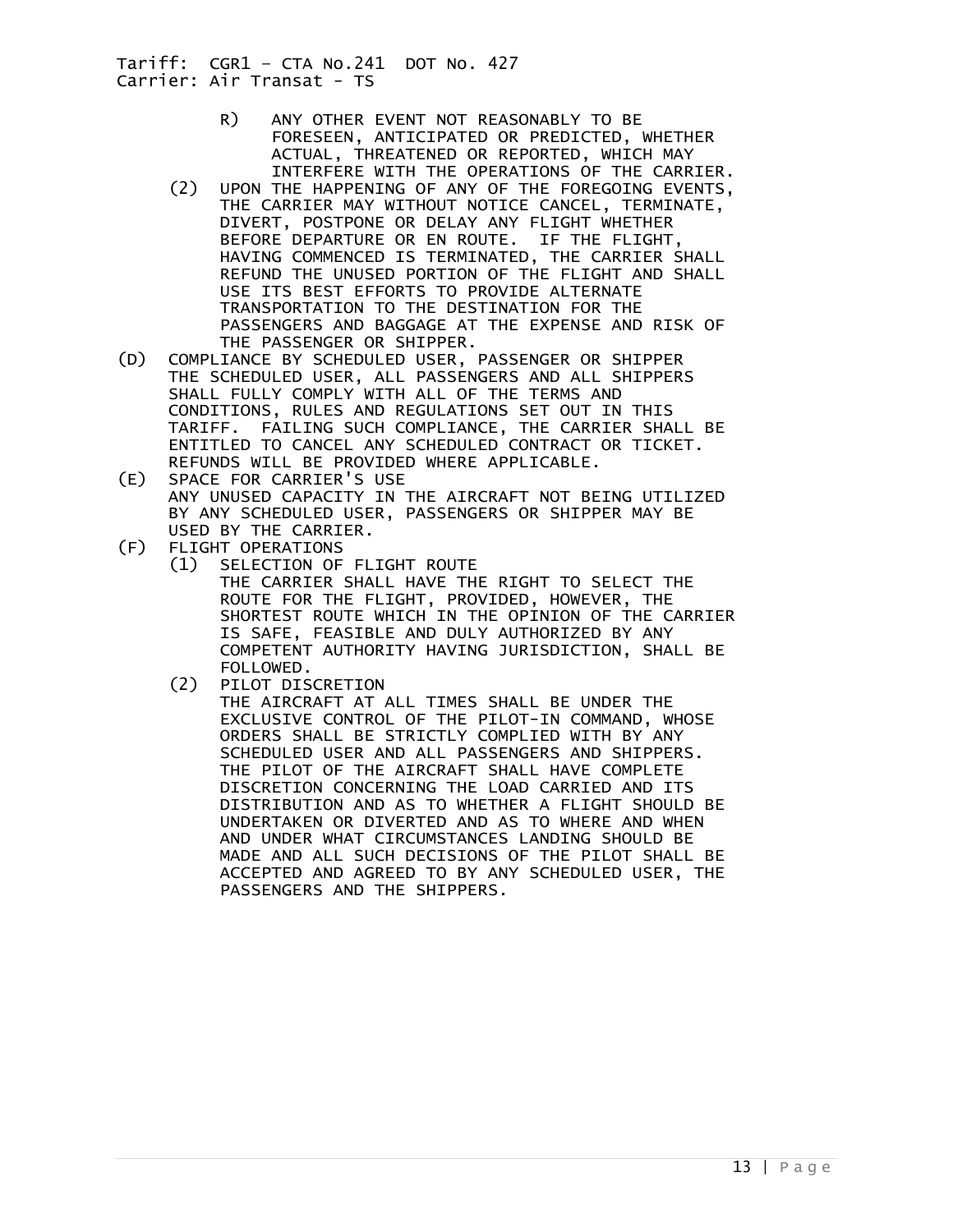R) ANY OTHER EVENT NOT REASONABLY TO BE FORESEEN, ANTICIPATED OR PREDICTED, WHETHER ACTUAL, THREATENED OR REPORTED, WHICH MAY INTERFERE WITH THE OPERATIONS OF THE CARRIER.

(2) UPON THE HAPPENING OF ANY OF THE FOREGOING EVENTS, THE CARRIER MAY WITHOUT NOTICE CANCEL, TERMINATE, DIVERT, POSTPONE OR DELAY ANY FLIGHT WHETHER BEFORE DEPARTURE OR EN ROUTE. IF THE FLIGHT, HAVING COMMENCED IS TERMINATED, THE CARRIER SHALL REFUND THE UNUSED PORTION OF THE FLIGHT AND SHALL USE ITS BEST EFFORTS TO PROVIDE ALTERNATE TRANSPORTATION TO THE DESTINATION FOR THE PASSENGERS AND BAGGAGE AT THE EXPENSE AND RISK OF THE PASSENGER OR SHIPPER.

(D) COMPLIANCE BY SCHEDULED USER, PASSENGER OR SHIPPER

THE SCHEDULED USER, ALL PASSENGERS AND ALL SHIPPERS SHALL FULLY COMPLY WITH ALL OF THE TERMS AND CONDITIONS, RULES AND REGULATIONS SET OUT IN THIS TARIFF. FAILING SUCH COMPLIANCE, THE CARRIER SHALL BE ENTITLED TO CANCEL ANY SCHEDULED CONTRACT OR TICKET. REFUNDS WILL BE PROVIDED WHERE APPLICABLE.

(E) SPACE FOR CARRIER'S USE

ANY UNUSED CAPACITY IN THE AIRCRAFT NOT BEING UTILIZED BY ANY SCHEDULED USER, PASSENGERS OR SHIPPER MAY BE USED BY THE CARRIER.

(F) FLIGHT OPERATIONS

(1) SELECTION OF FLIGHT ROUTE

THE CARRIER SHALL HAVE THE RIGHT TO SELECT THE ROUTE FOR THE FLIGHT, PROVIDED, HOWEVER, THE SHORTEST ROUTE WHICH IN THE OPINION OF THE CARRIER IS SAFE, FEASIBLE AND DULY AUTHORIZED BY ANY COMPETENT AUTHORITY HAVING JURISDICTION, SHALL BE FOLLOWED.

(2) PILOT DISCRETION

THE AIRCRAFT AT ALL TIMES SHALL BE UNDER THE EXCLUSIVE CONTROL OF THE PILOT-IN COMMAND, WHOSE ORDERS SHALL BE STRICTLY COMPLIED WITH BY ANY SCHEDULED USER AND ALL PASSENGERS AND SHIPPERS. THE PILOT OF THE AIRCRAFT SHALL HAVE COMPLETE DISCRETION CONCERNING THE LOAD CARRIED AND ITS DISTRIBUTION AND AS TO WHETHER A FLIGHT SHOULD BE UNDERTAKEN OR DIVERTED AND AS TO WHERE AND WHEN AND UNDER WHAT CIRCUMSTANCES LANDING SHOULD BE MADE AND ALL SUCH DECISIONS OF THE PILOT SHALL BE ACCEPTED AND AGREED TO BY ANY SCHEDULED USER, THE PASSENGERS AND THE SHIPPERS.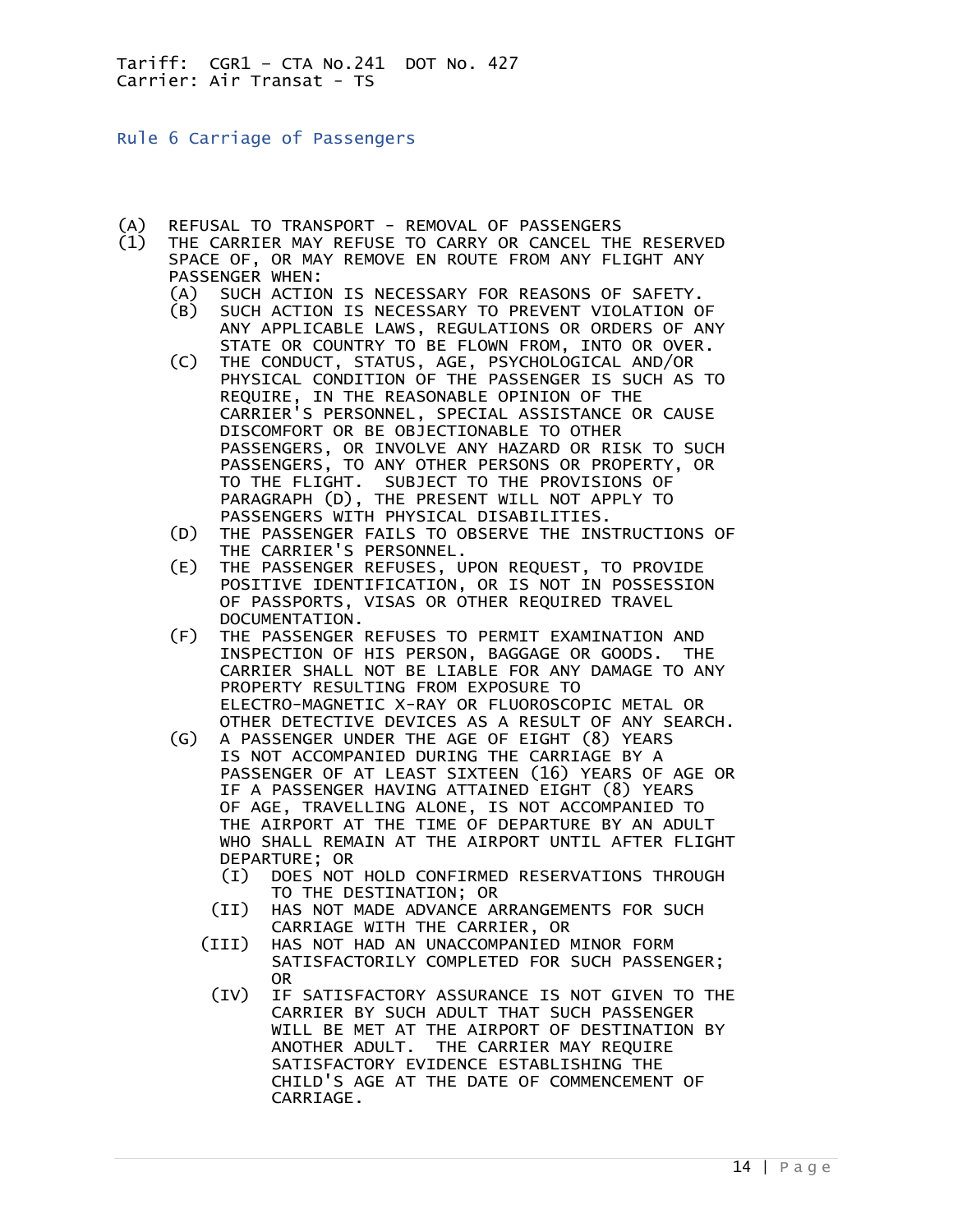Tariff: CGR1 – CTA No.241 DOT No. 427
Carrier: Air Transat - TS

## Rule 6 Carriage of Passengers

(A) REFUSAL TO TRANSPORT - REMOVAL OF PASSENGERS

(1) THE CARRIER MAY REFUSE TO CARRY OR CANCEL THE RESERVED SPACE OF, OR MAY REMOVE EN ROUTE FROM ANY FLIGHT ANY PASSENGER WHEN:

- (A) SUCH ACTION IS NECESSARY FOR REASONS OF SAFETY.
- (B) SUCH ACTION IS NECESSARY TO PREVENT VIOLATION OF ANY APPLICABLE LAWS, REGULATIONS OR ORDERS OF ANY STATE OR COUNTRY TO BE FLOWN FROM, INTO OR OVER.
- (C) THE CONDUCT, STATUS, AGE, PSYCHOLOGICAL AND/OR PHYSICAL CONDITION OF THE PASSENGER IS SUCH AS TO REQUIRE, IN THE REASONABLE OPINION OF THE CARRIER'S PERSONNEL, SPECIAL ASSISTANCE OR CAUSE DISCOMFORT OR BE OBJECTIONABLE TO OTHER PASSENGERS, OR INVOLVE ANY HAZARD OR RISK TO SUCH PASSENGERS, TO ANY OTHER PERSONS OR PROPERTY, OR TO THE FLIGHT. SUBJECT TO THE PROVISIONS OF PARAGRAPH (D), THE PRESENT WILL NOT APPLY TO PASSENGERS WITH PHYSICAL DISABILITIES.
- (D) THE PASSENGER FAILS TO OBSERVE THE INSTRUCTIONS OF THE CARRIER'S PERSONNEL.
- (E) THE PASSENGER REFUSES, UPON REQUEST, TO PROVIDE POSITIVE IDENTIFICATION, OR IS NOT IN POSSESSION OF PASSPORTS, VISAS OR OTHER REQUIRED TRAVEL DOCUMENTATION.
- (F) THE PASSENGER REFUSES TO PERMIT EXAMINATION AND INSPECTION OF HIS PERSON, BAGGAGE OR GOODS. THE CARRIER SHALL NOT BE LIABLE FOR ANY DAMAGE TO ANY PROPERTY RESULTING FROM EXPOSURE TO ELECTRO-MAGNETIC X-RAY OR FLUOROSCOPIC METAL OR OTHER DETECTIVE DEVICES AS A RESULT OF ANY SEARCH.
- (G) A PASSENGER UNDER THE AGE OF EIGHT (8) YEARS IS NOT ACCOMPANIED DURING THE CARRIAGE BY A PASSENGER OF AT LEAST SIXTEEN (16) YEARS OF AGE OR IF A PASSENGER HAVING ATTAINED EIGHT (8) YEARS OF AGE, TRAVELLING ALONE, IS NOT ACCOMPANIED TO THE AIRPORT AT THE TIME OF DEPARTURE BY AN ADULT WHO SHALL REMAIN AT THE AIRPORT UNTIL AFTER FLIGHT DEPARTURE; OR
  - (I) DOES NOT HOLD CONFIRMED RESERVATIONS THROUGH TO THE DESTINATION; OR
  - (II) HAS NOT MADE ADVANCE ARRANGEMENTS FOR SUCH CARRIAGE WITH THE CARRIER, OR
  - (III) HAS NOT HAD AN UNACCOMPANIED MINOR FORM SATISFACTORILY COMPLETED FOR SUCH PASSENGER; OR
  - (IV) IF SATISFACTORY ASSURANCE IS NOT GIVEN TO THE CARRIER BY SUCH ADULT THAT SUCH PASSENGER WILL BE MET AT THE AIRPORT OF DESTINATION BY ANOTHER ADULT. THE CARRIER MAY REQUIRE SATISFACTORY EVIDENCE ESTABLISHING THE CHILD'S AGE AT THE DATE OF COMMENCEMENT OF CARRIAGE.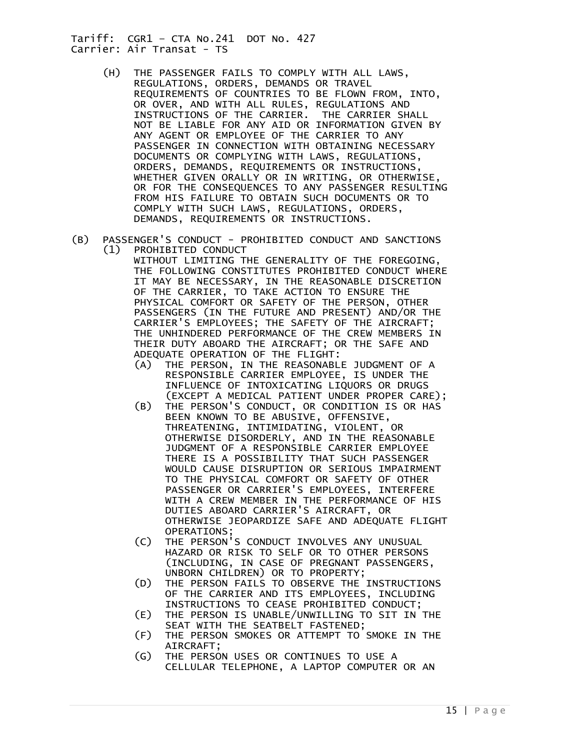(H) THE PASSENGER FAILS TO COMPLY WITH ALL LAWS, REGULATIONS, ORDERS, DEMANDS OR TRAVEL REQUIREMENTS OF COUNTRIES TO BE FLOWN FROM, INTO, OR OVER, AND WITH ALL RULES, REGULATIONS AND INSTRUCTIONS OF THE CARRIER. THE CARRIER SHALL NOT BE LIABLE FOR ANY AID OR INFORMATION GIVEN BY ANY AGENT OR EMPLOYEE OF THE CARRIER TO ANY PASSENGER IN CONNECTION WITH OBTAINING NECESSARY DOCUMENTS OR COMPLYING WITH LAWS, REGULATIONS, ORDERS, DEMANDS, REQUIREMENTS OR INSTRUCTIONS, WHETHER GIVEN ORALLY OR IN WRITING, OR OTHERWISE, OR FOR THE CONSEQUENCES TO ANY PASSENGER RESULTING FROM HIS FAILURE TO OBTAIN SUCH DOCUMENTS OR TO COMPLY WITH SUCH LAWS, REGULATIONS, ORDERS, DEMANDS, REQUIREMENTS OR INSTRUCTIONS.

(B) PASSENGER'S CONDUCT - PROHIBITED CONDUCT AND SANCTIONS

(1) PROHIBITED CONDUCT

WITHOUT LIMITING THE GENERALITY OF THE FOREGOING, THE FOLLOWING CONSTITUTES PROHIBITED CONDUCT WHERE IT MAY BE NECESSARY, IN THE REASONABLE DISCRETION OF THE CARRIER, TO TAKE ACTION TO ENSURE THE PHYSICAL COMFORT OR SAFETY OF THE PERSON, OTHER PASSENGERS (IN THE FUTURE AND PRESENT) AND/OR THE CARRIER'S EMPLOYEES; THE SAFETY OF THE AIRCRAFT; THE UNHINDERED PERFORMANCE OF THE CREW MEMBERS IN THEIR DUTY ABOARD THE AIRCRAFT; OR THE SAFE AND ADEQUATE OPERATION OF THE FLIGHT:

(A) THE PERSON, IN THE REASONABLE JUDGMENT OF A RESPONSIBLE CARRIER EMPLOYEE, IS UNDER THE INFLUENCE OF INTOXICATING LIQUORS OR DRUGS (EXCEPT A MEDICAL PATIENT UNDER PROPER CARE);

(B) THE PERSON'S CONDUCT, OR CONDITION IS OR HAS BEEN KNOWN TO BE ABUSIVE, OFFENSIVE, THREATENING, INTIMIDATING, VIOLENT, OR OTHERWISE DISORDERLY, AND IN THE REASONABLE JUDGMENT OF A RESPONSIBLE CARRIER EMPLOYEE THERE IS A POSSIBILITY THAT SUCH PASSENGER WOULD CAUSE DISRUPTION OR SERIOUS IMPAIRMENT TO THE PHYSICAL COMFORT OR SAFETY OF OTHER PASSENGER OR CARRIER'S EMPLOYEES, INTERFERE WITH A CREW MEMBER IN THE PERFORMANCE OF HIS DUTIES ABOARD CARRIER'S AIRCRAFT, OR OTHERWISE JEOPARDIZE SAFE AND ADEQUATE FLIGHT OPERATIONS;

(C) THE PERSON'S CONDUCT INVOLVES ANY UNUSUAL HAZARD OR RISK TO SELF OR TO OTHER PERSONS (INCLUDING, IN CASE OF PREGNANT PASSENGERS, UNBORN CHILDREN) OR TO PROPERTY;

(D) THE PERSON FAILS TO OBSERVE THE INSTRUCTIONS OF THE CARRIER AND ITS EMPLOYEES, INCLUDING INSTRUCTIONS TO CEASE PROHIBITED CONDUCT;

(E) THE PERSON IS UNABLE/UNWILLING TO SIT IN THE SEAT WITH THE SEATBELT FASTENED;

(F) THE PERSON SMOKES OR ATTEMPT TO SMOKE IN THE AIRCRAFT;

(G) THE PERSON USES OR CONTINUES TO USE A CELLULAR TELEPHONE, A LAPTOP COMPUTER OR AN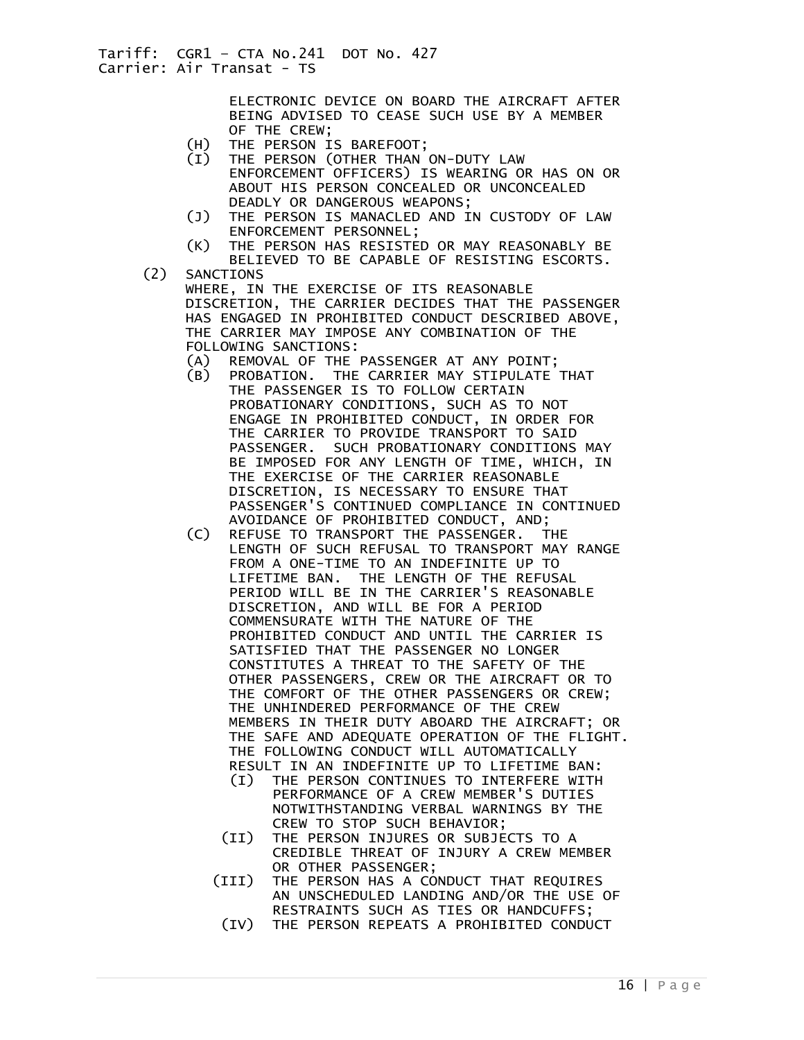ELECTRONIC DEVICE ON BOARD THE AIRCRAFT AFTER BEING ADVISED TO CEASE SUCH USE BY A MEMBER OF THE CREW;

- (H) THE PERSON IS BAREFOOT;
- (I) THE PERSON (OTHER THAN ON-DUTY LAW ENFORCEMENT OFFICERS) IS WEARING OR HAS ON OR ABOUT HIS PERSON CONCEALED OR UNCONCEALED DEADLY OR DANGEROUS WEAPONS;
- (J) THE PERSON IS MANACLED AND IN CUSTODY OF LAW ENFORCEMENT PERSONNEL;
- (K) THE PERSON HAS RESISTED OR MAY REASONABLY BE BELIEVED TO BE CAPABLE OF RESISTING ESCORTS.

(2) SANCTIONS

WHERE, IN THE EXERCISE OF ITS REASONABLE DISCRETION, THE CARRIER DECIDES THAT THE PASSENGER HAS ENGAGED IN PROHIBITED CONDUCT DESCRIBED ABOVE, THE CARRIER MAY IMPOSE ANY COMBINATION OF THE FOLLOWING SANCTIONS:

- (A) REMOVAL OF THE PASSENGER AT ANY POINT;
- (B) PROBATION. THE CARRIER MAY STIPULATE THAT THE PASSENGER IS TO FOLLOW CERTAIN PROBATIONARY CONDITIONS, SUCH AS TO NOT ENGAGE IN PROHIBITED CONDUCT, IN ORDER FOR THE CARRIER TO PROVIDE TRANSPORT TO SAID PASSENGER. SUCH PROBATIONARY CONDITIONS MAY BE IMPOSED FOR ANY LENGTH OF TIME, WHICH, IN THE EXERCISE OF THE CARRIER REASONABLE DISCRETION, IS NECESSARY TO ENSURE THAT PASSENGER'S CONTINUED COMPLIANCE IN CONTINUED AVOIDANCE OF PROHIBITED CONDUCT, AND;
- (C) REFUSE TO TRANSPORT THE PASSENGER. THE LENGTH OF SUCH REFUSAL TO TRANSPORT MAY RANGE FROM A ONE-TIME TO AN INDEFINITE UP TO LIFETIME BAN. THE LENGTH OF THE REFUSAL PERIOD WILL BE IN THE CARRIER'S REASONABLE DISCRETION, AND WILL BE FOR A PERIOD COMMENSURATE WITH THE NATURE OF THE PROHIBITED CONDUCT AND UNTIL THE CARRIER IS SATISFIED THAT THE PASSENGER NO LONGER CONSTITUTES A THREAT TO THE SAFETY OF THE OTHER PASSENGERS, CREW OR THE AIRCRAFT OR TO THE COMFORT OF THE OTHER PASSENGERS OR CREW; THE UNHINDERED PERFORMANCE OF THE CREW MEMBERS IN THEIR DUTY ABOARD THE AIRCRAFT; OR THE SAFE AND ADEQUATE OPERATION OF THE FLIGHT. THE FOLLOWING CONDUCT WILL AUTOMATICALLY RESULT IN AN INDEFINITE UP TO LIFETIME BAN:
  - (I) THE PERSON CONTINUES TO INTERFERE WITH PERFORMANCE OF A CREW MEMBER'S DUTIES NOTWITHSTANDING VERBAL WARNINGS BY THE CREW TO STOP SUCH BEHAVIOR;
  - (II) THE PERSON INJURES OR SUBJECTS TO A CREDIBLE THREAT OF INJURY A CREW MEMBER OR OTHER PASSENGER;
  - (III) THE PERSON HAS A CONDUCT THAT REQUIRES AN UNSCHEDULED LANDING AND/OR THE USE OF RESTRAINTS SUCH AS TIES OR HANDCUFFS;
  - (IV) THE PERSON REPEATS A PROHIBITED CONDUCT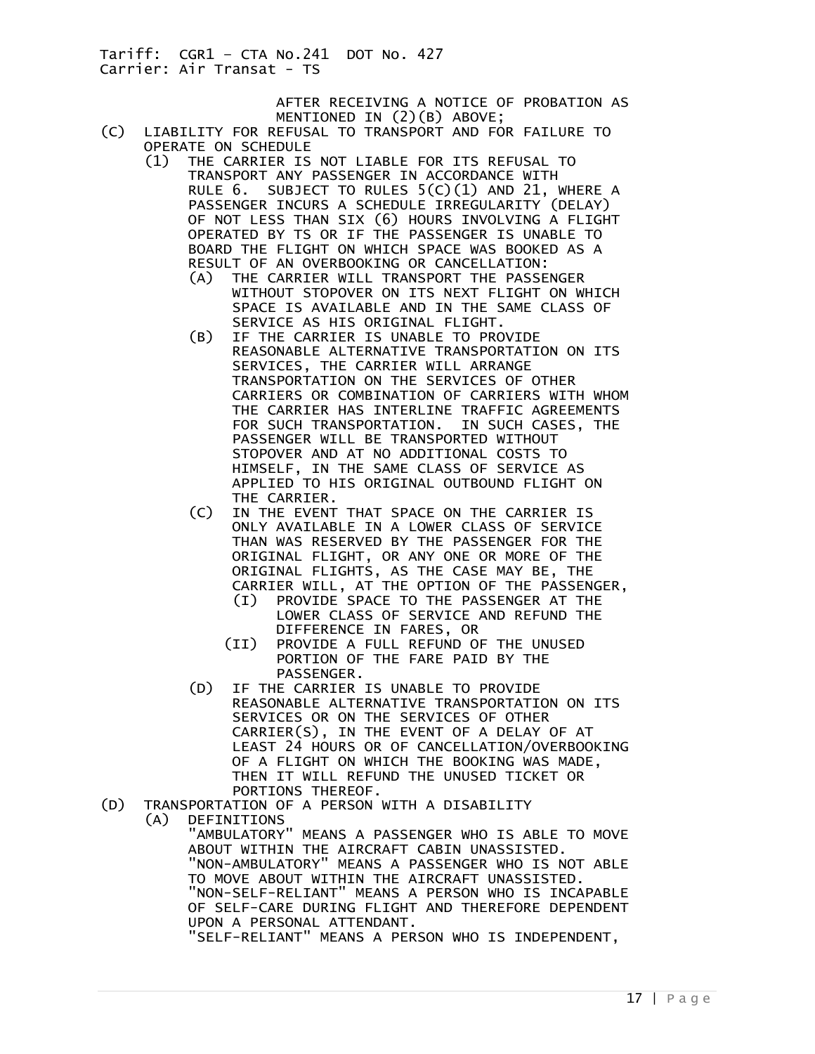AFTER RECEIVING A NOTICE OF PROBATION AS MENTIONED IN (2)(B) ABOVE;

(C) LIABILITY FOR REFUSAL TO TRANSPORT AND FOR FAILURE TO OPERATE ON SCHEDULE

(1) THE CARRIER IS NOT LIABLE FOR ITS REFUSAL TO TRANSPORT ANY PASSENGER IN ACCORDANCE WITH RULE 6. SUBJECT TO RULES 5(C)(1) AND 21, WHERE A PASSENGER INCURS A SCHEDULE IRREGULARITY (DELAY) OF NOT LESS THAN SIX (6) HOURS INVOLVING A FLIGHT OPERATED BY TS OR IF THE PASSENGER IS UNABLE TO BOARD THE FLIGHT ON WHICH SPACE WAS BOOKED AS A RESULT OF AN OVERBOOKING OR CANCELLATION:

(A) THE CARRIER WILL TRANSPORT THE PASSENGER WITHOUT STOPOVER ON ITS NEXT FLIGHT ON WHICH SPACE IS AVAILABLE AND IN THE SAME CLASS OF SERVICE AS HIS ORIGINAL FLIGHT.

(B) IF THE CARRIER IS UNABLE TO PROVIDE REASONABLE ALTERNATIVE TRANSPORTATION ON ITS SERVICES, THE CARRIER WILL ARRANGE TRANSPORTATION ON THE SERVICES OF OTHER CARRIERS OR COMBINATION OF CARRIERS WITH WHOM THE CARRIER HAS INTERLINE TRAFFIC AGREEMENTS FOR SUCH TRANSPORTATION. IN SUCH CASES, THE PASSENGER WILL BE TRANSPORTED WITHOUT STOPOVER AND AT NO ADDITIONAL COSTS TO HIMSELF, IN THE SAME CLASS OF SERVICE AS APPLIED TO HIS ORIGINAL OUTBOUND FLIGHT ON THE CARRIER.

(C) IN THE EVENT THAT SPACE ON THE CARRIER IS ONLY AVAILABLE IN A LOWER CLASS OF SERVICE THAN WAS RESERVED BY THE PASSENGER FOR THE ORIGINAL FLIGHT, OR ANY ONE OR MORE OF THE ORIGINAL FLIGHTS, AS THE CASE MAY BE, THE CARRIER WILL, AT THE OPTION OF THE PASSENGER,

(I) PROVIDE SPACE TO THE PASSENGER AT THE LOWER CLASS OF SERVICE AND REFUND THE DIFFERENCE IN FARES, OR

(II) PROVIDE A FULL REFUND OF THE UNUSED PORTION OF THE FARE PAID BY THE PASSENGER.

(D) IF THE CARRIER IS UNABLE TO PROVIDE REASONABLE ALTERNATIVE TRANSPORTATION ON ITS SERVICES OR ON THE SERVICES OF OTHER CARRIER(S), IN THE EVENT OF A DELAY OF AT LEAST 24 HOURS OR OF CANCELLATION/OVERBOOKING OF A FLIGHT ON WHICH THE BOOKING WAS MADE, THEN IT WILL REFUND THE UNUSED TICKET OR PORTIONS THEREOF.

(D) TRANSPORTATION OF A PERSON WITH A DISABILITY

(A) DEFINITIONS

"AMBULATORY" MEANS A PASSENGER WHO IS ABLE TO MOVE ABOUT WITHIN THE AIRCRAFT CABIN UNASSISTED.

"NON-AMBULATORY" MEANS A PASSENGER WHO IS NOT ABLE TO MOVE ABOUT WITHIN THE AIRCRAFT UNASSISTED.

"NON-SELF-RELIANT" MEANS A PERSON WHO IS INCAPABLE OF SELF-CARE DURING FLIGHT AND THEREFORE DEPENDENT UPON A PERSONAL ATTENDANT.

"SELF-RELIANT" MEANS A PERSON WHO IS INDEPENDENT,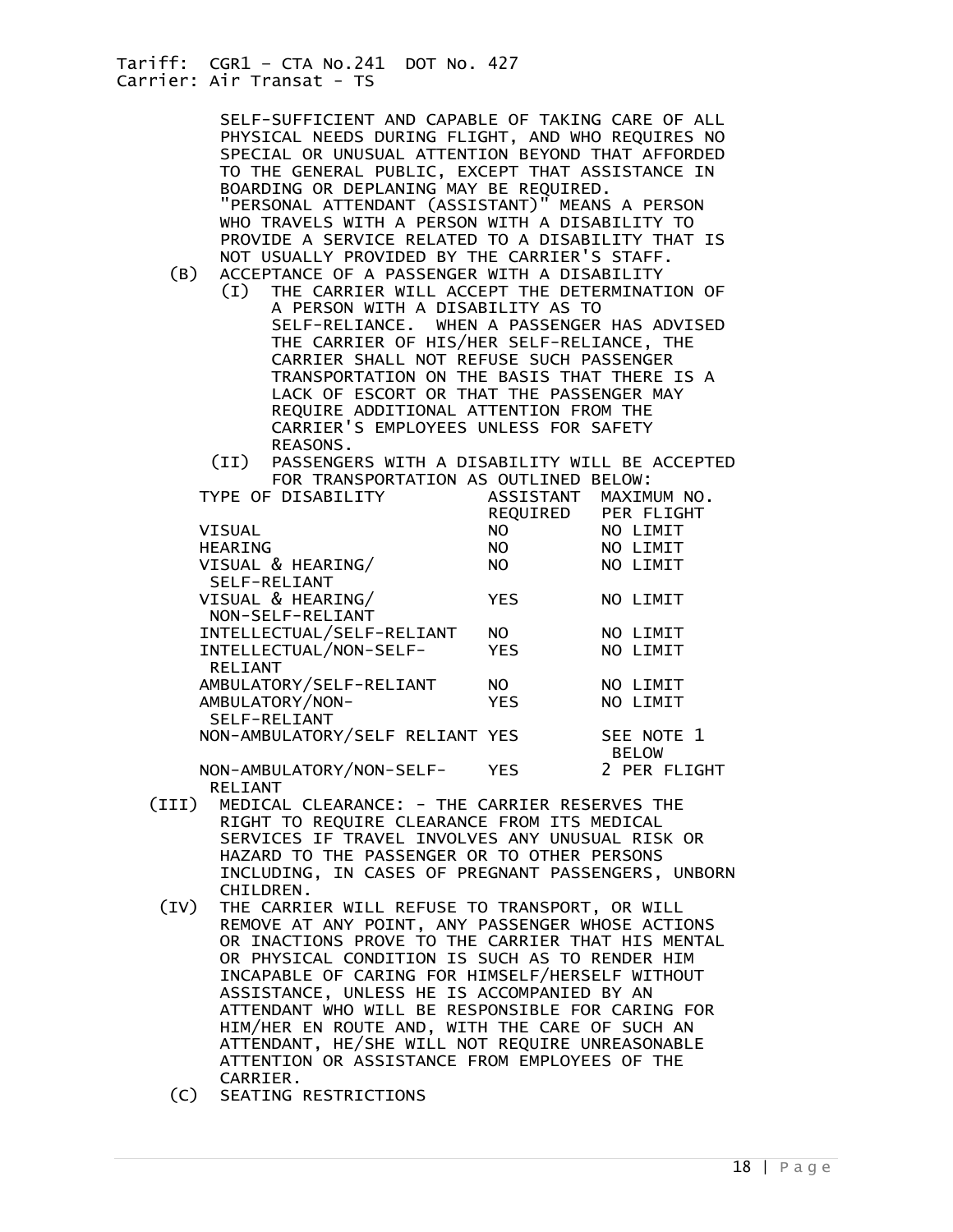SELF-SUFFICIENT AND CAPABLE OF TAKING CARE OF ALL PHYSICAL NEEDS DURING FLIGHT, AND WHO REQUIRES NO SPECIAL OR UNUSUAL ATTENTION BEYOND THAT AFFORDED TO THE GENERAL PUBLIC, EXCEPT THAT ASSISTANCE IN BOARDING OR DEPLANING MAY BE REQUIRED.
"PERSONAL ATTENDANT (ASSISTANT)" MEANS A PERSON WHO TRAVELS WITH A PERSON WITH A DISABILITY TO PROVIDE A SERVICE RELATED TO A DISABILITY THAT IS NOT USUALLY PROVIDED BY THE CARRIER'S STAFF.

(B) ACCEPTANCE OF A PASSENGER WITH A DISABILITY

(I) THE CARRIER WILL ACCEPT THE DETERMINATION OF A PERSON WITH A DISABILITY AS TO SELF-RELIANCE. WHEN A PASSENGER HAS ADVISED THE CARRIER OF HIS/HER SELF-RELIANCE, THE CARRIER SHALL NOT REFUSE SUCH PASSENGER TRANSPORTATION ON THE BASIS THAT THERE IS A LACK OF ESCORT OR THAT THE PASSENGER MAY REQUIRE ADDITIONAL ATTENTION FROM THE CARRIER'S EMPLOYEES UNLESS FOR SAFETY REASONS.

(II) PASSENGERS WITH A DISABILITY WILL BE ACCEPTED FOR TRANSPORTATION AS OUTLINED BELOW:

| TYPE OF DISABILITY | ASSISTANT REQUIRED | MAXIMUM NO. PER FLIGHT |
|---|---|---|
| VISUAL | NO | NO LIMIT |
| HEARING | NO | NO LIMIT |
| VISUAL & HEARING/ SELF-RELIANT | NO | NO LIMIT |
| VISUAL & HEARING/ NON-SELF-RELIANT | YES | NO LIMIT |
| INTELLECTUAL/SELF-RELIANT | NO | NO LIMIT |
| INTELLECTUAL/NON-SELF-RELIANT | YES | NO LIMIT |
| AMBULATORY/SELF-RELIANT | NO | NO LIMIT |
| AMBULATORY/NON-SELF-RELIANT | YES | NO LIMIT |
| NON-AMBULATORY/SELF RELIANT | YES | SEE NOTE 1 BELOW |
| NON-AMBULATORY/NON-SELF-RELIANT | YES | 2 PER FLIGHT |

(III) MEDICAL CLEARANCE: - THE CARRIER RESERVES THE RIGHT TO REQUIRE CLEARANCE FROM ITS MEDICAL SERVICES IF TRAVEL INVOLVES ANY UNUSUAL RISK OR HAZARD TO THE PASSENGER OR TO OTHER PERSONS INCLUDING, IN CASES OF PREGNANT PASSENGERS, UNBORN CHILDREN.

(IV) THE CARRIER WILL REFUSE TO TRANSPORT, OR WILL REMOVE AT ANY POINT, ANY PASSENGER WHOSE ACTIONS OR INACTIONS PROVE TO THE CARRIER THAT HIS MENTAL OR PHYSICAL CONDITION IS SUCH AS TO RENDER HIM INCAPABLE OF CARING FOR HIMSELF/HERSELF WITHOUT ASSISTANCE, UNLESS HE IS ACCOMPANIED BY AN ATTENDANT WHO WILL BE RESPONSIBLE FOR CARING FOR HIM/HER EN ROUTE AND, WITH THE CARE OF SUCH AN ATTENDANT, HE/SHE WILL NOT REQUIRE UNREASONABLE ATTENTION OR ASSISTANCE FROM EMPLOYEES OF THE CARRIER.

(C) SEATING RESTRICTIONS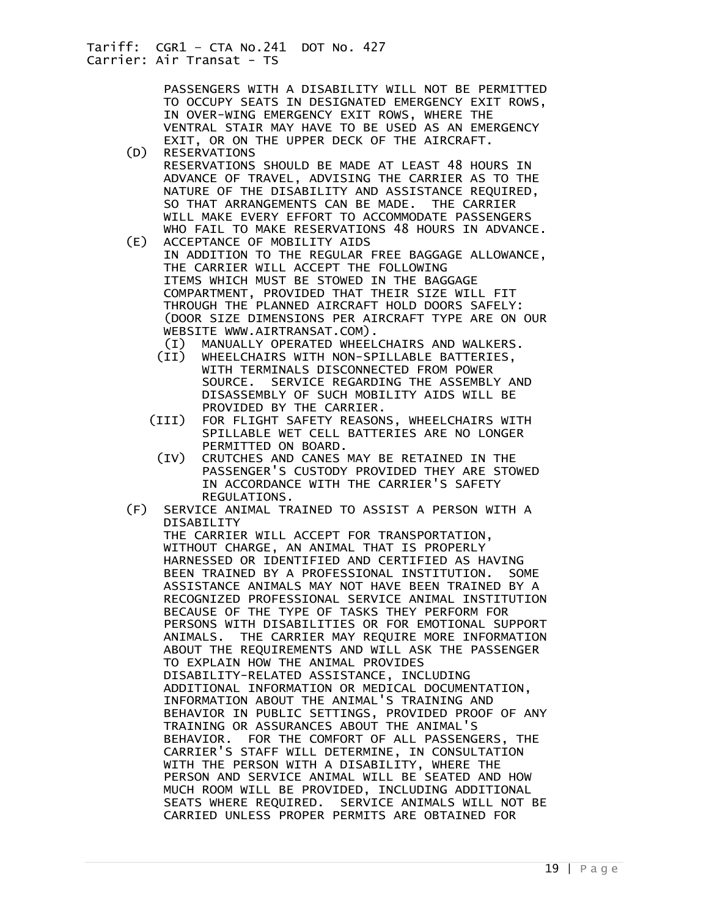PASSENGERS WITH A DISABILITY WILL NOT BE PERMITTED TO OCCUPY SEATS IN DESIGNATED EMERGENCY EXIT ROWS, IN OVER-WING EMERGENCY EXIT ROWS, WHERE THE VENTRAL STAIR MAY HAVE TO BE USED AS AN EMERGENCY EXIT, OR ON THE UPPER DECK OF THE AIRCRAFT.

(D) RESERVATIONS

RESERVATIONS SHOULD BE MADE AT LEAST 48 HOURS IN ADVANCE OF TRAVEL, ADVISING THE CARRIER AS TO THE NATURE OF THE DISABILITY AND ASSISTANCE REQUIRED, SO THAT ARRANGEMENTS CAN BE MADE. THE CARRIER WILL MAKE EVERY EFFORT TO ACCOMMODATE PASSENGERS WHO FAIL TO MAKE RESERVATIONS 48 HOURS IN ADVANCE.

(E) ACCEPTANCE OF MOBILITY AIDS

IN ADDITION TO THE REGULAR FREE BAGGAGE ALLOWANCE, THE CARRIER WILL ACCEPT THE FOLLOWING ITEMS WHICH MUST BE STOWED IN THE BAGGAGE COMPARTMENT, PROVIDED THAT THEIR SIZE WILL FIT THROUGH THE PLANNED AIRCRAFT HOLD DOORS SAFELY: (DOOR SIZE DIMENSIONS PER AIRCRAFT TYPE ARE ON OUR WEBSITE WWW.AIRTRANSAT.COM).

- (I) MANUALLY OPERATED WHEELCHAIRS AND WALKERS.
- (II) WHEELCHAIRS WITH NON-SPILLABLE BATTERIES, WITH TERMINALS DISCONNECTED FROM POWER SOURCE. SERVICE REGARDING THE ASSEMBLY AND DISASSEMBLY OF SUCH MOBILITY AIDS WILL BE PROVIDED BY THE CARRIER.
- (III) FOR FLIGHT SAFETY REASONS, WHEELCHAIRS WITH SPILLABLE WET CELL BATTERIES ARE NO LONGER PERMITTED ON BOARD.
- (IV) CRUTCHES AND CANES MAY BE RETAINED IN THE PASSENGER'S CUSTODY PROVIDED THEY ARE STOWED IN ACCORDANCE WITH THE CARRIER'S SAFETY REGULATIONS.

(F) SERVICE ANIMAL TRAINED TO ASSIST A PERSON WITH A DISABILITY

THE CARRIER WILL ACCEPT FOR TRANSPORTATION, WITHOUT CHARGE, AN ANIMAL THAT IS PROPERLY HARNESSED OR IDENTIFIED AND CERTIFIED AS HAVING BEEN TRAINED BY A PROFESSIONAL INSTITUTION. SOME ASSISTANCE ANIMALS MAY NOT HAVE BEEN TRAINED BY A RECOGNIZED PROFESSIONAL SERVICE ANIMAL INSTITUTION BECAUSE OF THE TYPE OF TASKS THEY PERFORM FOR PERSONS WITH DISABILITIES OR FOR EMOTIONAL SUPPORT ANIMALS. THE CARRIER MAY REQUIRE MORE INFORMATION ABOUT THE REQUIREMENTS AND WILL ASK THE PASSENGER TO EXPLAIN HOW THE ANIMAL PROVIDES DISABILITY-RELATED ASSISTANCE, INCLUDING ADDITIONAL INFORMATION OR MEDICAL DOCUMENTATION, INFORMATION ABOUT THE ANIMAL'S TRAINING AND BEHAVIOR IN PUBLIC SETTINGS, PROVIDED PROOF OF ANY TRAINING OR ASSURANCES ABOUT THE ANIMAL'S BEHAVIOR. FOR THE COMFORT OF ALL PASSENGERS, THE CARRIER'S STAFF WILL DETERMINE, IN CONSULTATION WITH THE PERSON WITH A DISABILITY, WHERE THE PERSON AND SERVICE ANIMAL WILL BE SEATED AND HOW MUCH ROOM WILL BE PROVIDED, INCLUDING ADDITIONAL SEATS WHERE REQUIRED. SERVICE ANIMALS WILL NOT BE CARRIED UNLESS PROPER PERMITS ARE OBTAINED FOR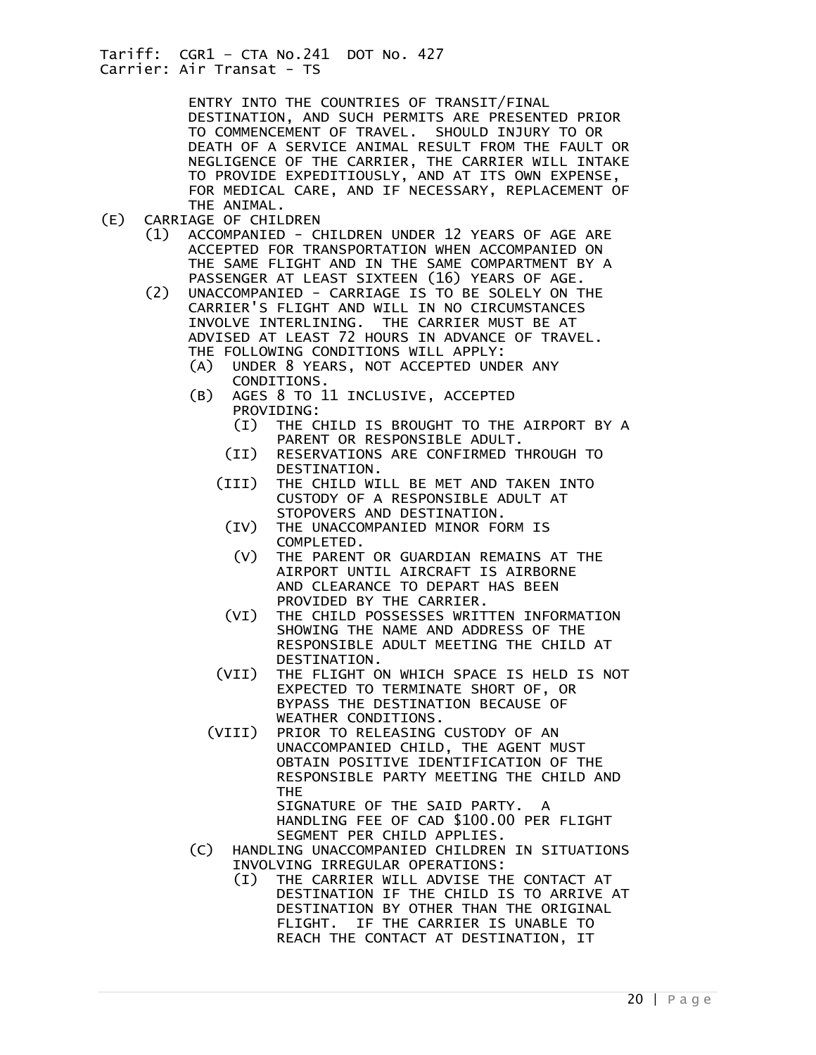ENTRY INTO THE COUNTRIES OF TRANSIT/FINAL DESTINATION, AND SUCH PERMITS ARE PRESENTED PRIOR TO COMMENCEMENT OF TRAVEL. SHOULD INJURY TO OR DEATH OF A SERVICE ANIMAL RESULT FROM THE FAULT OR NEGLIGENCE OF THE CARRIER, THE CARRIER WILL INTAKE TO PROVIDE EXPEDITIOUSLY, AND AT ITS OWN EXPENSE, FOR MEDICAL CARE, AND IF NECESSARY, REPLACEMENT OF THE ANIMAL.

(E) CARRIAGE OF CHILDREN

- (1) ACCOMPANIED - CHILDREN UNDER 12 YEARS OF AGE ARE ACCEPTED FOR TRANSPORTATION WHEN ACCOMPANIED ON THE SAME FLIGHT AND IN THE SAME COMPARTMENT BY A PASSENGER AT LEAST SIXTEEN (16) YEARS OF AGE.
- (2) UNACCOMPANIED - CARRIAGE IS TO BE SOLELY ON THE CARRIER'S FLIGHT AND WILL IN NO CIRCUMSTANCES INVOLVE INTERLINING. THE CARRIER MUST BE AT ADVISED AT LEAST 72 HOURS IN ADVANCE OF TRAVEL. THE FOLLOWING CONDITIONS WILL APPLY:
  - (A) UNDER 8 YEARS, NOT ACCEPTED UNDER ANY CONDITIONS.
  - (B) AGES 8 TO 11 INCLUSIVE, ACCEPTED PROVIDING:
    - (I) THE CHILD IS BROUGHT TO THE AIRPORT BY A PARENT OR RESPONSIBLE ADULT.
    - (II) RESERVATIONS ARE CONFIRMED THROUGH TO DESTINATION.
    - (III) THE CHILD WILL BE MET AND TAKEN INTO CUSTODY OF A RESPONSIBLE ADULT AT STOPOVERS AND DESTINATION.
    - (IV) THE UNACCOMPANIED MINOR FORM IS COMPLETED.
    - (V) THE PARENT OR GUARDIAN REMAINS AT THE AIRPORT UNTIL AIRCRAFT IS AIRBORNE AND CLEARANCE TO DEPART HAS BEEN PROVIDED BY THE CARRIER.
    - (VI) THE CHILD POSSESSES WRITTEN INFORMATION SHOWING THE NAME AND ADDRESS OF THE RESPONSIBLE ADULT MEETING THE CHILD AT DESTINATION.
    - (VII) THE FLIGHT ON WHICH SPACE IS HELD IS NOT EXPECTED TO TERMINATE SHORT OF, OR BYPASS THE DESTINATION BECAUSE OF WEATHER CONDITIONS.
    - (VIII) PRIOR TO RELEASING CUSTODY OF AN UNACCOMPANIED CHILD, THE AGENT MUST OBTAIN POSITIVE IDENTIFICATION OF THE RESPONSIBLE PARTY MEETING THE CHILD AND THE SIGNATURE OF THE SAID PARTY. A HANDLING FEE OF CAD $100.00 PER FLIGHT SEGMENT PER CHILD APPLIES.
  - (C) HANDLING UNACCOMPANIED CHILDREN IN SITUATIONS INVOLVING IRREGULAR OPERATIONS:
    - (I) THE CARRIER WILL ADVISE THE CONTACT AT DESTINATION IF THE CHILD IS TO ARRIVE AT DESTINATION BY OTHER THAN THE ORIGINAL FLIGHT. IF THE CARRIER IS UNABLE TO REACH THE CONTACT AT DESTINATION, IT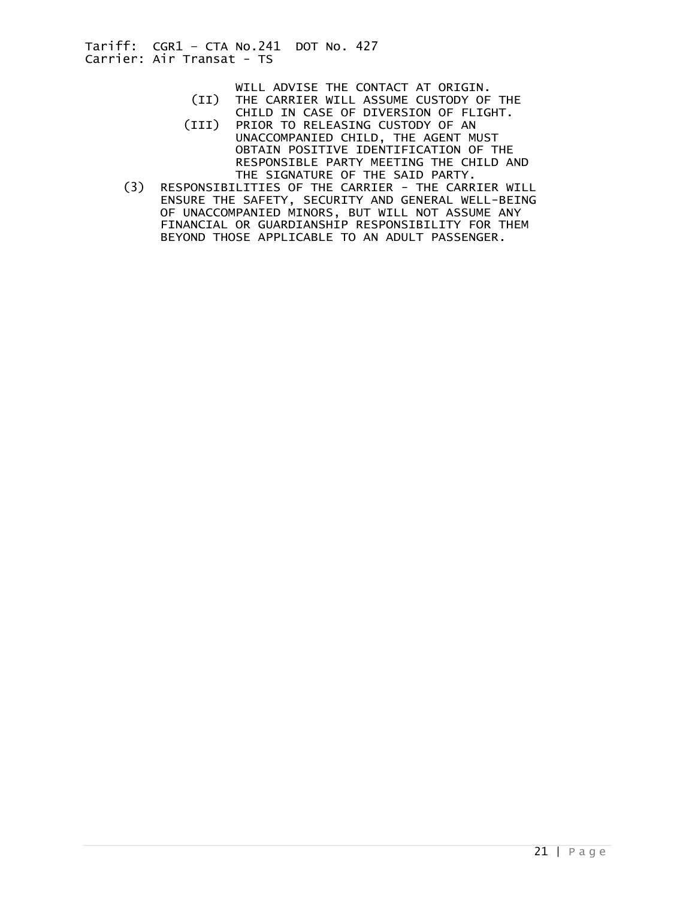WILL ADVISE THE CONTACT AT ORIGIN.

(II) THE CARRIER WILL ASSUME CUSTODY OF THE CHILD IN CASE OF DIVERSION OF FLIGHT.

(III) PRIOR TO RELEASING CUSTODY OF AN UNACCOMPANIED CHILD, THE AGENT MUST OBTAIN POSITIVE IDENTIFICATION OF THE RESPONSIBLE PARTY MEETING THE CHILD AND THE SIGNATURE OF THE SAID PARTY.

(3) RESPONSIBILITIES OF THE CARRIER - THE CARRIER WILL ENSURE THE SAFETY, SECURITY AND GENERAL WELL-BEING OF UNACCOMPANIED MINORS, BUT WILL NOT ASSUME ANY FINANCIAL OR GUARDIANSHIP RESPONSIBILITY FOR THEM BEYOND THOSE APPLICABLE TO AN ADULT PASSENGER.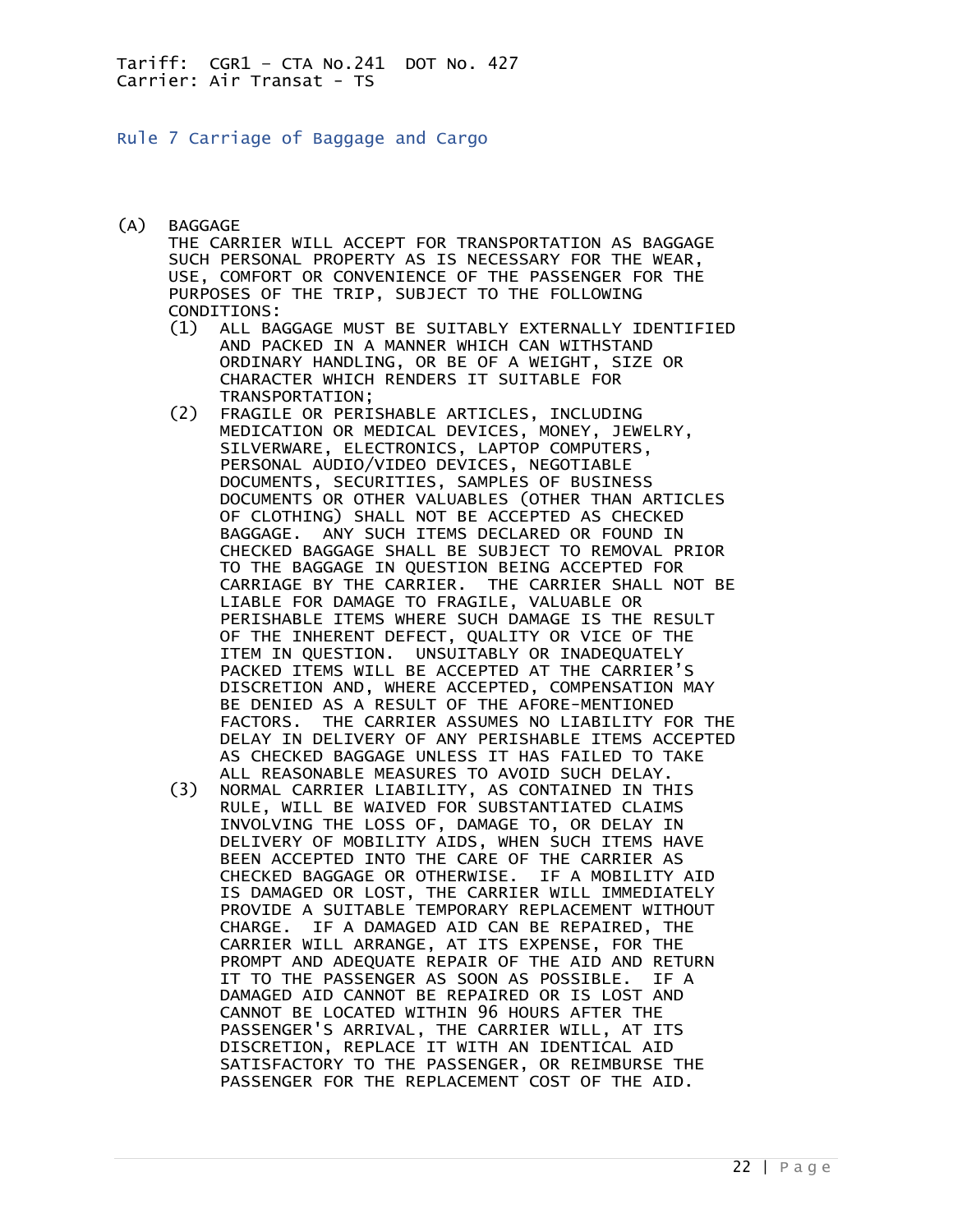Tariff: CGR1 – CTA No.241 DOT No. 427
Carrier: Air Transat - TS

## Rule 7 Carriage of Baggage and Cargo

(A) BAGGAGE
THE CARRIER WILL ACCEPT FOR TRANSPORTATION AS BAGGAGE SUCH PERSONAL PROPERTY AS IS NECESSARY FOR THE WEAR, USE, COMFORT OR CONVENIENCE OF THE PASSENGER FOR THE PURPOSES OF THE TRIP, SUBJECT TO THE FOLLOWING CONDITIONS:

(1) ALL BAGGAGE MUST BE SUITABLY EXTERNALLY IDENTIFIED AND PACKED IN A MANNER WHICH CAN WITHSTAND ORDINARY HANDLING, OR BE OF A WEIGHT, SIZE OR CHARACTER WHICH RENDERS IT SUITABLE FOR TRANSPORTATION;

(2) FRAGILE OR PERISHABLE ARTICLES, INCLUDING MEDICATION OR MEDICAL DEVICES, MONEY, JEWELRY, SILVERWARE, ELECTRONICS, LAPTOP COMPUTERS, PERSONAL AUDIO/VIDEO DEVICES, NEGOTIABLE DOCUMENTS, SECURITIES, SAMPLES OF BUSINESS DOCUMENTS OR OTHER VALUABLES (OTHER THAN ARTICLES OF CLOTHING) SHALL NOT BE ACCEPTED AS CHECKED BAGGAGE. ANY SUCH ITEMS DECLARED OR FOUND IN CHECKED BAGGAGE SHALL BE SUBJECT TO REMOVAL PRIOR TO THE BAGGAGE IN QUESTION BEING ACCEPTED FOR CARRIAGE BY THE CARRIER. THE CARRIER SHALL NOT BE LIABLE FOR DAMAGE TO FRAGILE, VALUABLE OR PERISHABLE ITEMS WHERE SUCH DAMAGE IS THE RESULT OF THE INHERENT DEFECT, QUALITY OR VICE OF THE ITEM IN QUESTION. UNSUITABLY OR INADEQUATELY PACKED ITEMS WILL BE ACCEPTED AT THE CARRIER'S DISCRETION AND, WHERE ACCEPTED, COMPENSATION MAY BE DENIED AS A RESULT OF THE AFORE-MENTIONED FACTORS. THE CARRIER ASSUMES NO LIABILITY FOR THE DELAY IN DELIVERY OF ANY PERISHABLE ITEMS ACCEPTED AS CHECKED BAGGAGE UNLESS IT HAS FAILED TO TAKE ALL REASONABLE MEASURES TO AVOID SUCH DELAY.

(3) NORMAL CARRIER LIABILITY, AS CONTAINED IN THIS RULE, WILL BE WAIVED FOR SUBSTANTIATED CLAIMS INVOLVING THE LOSS OF, DAMAGE TO, OR DELAY IN DELIVERY OF MOBILITY AIDS, WHEN SUCH ITEMS HAVE BEEN ACCEPTED INTO THE CARE OF THE CARRIER AS CHECKED BAGGAGE OR OTHERWISE. IF A MOBILITY AID IS DAMAGED OR LOST, THE CARRIER WILL IMMEDIATELY PROVIDE A SUITABLE TEMPORARY REPLACEMENT WITHOUT CHARGE. IF A DAMAGED AID CAN BE REPAIRED, THE CARRIER WILL ARRANGE, AT ITS EXPENSE, FOR THE PROMPT AND ADEQUATE REPAIR OF THE AID AND RETURN IT TO THE PASSENGER AS SOON AS POSSIBLE. IF A DAMAGED AID CANNOT BE REPAIRED OR IS LOST AND CANNOT BE LOCATED WITHIN 96 HOURS AFTER THE PASSENGER'S ARRIVAL, THE CARRIER WILL, AT ITS DISCRETION, REPLACE IT WITH AN IDENTICAL AID SATISFACTORY TO THE PASSENGER, OR REIMBURSE THE PASSENGER FOR THE REPLACEMENT COST OF THE AID.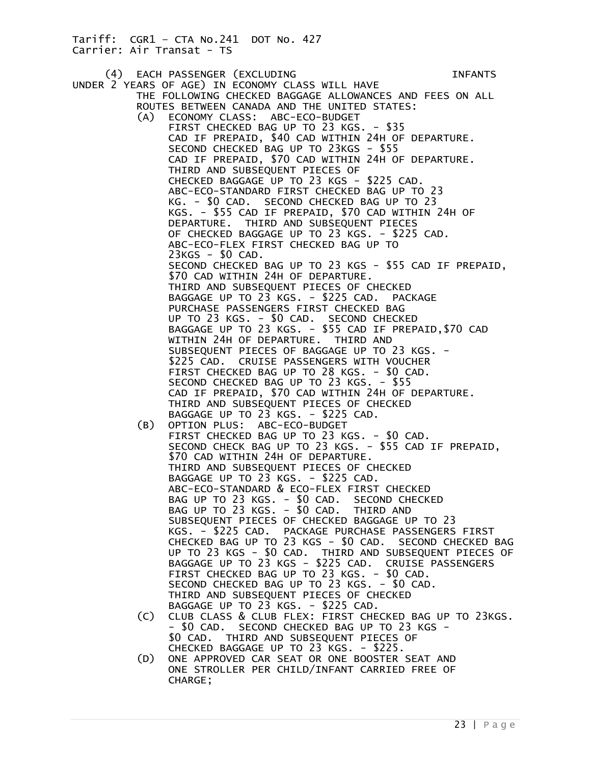Tariff: CGR1 – CTA No.241 DOT No. 427
Carrier: Air Transat - TS

(4) EACH PASSENGER (EXCLUDING INFANTS UNDER 2 YEARS OF AGE) IN ECONOMY CLASS WILL HAVE THE FOLLOWING CHECKED BAGGAGE ALLOWANCES AND FEES ON ALL ROUTES BETWEEN CANADA AND THE UNITED STATES:

(A) ECONOMY CLASS: ABC-ECO-BUDGET FIRST CHECKED BAG UP TO 23 KGS. - $35 CAD IF PREPAID, $40 CAD WITHIN 24H OF DEPARTURE. SECOND CHECKED BAG UP TO 23KGS - $55 CAD IF PREPAID, $70 CAD WITHIN 24H OF DEPARTURE. THIRD AND SUBSEQUENT PIECES OF CHECKED BAGGAGE UP TO 23 KGS - $225 CAD. ABC-ECO-STANDARD FIRST CHECKED BAG UP TO 23 KG. - $0 CAD. SECOND CHECKED BAG UP TO 23 KGS. - $55 CAD IF PREPAID, $70 CAD WITHIN 24H OF DEPARTURE. THIRD AND SUBSEQUENT PIECES OF CHECKED BAGGAGE UP TO 23 KGS. - $225 CAD. ABC-ECO-FLEX FIRST CHECKED BAG UP TO 23KGS - $0 CAD. SECOND CHECKED BAG UP TO 23 KGS - $55 CAD IF PREPAID, $70 CAD WITHIN 24H OF DEPARTURE. THIRD AND SUBSEQUENT PIECES OF CHECKED BAGGAGE UP TO 23 KGS. - $225 CAD. PACKAGE PURCHASE PASSENGERS FIRST CHECKED BAG UP TO 23 KGS. - $0 CAD. SECOND CHECKED BAGGAGE UP TO 23 KGS. - $55 CAD IF PREPAID,$70 CAD WITHIN 24H OF DEPARTURE. THIRD AND SUBSEQUENT PIECES OF BAGGAGE UP TO 23 KGS. - $225 CAD. CRUISE PASSENGERS WITH VOUCHER FIRST CHECKED BAG UP TO 28 KGS. - $0 CAD. SECOND CHECKED BAG UP TO 23 KGS. - $55 CAD IF PREPAID, $70 CAD WITHIN 24H OF DEPARTURE. THIRD AND SUBSEQUENT PIECES OF CHECKED BAGGAGE UP TO 23 KGS. - $225 CAD.

(B) OPTION PLUS: ABC-ECO-BUDGET FIRST CHECKED BAG UP TO 23 KGS. - $0 CAD. SECOND CHECK BAG UP TO 23 KGS. - $55 CAD IF PREPAID, $70 CAD WITHIN 24H OF DEPARTURE. THIRD AND SUBSEQUENT PIECES OF CHECKED BAGGAGE UP TO 23 KGS. - $225 CAD. ABC-ECO-STANDARD & ECO-FLEX FIRST CHECKED BAG UP TO 23 KGS. - $0 CAD. SECOND CHECKED BAG UP TO 23 KGS. - $0 CAD. THIRD AND SUBSEQUENT PIECES OF CHECKED BAGGAGE UP TO 23 KGS. - $225 CAD. PACKAGE PURCHASE PASSENGERS FIRST CHECKED BAG UP TO 23 KGS - $0 CAD. SECOND CHECKED BAG UP TO 23 KGS - $0 CAD. THIRD AND SUBSEQUENT PIECES OF BAGGAGE UP TO 23 KGS - $225 CAD. CRUISE PASSENGERS FIRST CHECKED BAG UP TO 23 KGS. - $0 CAD. SECOND CHECKED BAG UP TO 23 KGS. - $0 CAD. THIRD AND SUBSEQUENT PIECES OF CHECKED BAGGAGE UP TO 23 KGS. - $225 CAD.

(C) CLUB CLASS & CLUB FLEX: FIRST CHECKED BAG UP TO 23KGS. - $0 CAD. SECOND CHECKED BAG UP TO 23 KGS - $0 CAD. THIRD AND SUBSEQUENT PIECES OF CHECKED BAGGAGE UP TO 23 KGS. - $225.

(D) ONE APPROVED CAR SEAT OR ONE BOOSTER SEAT AND ONE STROLLER PER CHILD/INFANT CARRIED FREE OF CHARGE;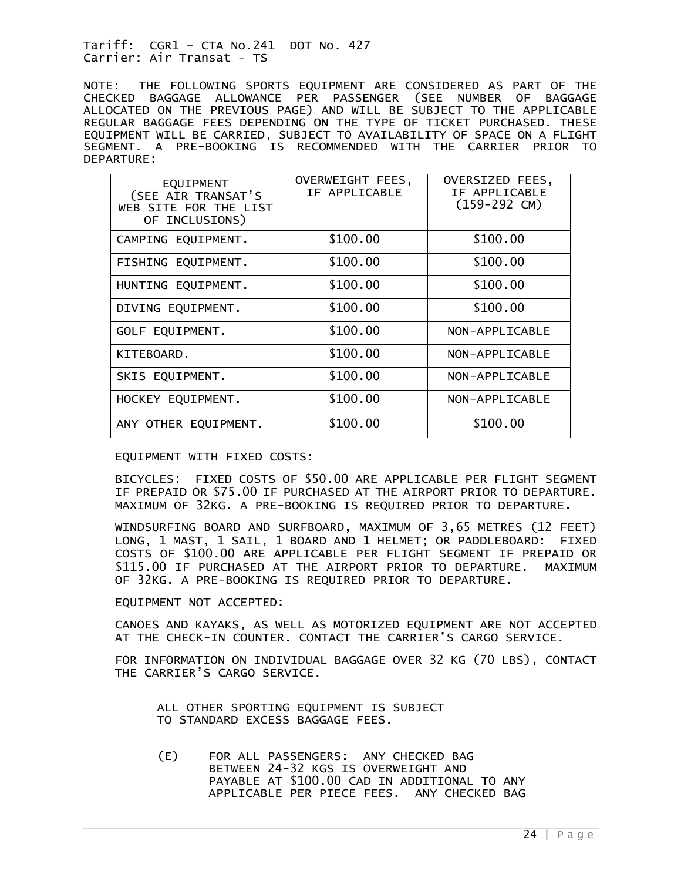Tariff: CGR1 – CTA No.241 DOT No. 427
Carrier: Air Transat - TS

NOTE: THE FOLLOWING SPORTS EQUIPMENT ARE CONSIDERED AS PART OF THE CHECKED BAGGAGE ALLOWANCE PER PASSENGER (SEE NUMBER OF BAGGAGE ALLOCATED ON THE PREVIOUS PAGE) AND WILL BE SUBJECT TO THE APPLICABLE REGULAR BAGGAGE FEES DEPENDING ON THE TYPE OF TICKET PURCHASED. THESE EQUIPMENT WILL BE CARRIED, SUBJECT TO AVAILABILITY OF SPACE ON A FLIGHT SEGMENT. A PRE-BOOKING IS RECOMMENDED WITH THE CARRIER PRIOR TO DEPARTURE:

| EQUIPMENT (SEE AIR TRANSAT'S WEB SITE FOR THE LIST OF INCLUSIONS) | OVERWEIGHT FEES, IF APPLICABLE | OVERSIZED FEES, IF APPLICABLE (159-292 CM) |
|---|---|---|
| CAMPING EQUIPMENT. | $100.00 | $100.00 |
| FISHING EQUIPMENT. | $100.00 | $100.00 |
| HUNTING EQUIPMENT. | $100.00 | $100.00 |
| DIVING EQUIPMENT. | $100.00 | $100.00 |
| GOLF EQUIPMENT. | $100.00 | NON-APPLICABLE |
| KITEBOARD. | $100.00 | NON-APPLICABLE |
| SKIS EQUIPMENT. | $100.00 | NON-APPLICABLE |
| HOCKEY EQUIPMENT. | $100.00 | NON-APPLICABLE |
| ANY OTHER EQUIPMENT. | $100.00 | $100.00 |

EQUIPMENT WITH FIXED COSTS:

BICYCLES: FIXED COSTS OF $50.00 ARE APPLICABLE PER FLIGHT SEGMENT IF PREPAID OR $75.00 IF PURCHASED AT THE AIRPORT PRIOR TO DEPARTURE. MAXIMUM OF 32KG. A PRE-BOOKING IS REQUIRED PRIOR TO DEPARTURE.

WINDSURFING BOARD AND SURFBOARD, MAXIMUM OF 3,65 METRES (12 FEET) LONG, 1 MAST, 1 SAIL, 1 BOARD AND 1 HELMET; OR PADDLEBOARD: FIXED COSTS OF $100.00 ARE APPLICABLE PER FLIGHT SEGMENT IF PREPAID OR $115.00 IF PURCHASED AT THE AIRPORT PRIOR TO DEPARTURE. MAXIMUM OF 32KG. A PRE-BOOKING IS REQUIRED PRIOR TO DEPARTURE.

EQUIPMENT NOT ACCEPTED:

CANOES AND KAYAKS, AS WELL AS MOTORIZED EQUIPMENT ARE NOT ACCEPTED AT THE CHECK-IN COUNTER. CONTACT THE CARRIER'S CARGO SERVICE.

FOR INFORMATION ON INDIVIDUAL BAGGAGE OVER 32 KG (70 LBS), CONTACT THE CARRIER'S CARGO SERVICE.

ALL OTHER SPORTING EQUIPMENT IS SUBJECT TO STANDARD EXCESS BAGGAGE FEES.

(E) FOR ALL PASSENGERS: ANY CHECKED BAG BETWEEN 24-32 KGS IS OVERWEIGHT AND PAYABLE AT $100.00 CAD IN ADDITIONAL TO ANY APPLICABLE PER PIECE FEES. ANY CHECKED BAG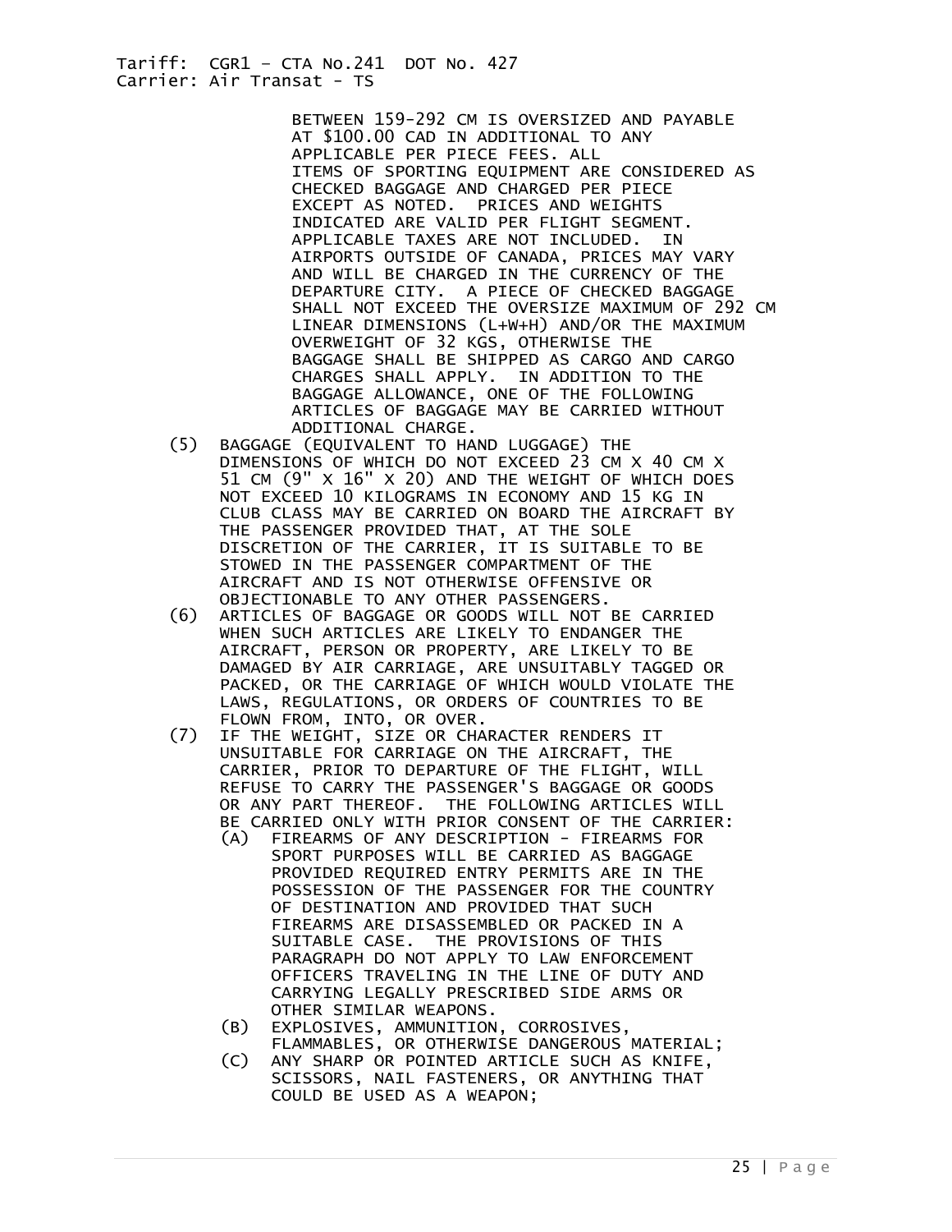BETWEEN 159-292 CM IS OVERSIZED AND PAYABLE AT $100.00 CAD IN ADDITIONAL TO ANY APPLICABLE PER PIECE FEES. ALL ITEMS OF SPORTING EQUIPMENT ARE CONSIDERED AS CHECKED BAGGAGE AND CHARGED PER PIECE EXCEPT AS NOTED. PRICES AND WEIGHTS INDICATED ARE VALID PER FLIGHT SEGMENT. APPLICABLE TAXES ARE NOT INCLUDED. IN AIRPORTS OUTSIDE OF CANADA, PRICES MAY VARY AND WILL BE CHARGED IN THE CURRENCY OF THE DEPARTURE CITY. A PIECE OF CHECKED BAGGAGE SHALL NOT EXCEED THE OVERSIZE MAXIMUM OF 292 CM LINEAR DIMENSIONS (L+W+H) AND/OR THE MAXIMUM OVERWEIGHT OF 32 KGS, OTHERWISE THE BAGGAGE SHALL BE SHIPPED AS CARGO AND CARGO CHARGES SHALL APPLY. IN ADDITION TO THE BAGGAGE ALLOWANCE, ONE OF THE FOLLOWING ARTICLES OF BAGGAGE MAY BE CARRIED WITHOUT ADDITIONAL CHARGE.

(5) BAGGAGE (EQUIVALENT TO HAND LUGGAGE) THE DIMENSIONS OF WHICH DO NOT EXCEED 23 CM X 40 CM X 51 CM (9" X 16" X 20) AND THE WEIGHT OF WHICH DOES NOT EXCEED 10 KILOGRAMS IN ECONOMY AND 15 KG IN CLUB CLASS MAY BE CARRIED ON BOARD THE AIRCRAFT BY THE PASSENGER PROVIDED THAT, AT THE SOLE DISCRETION OF THE CARRIER, IT IS SUITABLE TO BE STOWED IN THE PASSENGER COMPARTMENT OF THE AIRCRAFT AND IS NOT OTHERWISE OFFENSIVE OR OBJECTIONABLE TO ANY OTHER PASSENGERS.

(6) ARTICLES OF BAGGAGE OR GOODS WILL NOT BE CARRIED WHEN SUCH ARTICLES ARE LIKELY TO ENDANGER THE AIRCRAFT, PERSON OR PROPERTY, ARE LIKELY TO BE DAMAGED BY AIR CARRIAGE, ARE UNSUITABLY TAGGED OR PACKED, OR THE CARRIAGE OF WHICH WOULD VIOLATE THE LAWS, REGULATIONS, OR ORDERS OF COUNTRIES TO BE FLOWN FROM, INTO, OR OVER.

(7) IF THE WEIGHT, SIZE OR CHARACTER RENDERS IT UNSUITABLE FOR CARRIAGE ON THE AIRCRAFT, THE CARRIER, PRIOR TO DEPARTURE OF THE FLIGHT, WILL REFUSE TO CARRY THE PASSENGER'S BAGGAGE OR GOODS OR ANY PART THEREOF. THE FOLLOWING ARTICLES WILL BE CARRIED ONLY WITH PRIOR CONSENT OF THE CARRIER:

   (A) FIREARMS OF ANY DESCRIPTION - FIREARMS FOR SPORT PURPOSES WILL BE CARRIED AS BAGGAGE PROVIDED REQUIRED ENTRY PERMITS ARE IN THE POSSESSION OF THE PASSENGER FOR THE COUNTRY OF DESTINATION AND PROVIDED THAT SUCH FIREARMS ARE DISASSEMBLED OR PACKED IN A SUITABLE CASE. THE PROVISIONS OF THIS PARAGRAPH DO NOT APPLY TO LAW ENFORCEMENT OFFICERS TRAVELING IN THE LINE OF DUTY AND CARRYING LEGALLY PRESCRIBED SIDE ARMS OR OTHER SIMILAR WEAPONS.

   (B) EXPLOSIVES, AMMUNITION, CORROSIVES, FLAMMABLES, OR OTHERWISE DANGEROUS MATERIAL;

   (C) ANY SHARP OR POINTED ARTICLE SUCH AS KNIFE, SCISSORS, NAIL FASTENERS, OR ANYTHING THAT COULD BE USED AS A WEAPON;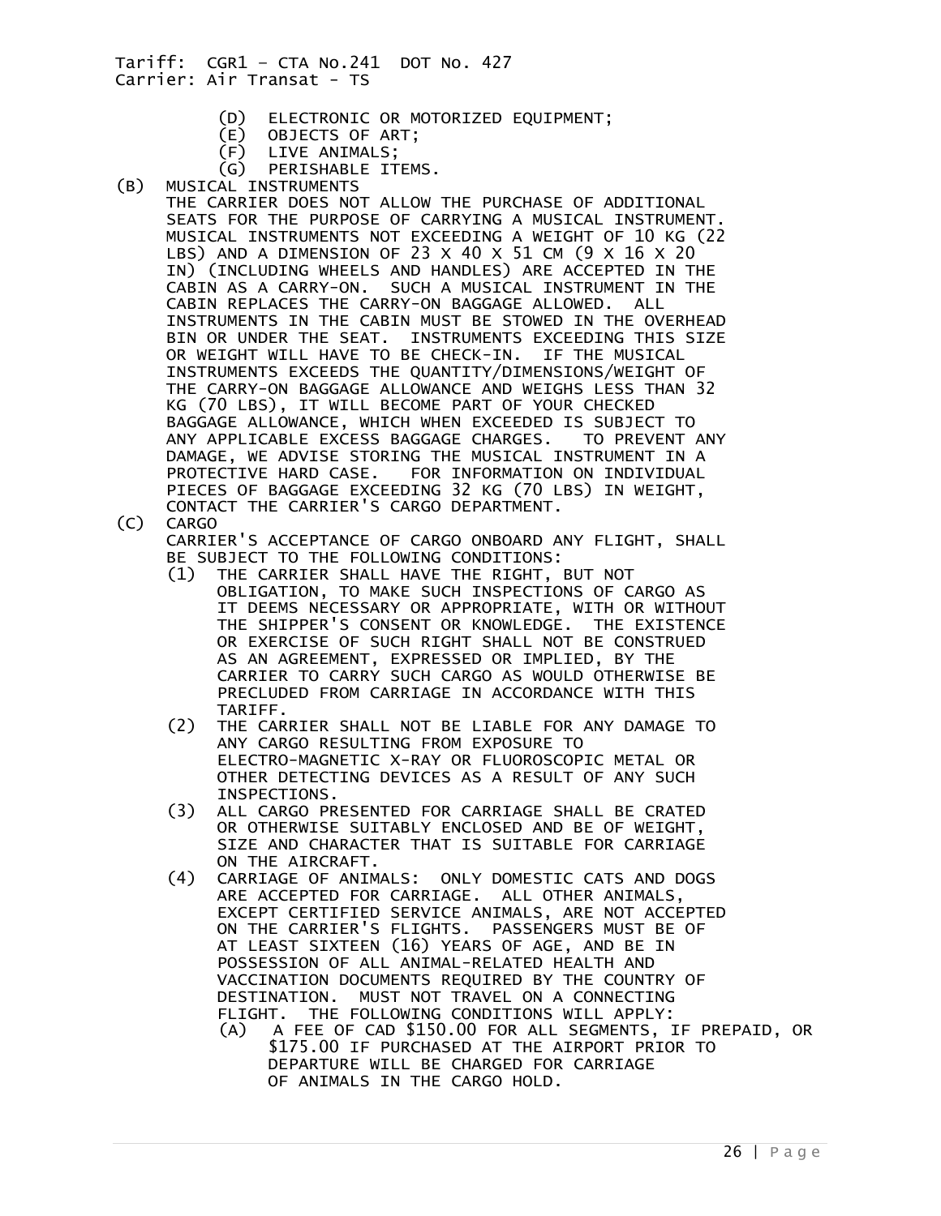(D) ELECTRONIC OR MOTORIZED EQUIPMENT;
(E) OBJECTS OF ART;
(F) LIVE ANIMALS;
(G) PERISHABLE ITEMS.

(B) MUSICAL INSTRUMENTS
THE CARRIER DOES NOT ALLOW THE PURCHASE OF ADDITIONAL SEATS FOR THE PURPOSE OF CARRYING A MUSICAL INSTRUMENT. MUSICAL INSTRUMENTS NOT EXCEEDING A WEIGHT OF 10 KG (22 LBS) AND A DIMENSION OF 23 X 40 X 51 CM (9 X 16 X 20 IN) (INCLUDING WHEELS AND HANDLES) ARE ACCEPTED IN THE CABIN AS A CARRY-ON. SUCH A MUSICAL INSTRUMENT IN THE CABIN REPLACES THE CARRY-ON BAGGAGE ALLOWED. ALL INSTRUMENTS IN THE CABIN MUST BE STOWED IN THE OVERHEAD BIN OR UNDER THE SEAT. INSTRUMENTS EXCEEDING THIS SIZE OR WEIGHT WILL HAVE TO BE CHECK-IN. IF THE MUSICAL INSTRUMENTS EXCEEDS THE QUANTITY/DIMENSIONS/WEIGHT OF THE CARRY-ON BAGGAGE ALLOWANCE AND WEIGHS LESS THAN 32 KG (70 LBS), IT WILL BECOME PART OF YOUR CHECKED BAGGAGE ALLOWANCE, WHICH WHEN EXCEEDED IS SUBJECT TO ANY APPLICABLE EXCESS BAGGAGE CHARGES. TO PREVENT ANY DAMAGE, WE ADVISE STORING THE MUSICAL INSTRUMENT IN A PROTECTIVE HARD CASE. FOR INFORMATION ON INDIVIDUAL PIECES OF BAGGAGE EXCEEDING 32 KG (70 LBS) IN WEIGHT, CONTACT THE CARRIER'S CARGO DEPARTMENT.

(C) CARGO
CARRIER'S ACCEPTANCE OF CARGO ONBOARD ANY FLIGHT, SHALL BE SUBJECT TO THE FOLLOWING CONDITIONS:

(1) THE CARRIER SHALL HAVE THE RIGHT, BUT NOT OBLIGATION, TO MAKE SUCH INSPECTIONS OF CARGO AS IT DEEMS NECESSARY OR APPROPRIATE, WITH OR WITHOUT THE SHIPPER'S CONSENT OR KNOWLEDGE. THE EXISTENCE OR EXERCISE OF SUCH RIGHT SHALL NOT BE CONSTRUED AS AN AGREEMENT, EXPRESSED OR IMPLIED, BY THE CARRIER TO CARRY SUCH CARGO AS WOULD OTHERWISE BE PRECLUDED FROM CARRIAGE IN ACCORDANCE WITH THIS TARIFF.

(2) THE CARRIER SHALL NOT BE LIABLE FOR ANY DAMAGE TO ANY CARGO RESULTING FROM EXPOSURE TO ELECTRO-MAGNETIC X-RAY OR FLUOROSCOPIC METAL OR OTHER DETECTING DEVICES AS A RESULT OF ANY SUCH INSPECTIONS.

(3) ALL CARGO PRESENTED FOR CARRIAGE SHALL BE CRATED OR OTHERWISE SUITABLY ENCLOSED AND BE OF WEIGHT, SIZE AND CHARACTER THAT IS SUITABLE FOR CARRIAGE ON THE AIRCRAFT.

(4) CARRIAGE OF ANIMALS: ONLY DOMESTIC CATS AND DOGS ARE ACCEPTED FOR CARRIAGE. ALL OTHER ANIMALS, EXCEPT CERTIFIED SERVICE ANIMALS, ARE NOT ACCEPTED ON THE CARRIER'S FLIGHTS. PASSENGERS MUST BE OF AT LEAST SIXTEEN (16) YEARS OF AGE, AND BE IN POSSESSION OF ALL ANIMAL-RELATED HEALTH AND VACCINATION DOCUMENTS REQUIRED BY THE COUNTRY OF DESTINATION. MUST NOT TRAVEL ON A CONNECTING FLIGHT. THE FOLLOWING CONDITIONS WILL APPLY:

(A) A FEE OF CAD $150.00 FOR ALL SEGMENTS, IF PREPAID, OR $175.00 IF PURCHASED AT THE AIRPORT PRIOR TO DEPARTURE WILL BE CHARGED FOR CARRIAGE OF ANIMALS IN THE CARGO HOLD.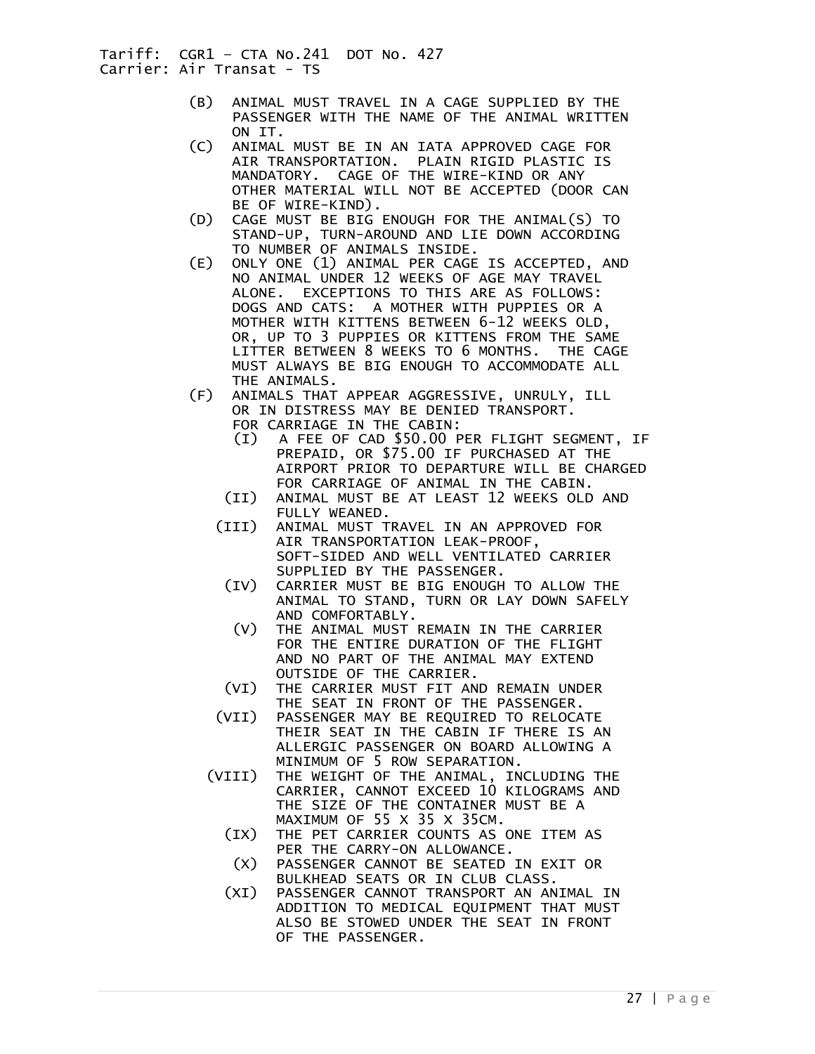(B) ANIMAL MUST TRAVEL IN A CAGE SUPPLIED BY THE PASSENGER WITH THE NAME OF THE ANIMAL WRITTEN ON IT.

(C) ANIMAL MUST BE IN AN IATA APPROVED CAGE FOR AIR TRANSPORTATION. PLAIN RIGID PLASTIC IS MANDATORY. CAGE OF THE WIRE-KIND OR ANY OTHER MATERIAL WILL NOT BE ACCEPTED (DOOR CAN BE OF WIRE-KIND).

(D) CAGE MUST BE BIG ENOUGH FOR THE ANIMAL(S) TO STAND-UP, TURN-AROUND AND LIE DOWN ACCORDING TO NUMBER OF ANIMALS INSIDE.

(E) ONLY ONE (1) ANIMAL PER CAGE IS ACCEPTED, AND NO ANIMAL UNDER 12 WEEKS OF AGE MAY TRAVEL ALONE. EXCEPTIONS TO THIS ARE AS FOLLOWS: DOGS AND CATS: A MOTHER WITH PUPPIES OR A MOTHER WITH KITTENS BETWEEN 6-12 WEEKS OLD, OR, UP TO 3 PUPPIES OR KITTENS FROM THE SAME LITTER BETWEEN 8 WEEKS TO 6 MONTHS. THE CAGE MUST ALWAYS BE BIG ENOUGH TO ACCOMMODATE ALL THE ANIMALS.

(F) ANIMALS THAT APPEAR AGGRESSIVE, UNRULY, ILL OR IN DISTRESS MAY BE DENIED TRANSPORT.

FOR CARRIAGE IN THE CABIN:

(I) A FEE OF CAD $50.00 PER FLIGHT SEGMENT, IF PREPAID, OR $75.00 IF PURCHASED AT THE AIRPORT PRIOR TO DEPARTURE WILL BE CHARGED FOR CARRIAGE OF ANIMAL IN THE CABIN.

(II) ANIMAL MUST BE AT LEAST 12 WEEKS OLD AND FULLY WEANED.

(III) ANIMAL MUST TRAVEL IN AN APPROVED FOR AIR TRANSPORTATION LEAK-PROOF, SOFT-SIDED AND WELL VENTILATED CARRIER SUPPLIED BY THE PASSENGER.

(IV) CARRIER MUST BE BIG ENOUGH TO ALLOW THE ANIMAL TO STAND, TURN OR LAY DOWN SAFELY AND COMFORTABLY.

(V) THE ANIMAL MUST REMAIN IN THE CARRIER FOR THE ENTIRE DURATION OF THE FLIGHT AND NO PART OF THE ANIMAL MAY EXTEND OUTSIDE OF THE CARRIER.

(VI) THE CARRIER MUST FIT AND REMAIN UNDER THE SEAT IN FRONT OF THE PASSENGER.

(VII) PASSENGER MAY BE REQUIRED TO RELOCATE THEIR SEAT IN THE CABIN IF THERE IS AN ALLERGIC PASSENGER ON BOARD ALLOWING A MINIMUM OF 5 ROW SEPARATION.

(VIII) THE WEIGHT OF THE ANIMAL, INCLUDING THE CARRIER, CANNOT EXCEED 10 KILOGRAMS AND THE SIZE OF THE CONTAINER MUST BE A MAXIMUM OF 55 X 35 X 35CM.

(IX) THE PET CARRIER COUNTS AS ONE ITEM AS PER THE CARRY-ON ALLOWANCE.

(X) PASSENGER CANNOT BE SEATED IN EXIT OR BULKHEAD SEATS OR IN CLUB CLASS.

(XI) PASSENGER CANNOT TRANSPORT AN ANIMAL IN ADDITION TO MEDICAL EQUIPMENT THAT MUST ALSO BE STOWED UNDER THE SEAT IN FRONT OF THE PASSENGER.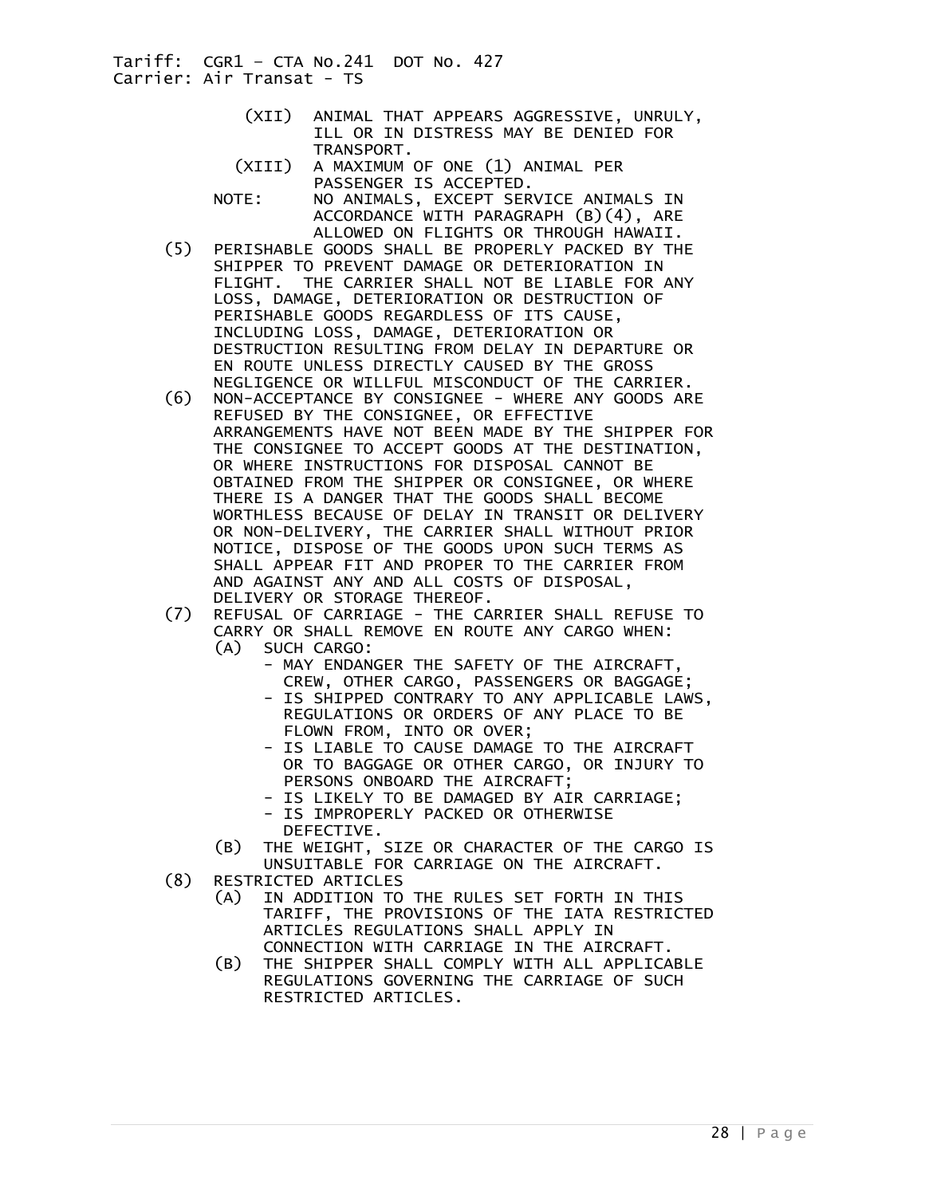(XII) ANIMAL THAT APPEARS AGGRESSIVE, UNRULY, ILL OR IN DISTRESS MAY BE DENIED FOR TRANSPORT.

(XIII) A MAXIMUM OF ONE (1) ANIMAL PER PASSENGER IS ACCEPTED.

NOTE: NO ANIMALS, EXCEPT SERVICE ANIMALS IN ACCORDANCE WITH PARAGRAPH (B)(4), ARE ALLOWED ON FLIGHTS OR THROUGH HAWAII.

(5) PERISHABLE GOODS SHALL BE PROPERLY PACKED BY THE SHIPPER TO PREVENT DAMAGE OR DETERIORATION IN FLIGHT. THE CARRIER SHALL NOT BE LIABLE FOR ANY LOSS, DAMAGE, DETERIORATION OR DESTRUCTION OF PERISHABLE GOODS REGARDLESS OF ITS CAUSE, INCLUDING LOSS, DAMAGE, DETERIORATION OR DESTRUCTION RESULTING FROM DELAY IN DEPARTURE OR EN ROUTE UNLESS DIRECTLY CAUSED BY THE GROSS NEGLIGENCE OR WILLFUL MISCONDUCT OF THE CARRIER.

(6) NON-ACCEPTANCE BY CONSIGNEE - WHERE ANY GOODS ARE REFUSED BY THE CONSIGNEE, OR EFFECTIVE ARRANGEMENTS HAVE NOT BEEN MADE BY THE SHIPPER FOR THE CONSIGNEE TO ACCEPT GOODS AT THE DESTINATION, OR WHERE INSTRUCTIONS FOR DISPOSAL CANNOT BE OBTAINED FROM THE SHIPPER OR CONSIGNEE, OR WHERE THERE IS A DANGER THAT THE GOODS SHALL BECOME WORTHLESS BECAUSE OF DELAY IN TRANSIT OR DELIVERY OR NON-DELIVERY, THE CARRIER SHALL WITHOUT PRIOR NOTICE, DISPOSE OF THE GOODS UPON SUCH TERMS AS SHALL APPEAR FIT AND PROPER TO THE CARRIER FROM AND AGAINST ANY AND ALL COSTS OF DISPOSAL, DELIVERY OR STORAGE THEREOF.

(7) REFUSAL OF CARRIAGE - THE CARRIER SHALL REFUSE TO CARRY OR SHALL REMOVE EN ROUTE ANY CARGO WHEN:

(A) SUCH CARGO:
- MAY ENDANGER THE SAFETY OF THE AIRCRAFT, CREW, OTHER CARGO, PASSENGERS OR BAGGAGE;
- IS SHIPPED CONTRARY TO ANY APPLICABLE LAWS, REGULATIONS OR ORDERS OF ANY PLACE TO BE FLOWN FROM, INTO OR OVER;
- IS LIABLE TO CAUSE DAMAGE TO THE AIRCRAFT OR TO BAGGAGE OR OTHER CARGO, OR INJURY TO PERSONS ONBOARD THE AIRCRAFT;
- IS LIKELY TO BE DAMAGED BY AIR CARRIAGE;
- IS IMPROPERLY PACKED OR OTHERWISE DEFECTIVE.

(B) THE WEIGHT, SIZE OR CHARACTER OF THE CARGO IS UNSUITABLE FOR CARRIAGE ON THE AIRCRAFT.

(8) RESTRICTED ARTICLES

(A) IN ADDITION TO THE RULES SET FORTH IN THIS TARIFF, THE PROVISIONS OF THE IATA RESTRICTED ARTICLES REGULATIONS SHALL APPLY IN CONNECTION WITH CARRIAGE IN THE AIRCRAFT.

(B) THE SHIPPER SHALL COMPLY WITH ALL APPLICABLE REGULATIONS GOVERNING THE CARRIAGE OF SUCH RESTRICTED ARTICLES.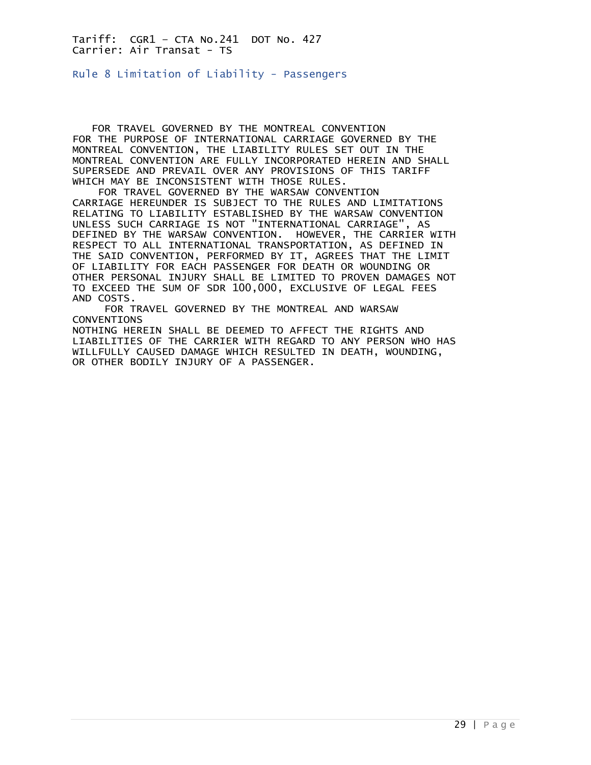Tariff: CGR1 – CTA No.241 DOT No. 427
Carrier: Air Transat - TS

## Rule 8 Limitation of Liability - Passengers

FOR TRAVEL GOVERNED BY THE MONTREAL CONVENTION
FOR THE PURPOSE OF INTERNATIONAL CARRIAGE GOVERNED BY THE MONTREAL CONVENTION, THE LIABILITY RULES SET OUT IN THE MONTREAL CONVENTION ARE FULLY INCORPORATED HEREIN AND SHALL SUPERSEDE AND PREVAIL OVER ANY PROVISIONS OF THIS TARIFF WHICH MAY BE INCONSISTENT WITH THOSE RULES.

FOR TRAVEL GOVERNED BY THE WARSAW CONVENTION
CARRIAGE HEREUNDER IS SUBJECT TO THE RULES AND LIMITATIONS RELATING TO LIABILITY ESTABLISHED BY THE WARSAW CONVENTION UNLESS SUCH CARRIAGE IS NOT "INTERNATIONAL CARRIAGE", AS DEFINED BY THE WARSAW CONVENTION. HOWEVER, THE CARRIER WITH RESPECT TO ALL INTERNATIONAL TRANSPORTATION, AS DEFINED IN THE SAID CONVENTION, PERFORMED BY IT, AGREES THAT THE LIMIT OF LIABILITY FOR EACH PASSENGER FOR DEATH OR WOUNDING OR OTHER PERSONAL INJURY SHALL BE LIMITED TO PROVEN DAMAGES NOT TO EXCEED THE SUM OF SDR 100,000, EXCLUSIVE OF LEGAL FEES AND COSTS.

FOR TRAVEL GOVERNED BY THE MONTREAL AND WARSAW CONVENTIONS
NOTHING HEREIN SHALL BE DEEMED TO AFFECT THE RIGHTS AND LIABILITIES OF THE CARRIER WITH REGARD TO ANY PERSON WHO HAS WILLFULLY CAUSED DAMAGE WHICH RESULTED IN DEATH, WOUNDING, OR OTHER BODILY INJURY OF A PASSENGER.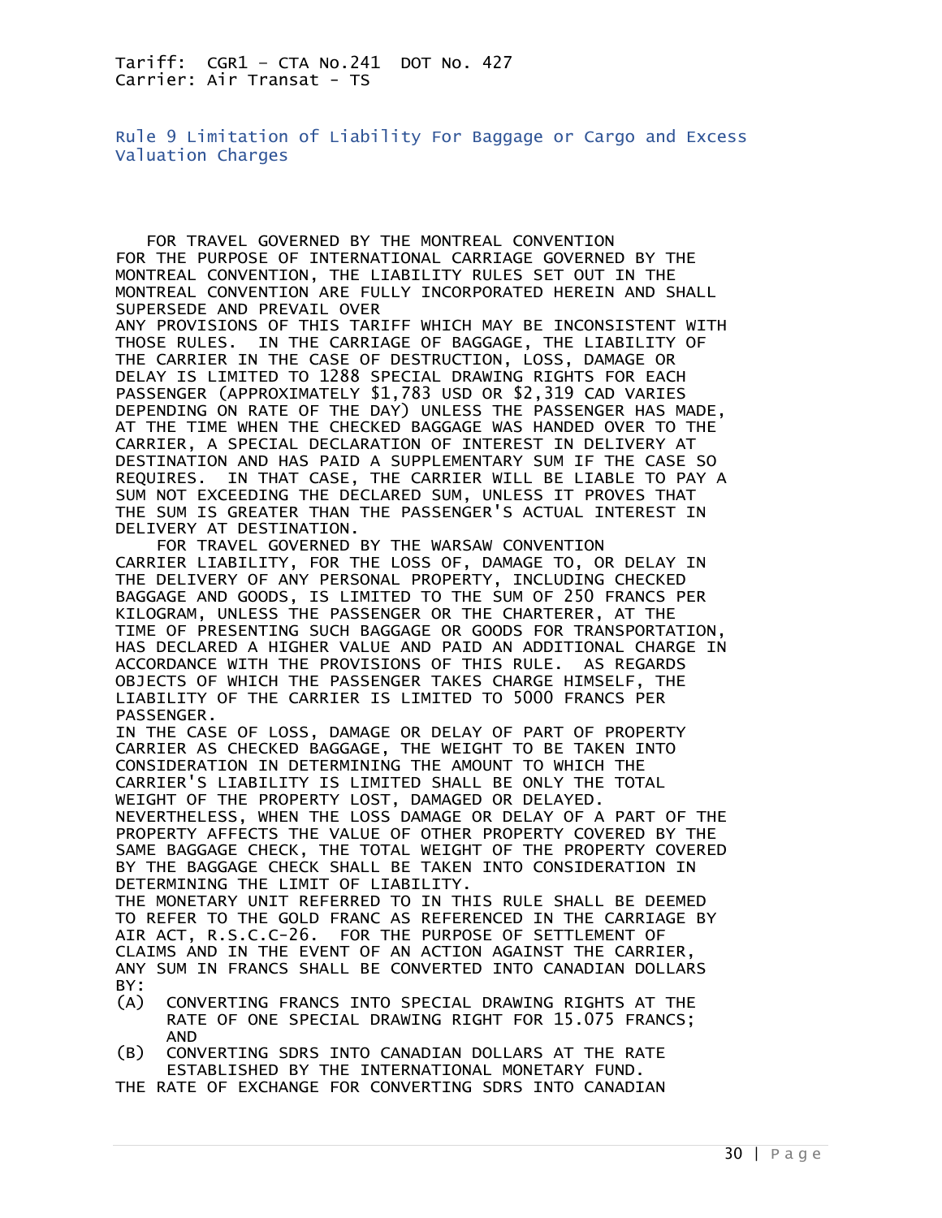Tariff: CGR1 – CTA No.241 DOT No. 427
Carrier: Air Transat - TS

## Rule 9 Limitation of Liability For Baggage or Cargo and Excess Valuation Charges

FOR TRAVEL GOVERNED BY THE MONTREAL CONVENTION
FOR THE PURPOSE OF INTERNATIONAL CARRIAGE GOVERNED BY THE MONTREAL CONVENTION, THE LIABILITY RULES SET OUT IN THE MONTREAL CONVENTION ARE FULLY INCORPORATED HEREIN AND SHALL SUPERSEDE AND PREVAIL OVER
ANY PROVISIONS OF THIS TARIFF WHICH MAY BE INCONSISTENT WITH THOSE RULES. IN THE CARRIAGE OF BAGGAGE, THE LIABILITY OF THE CARRIER IN THE CASE OF DESTRUCTION, LOSS, DAMAGE OR DELAY IS LIMITED TO 1288 SPECIAL DRAWING RIGHTS FOR EACH PASSENGER (APPROXIMATELY $1,783 USD OR $2,319 CAD VARIES DEPENDING ON RATE OF THE DAY) UNLESS THE PASSENGER HAS MADE, AT THE TIME WHEN THE CHECKED BAGGAGE WAS HANDED OVER TO THE CARRIER, A SPECIAL DECLARATION OF INTEREST IN DELIVERY AT DESTINATION AND HAS PAID A SUPPLEMENTARY SUM IF THE CASE SO REQUIRES. IN THAT CASE, THE CARRIER WILL BE LIABLE TO PAY A SUM NOT EXCEEDING THE DECLARED SUM, UNLESS IT PROVES THAT THE SUM IS GREATER THAN THE PASSENGER'S ACTUAL INTEREST IN DELIVERY AT DESTINATION.

FOR TRAVEL GOVERNED BY THE WARSAW CONVENTION
CARRIER LIABILITY, FOR THE LOSS OF, DAMAGE TO, OR DELAY IN THE DELIVERY OF ANY PERSONAL PROPERTY, INCLUDING CHECKED BAGGAGE AND GOODS, IS LIMITED TO THE SUM OF 250 FRANCS PER KILOGRAM, UNLESS THE PASSENGER OR THE CHARTERER, AT THE TIME OF PRESENTING SUCH BAGGAGE OR GOODS FOR TRANSPORTATION, HAS DECLARED A HIGHER VALUE AND PAID AN ADDITIONAL CHARGE IN ACCORDANCE WITH THE PROVISIONS OF THIS RULE. AS REGARDS OBJECTS OF WHICH THE PASSENGER TAKES CHARGE HIMSELF, THE LIABILITY OF THE CARRIER IS LIMITED TO 5000 FRANCS PER PASSENGER.
IN THE CASE OF LOSS, DAMAGE OR DELAY OF PART OF PROPERTY CARRIER AS CHECKED BAGGAGE, THE WEIGHT TO BE TAKEN INTO CONSIDERATION IN DETERMINING THE AMOUNT TO WHICH THE CARRIER'S LIABILITY IS LIMITED SHALL BE ONLY THE TOTAL WEIGHT OF THE PROPERTY LOST, DAMAGED OR DELAYED. NEVERTHELESS, WHEN THE LOSS DAMAGE OR DELAY OF A PART OF THE PROPERTY AFFECTS THE VALUE OF OTHER PROPERTY COVERED BY THE SAME BAGGAGE CHECK, THE TOTAL WEIGHT OF THE PROPERTY COVERED BY THE BAGGAGE CHECK SHALL BE TAKEN INTO CONSIDERATION IN DETERMINING THE LIMIT OF LIABILITY.
THE MONETARY UNIT REFERRED TO IN THIS RULE SHALL BE DEEMED TO REFER TO THE GOLD FRANC AS REFERENCED IN THE CARRIAGE BY AIR ACT, R.S.C.C-26. FOR THE PURPOSE OF SETTLEMENT OF CLAIMS AND IN THE EVENT OF AN ACTION AGAINST THE CARRIER, ANY SUM IN FRANCS SHALL BE CONVERTED INTO CANADIAN DOLLARS BY:

(A) CONVERTING FRANCS INTO SPECIAL DRAWING RIGHTS AT THE RATE OF ONE SPECIAL DRAWING RIGHT FOR 15.075 FRANCS; AND
(B) CONVERTING SDRS INTO CANADIAN DOLLARS AT THE RATE ESTABLISHED BY THE INTERNATIONAL MONETARY FUND.

THE RATE OF EXCHANGE FOR CONVERTING SDRS INTO CANADIAN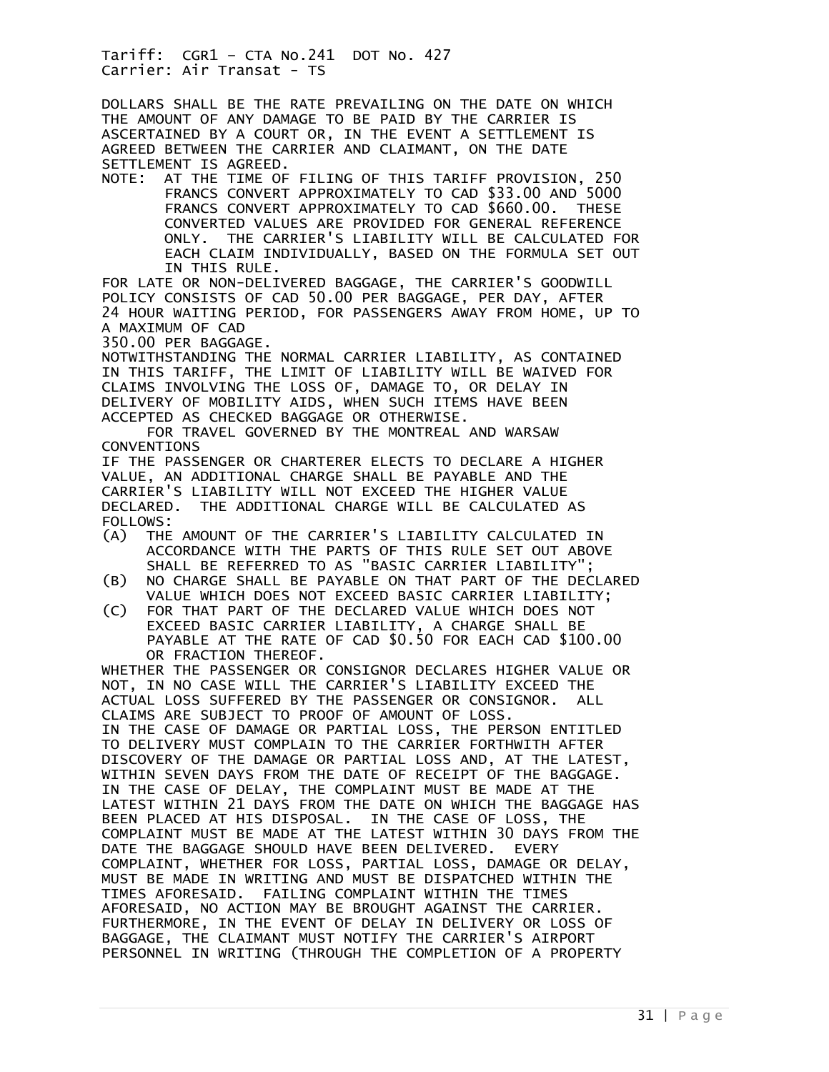DOLLARS SHALL BE THE RATE PREVAILING ON THE DATE ON WHICH THE AMOUNT OF ANY DAMAGE TO BE PAID BY THE CARRIER IS ASCERTAINED BY A COURT OR, IN THE EVENT A SETTLEMENT IS AGREED BETWEEN THE CARRIER AND CLAIMANT, ON THE DATE SETTLEMENT IS AGREED.

NOTE: AT THE TIME OF FILING OF THIS TARIFF PROVISION, 250 FRANCS CONVERT APPROXIMATELY TO CAD $33.00 AND 5000 FRANCS CONVERT APPROXIMATELY TO CAD $660.00. THESE CONVERTED VALUES ARE PROVIDED FOR GENERAL REFERENCE ONLY. THE CARRIER'S LIABILITY WILL BE CALCULATED FOR EACH CLAIM INDIVIDUALLY, BASED ON THE FORMULA SET OUT IN THIS RULE.

FOR LATE OR NON-DELIVERED BAGGAGE, THE CARRIER'S GOODWILL POLICY CONSISTS OF CAD 50.00 PER BAGGAGE, PER DAY, AFTER 24 HOUR WAITING PERIOD, FOR PASSENGERS AWAY FROM HOME, UP TO A MAXIMUM OF CAD 350.00 PER BAGGAGE.

NOTWITHSTANDING THE NORMAL CARRIER LIABILITY, AS CONTAINED IN THIS TARIFF, THE LIMIT OF LIABILITY WILL BE WAIVED FOR CLAIMS INVOLVING THE LOSS OF, DAMAGE TO, OR DELAY IN DELIVERY OF MOBILITY AIDS, WHEN SUCH ITEMS HAVE BEEN ACCEPTED AS CHECKED BAGGAGE OR OTHERWISE.

FOR TRAVEL GOVERNED BY THE MONTREAL AND WARSAW CONVENTIONS

IF THE PASSENGER OR CHARTERER ELECTS TO DECLARE A HIGHER VALUE, AN ADDITIONAL CHARGE SHALL BE PAYABLE AND THE CARRIER'S LIABILITY WILL NOT EXCEED THE HIGHER VALUE DECLARED. THE ADDITIONAL CHARGE WILL BE CALCULATED AS FOLLOWS:

(A) THE AMOUNT OF THE CARRIER'S LIABILITY CALCULATED IN ACCORDANCE WITH THE PARTS OF THIS RULE SET OUT ABOVE SHALL BE REFERRED TO AS "BASIC CARRIER LIABILITY";
(B) NO CHARGE SHALL BE PAYABLE ON THAT PART OF THE DECLARED VALUE WHICH DOES NOT EXCEED BASIC CARRIER LIABILITY;
(C) FOR THAT PART OF THE DECLARED VALUE WHICH DOES NOT EXCEED BASIC CARRIER LIABILITY, A CHARGE SHALL BE PAYABLE AT THE RATE OF CAD $0.50 FOR EACH CAD $100.00 OR FRACTION THEREOF.

WHETHER THE PASSENGER OR CONSIGNOR DECLARES HIGHER VALUE OR NOT, IN NO CASE WILL THE CARRIER'S LIABILITY EXCEED THE ACTUAL LOSS SUFFERED BY THE PASSENGER OR CONSIGNOR. ALL CLAIMS ARE SUBJECT TO PROOF OF AMOUNT OF LOSS.

IN THE CASE OF DAMAGE OR PARTIAL LOSS, THE PERSON ENTITLED TO DELIVERY MUST COMPLAIN TO THE CARRIER FORTHWITH AFTER DISCOVERY OF THE DAMAGE OR PARTIAL LOSS AND, AT THE LATEST, WITHIN SEVEN DAYS FROM THE DATE OF RECEIPT OF THE BAGGAGE. IN THE CASE OF DELAY, THE COMPLAINT MUST BE MADE AT THE LATEST WITHIN 21 DAYS FROM THE DATE ON WHICH THE BAGGAGE HAS BEEN PLACED AT HIS DISPOSAL. IN THE CASE OF LOSS, THE COMPLAINT MUST BE MADE AT THE LATEST WITHIN 30 DAYS FROM THE DATE THE BAGGAGE SHOULD HAVE BEEN DELIVERED. EVERY COMPLAINT, WHETHER FOR LOSS, PARTIAL LOSS, DAMAGE OR DELAY, MUST BE MADE IN WRITING AND MUST BE DISPATCHED WITHIN THE TIMES AFORESAID. FAILING COMPLAINT WITHIN THE TIMES AFORESAID, NO ACTION MAY BE BROUGHT AGAINST THE CARRIER. FURTHERMORE, IN THE EVENT OF DELAY IN DELIVERY OR LOSS OF BAGGAGE, THE CLAIMANT MUST NOTIFY THE CARRIER'S AIRPORT PERSONNEL IN WRITING (THROUGH THE COMPLETION OF A PROPERTY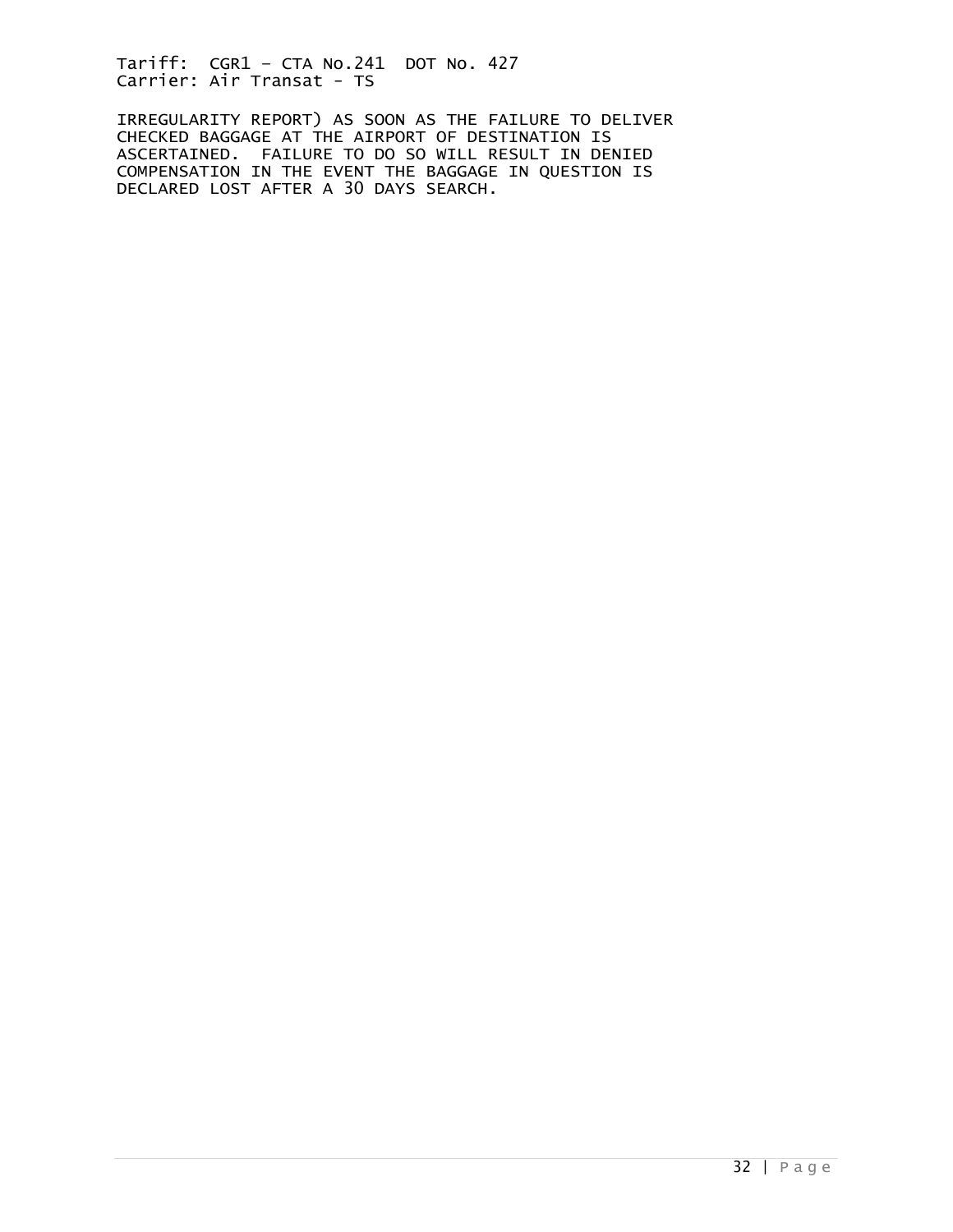IRREGULARITY REPORT) AS SOON AS THE FAILURE TO DELIVER CHECKED BAGGAGE AT THE AIRPORT OF DESTINATION IS ASCERTAINED. FAILURE TO DO SO WILL RESULT IN DENIED COMPENSATION IN THE EVENT THE BAGGAGE IN QUESTION IS DECLARED LOST AFTER A 30 DAYS SEARCH.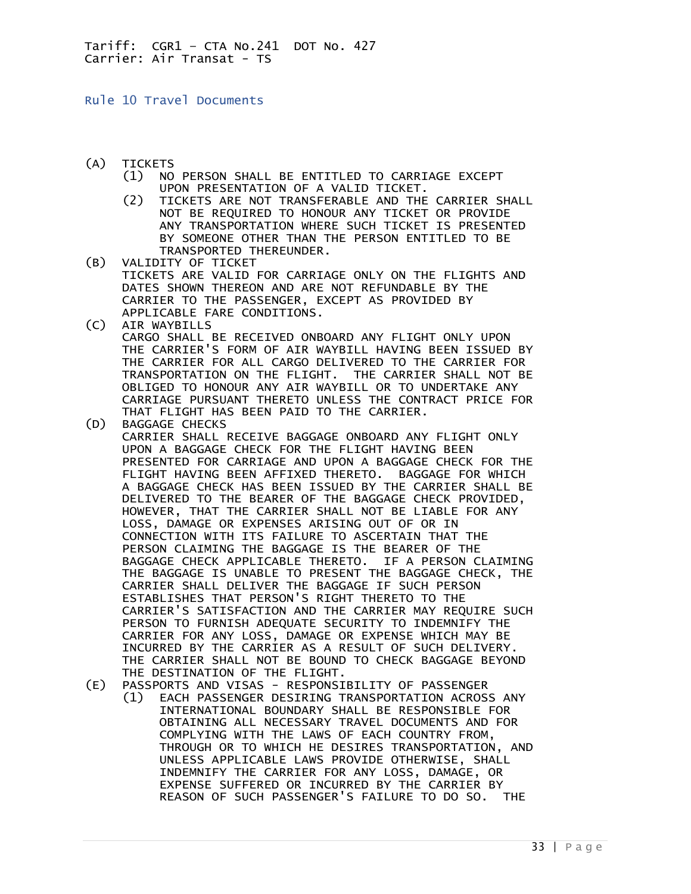## Rule 10 Travel Documents

(A) TICKETS
   (1) NO PERSON SHALL BE ENTITLED TO CARRIAGE EXCEPT UPON PRESENTATION OF A VALID TICKET.
   (2) TICKETS ARE NOT TRANSFERABLE AND THE CARRIER SHALL NOT BE REQUIRED TO HONOUR ANY TICKET OR PROVIDE ANY TRANSPORTATION WHERE SUCH TICKET IS PRESENTED BY SOMEONE OTHER THAN THE PERSON ENTITLED TO BE TRANSPORTED THEREUNDER.

(B) VALIDITY OF TICKET
TICKETS ARE VALID FOR CARRIAGE ONLY ON THE FLIGHTS AND DATES SHOWN THEREON AND ARE NOT REFUNDABLE BY THE CARRIER TO THE PASSENGER, EXCEPT AS PROVIDED BY APPLICABLE FARE CONDITIONS.

(C) AIR WAYBILLS
CARGO SHALL BE RECEIVED ONBOARD ANY FLIGHT ONLY UPON THE CARRIER'S FORM OF AIR WAYBILL HAVING BEEN ISSUED BY THE CARRIER FOR ALL CARGO DELIVERED TO THE CARRIER FOR TRANSPORTATION ON THE FLIGHT. THE CARRIER SHALL NOT BE OBLIGED TO HONOUR ANY AIR WAYBILL OR TO UNDERTAKE ANY CARRIAGE PURSUANT THERETO UNLESS THE CONTRACT PRICE FOR THAT FLIGHT HAS BEEN PAID TO THE CARRIER.

(D) BAGGAGE CHECKS
CARRIER SHALL RECEIVE BAGGAGE ONBOARD ANY FLIGHT ONLY UPON A BAGGAGE CHECK FOR THE FLIGHT HAVING BEEN PRESENTED FOR CARRIAGE AND UPON A BAGGAGE CHECK FOR THE FLIGHT HAVING BEEN AFFIXED THERETO. BAGGAGE FOR WHICH A BAGGAGE CHECK HAS BEEN ISSUED BY THE CARRIER SHALL BE DELIVERED TO THE BEARER OF THE BAGGAGE CHECK PROVIDED, HOWEVER, THAT THE CARRIER SHALL NOT BE LIABLE FOR ANY LOSS, DAMAGE OR EXPENSES ARISING OUT OF OR IN CONNECTION WITH ITS FAILURE TO ASCERTAIN THAT THE PERSON CLAIMING THE BAGGAGE IS THE BEARER OF THE BAGGAGE CHECK APPLICABLE THERETO. IF A PERSON CLAIMING THE BAGGAGE IS UNABLE TO PRESENT THE BAGGAGE CHECK, THE CARRIER SHALL DELIVER THE BAGGAGE IF SUCH PERSON ESTABLISHES THAT PERSON'S RIGHT THERETO TO THE CARRIER'S SATISFACTION AND THE CARRIER MAY REQUIRE SUCH PERSON TO FURNISH ADEQUATE SECURITY TO INDEMNIFY THE CARRIER FOR ANY LOSS, DAMAGE OR EXPENSE WHICH MAY BE INCURRED BY THE CARRIER AS A RESULT OF SUCH DELIVERY. THE CARRIER SHALL NOT BE BOUND TO CHECK BAGGAGE BEYOND THE DESTINATION OF THE FLIGHT.

(E) PASSPORTS AND VISAS - RESPONSIBILITY OF PASSENGER
   (1) EACH PASSENGER DESIRING TRANSPORTATION ACROSS ANY INTERNATIONAL BOUNDARY SHALL BE RESPONSIBLE FOR OBTAINING ALL NECESSARY TRAVEL DOCUMENTS AND FOR COMPLYING WITH THE LAWS OF EACH COUNTRY FROM, THROUGH OR TO WHICH HE DESIRES TRANSPORTATION, AND UNLESS APPLICABLE LAWS PROVIDE OTHERWISE, SHALL INDEMNIFY THE CARRIER FOR ANY LOSS, DAMAGE, OR EXPENSE SUFFERED OR INCURRED BY THE CARRIER BY REASON OF SUCH PASSENGER'S FAILURE TO DO SO. THE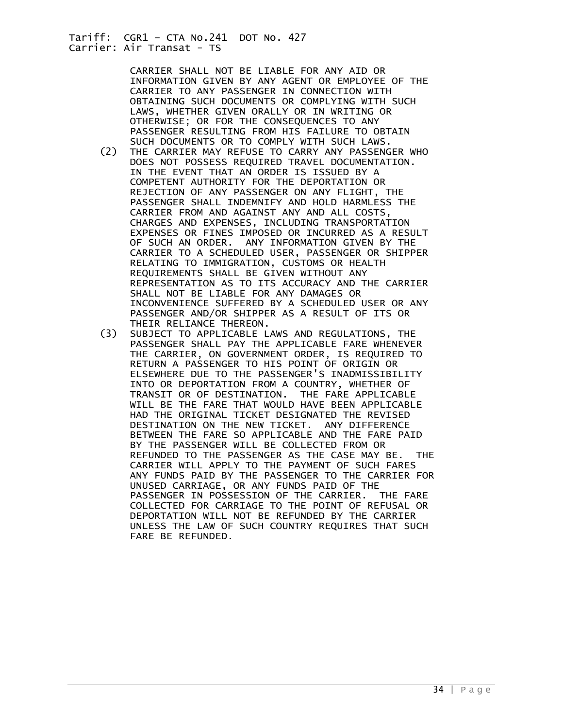CARRIER SHALL NOT BE LIABLE FOR ANY AID OR INFORMATION GIVEN BY ANY AGENT OR EMPLOYEE OF THE CARRIER TO ANY PASSENGER IN CONNECTION WITH OBTAINING SUCH DOCUMENTS OR COMPLYING WITH SUCH LAWS, WHETHER GIVEN ORALLY OR IN WRITING OR OTHERWISE; OR FOR THE CONSEQUENCES TO ANY PASSENGER RESULTING FROM HIS FAILURE TO OBTAIN SUCH DOCUMENTS OR TO COMPLY WITH SUCH LAWS.

(2) THE CARRIER MAY REFUSE TO CARRY ANY PASSENGER WHO DOES NOT POSSESS REQUIRED TRAVEL DOCUMENTATION. IN THE EVENT THAT AN ORDER IS ISSUED BY A COMPETENT AUTHORITY FOR THE DEPORTATION OR REJECTION OF ANY PASSENGER ON ANY FLIGHT, THE PASSENGER SHALL INDEMNIFY AND HOLD HARMLESS THE CARRIER FROM AND AGAINST ANY AND ALL COSTS, CHARGES AND EXPENSES, INCLUDING TRANSPORTATION EXPENSES OR FINES IMPOSED OR INCURRED AS A RESULT OF SUCH AN ORDER. ANY INFORMATION GIVEN BY THE CARRIER TO A SCHEDULED USER, PASSENGER OR SHIPPER RELATING TO IMMIGRATION, CUSTOMS OR HEALTH REQUIREMENTS SHALL BE GIVEN WITHOUT ANY REPRESENTATION AS TO ITS ACCURACY AND THE CARRIER SHALL NOT BE LIABLE FOR ANY DAMAGES OR INCONVENIENCE SUFFERED BY A SCHEDULED USER OR ANY PASSENGER AND/OR SHIPPER AS A RESULT OF ITS OR THEIR RELIANCE THEREON.

(3) SUBJECT TO APPLICABLE LAWS AND REGULATIONS, THE PASSENGER SHALL PAY THE APPLICABLE FARE WHENEVER THE CARRIER, ON GOVERNMENT ORDER, IS REQUIRED TO RETURN A PASSENGER TO HIS POINT OF ORIGIN OR ELSEWHERE DUE TO THE PASSENGER'S INADMISSIBILITY INTO OR DEPORTATION FROM A COUNTRY, WHETHER OF TRANSIT OR OF DESTINATION. THE FARE APPLICABLE WILL BE THE FARE THAT WOULD HAVE BEEN APPLICABLE HAD THE ORIGINAL TICKET DESIGNATED THE REVISED DESTINATION ON THE NEW TICKET. ANY DIFFERENCE BETWEEN THE FARE SO APPLICABLE AND THE FARE PAID BY THE PASSENGER WILL BE COLLECTED FROM OR REFUNDED TO THE PASSENGER AS THE CASE MAY BE. THE CARRIER WILL APPLY TO THE PAYMENT OF SUCH FARES ANY FUNDS PAID BY THE PASSENGER TO THE CARRIER FOR UNUSED CARRIAGE, OR ANY FUNDS PAID OF THE PASSENGER IN POSSESSION OF THE CARRIER. THE FARE COLLECTED FOR CARRIAGE TO THE POINT OF REFUSAL OR DEPORTATION WILL NOT BE REFUNDED BY THE CARRIER UNLESS THE LAW OF SUCH COUNTRY REQUIRES THAT SUCH FARE BE REFUNDED.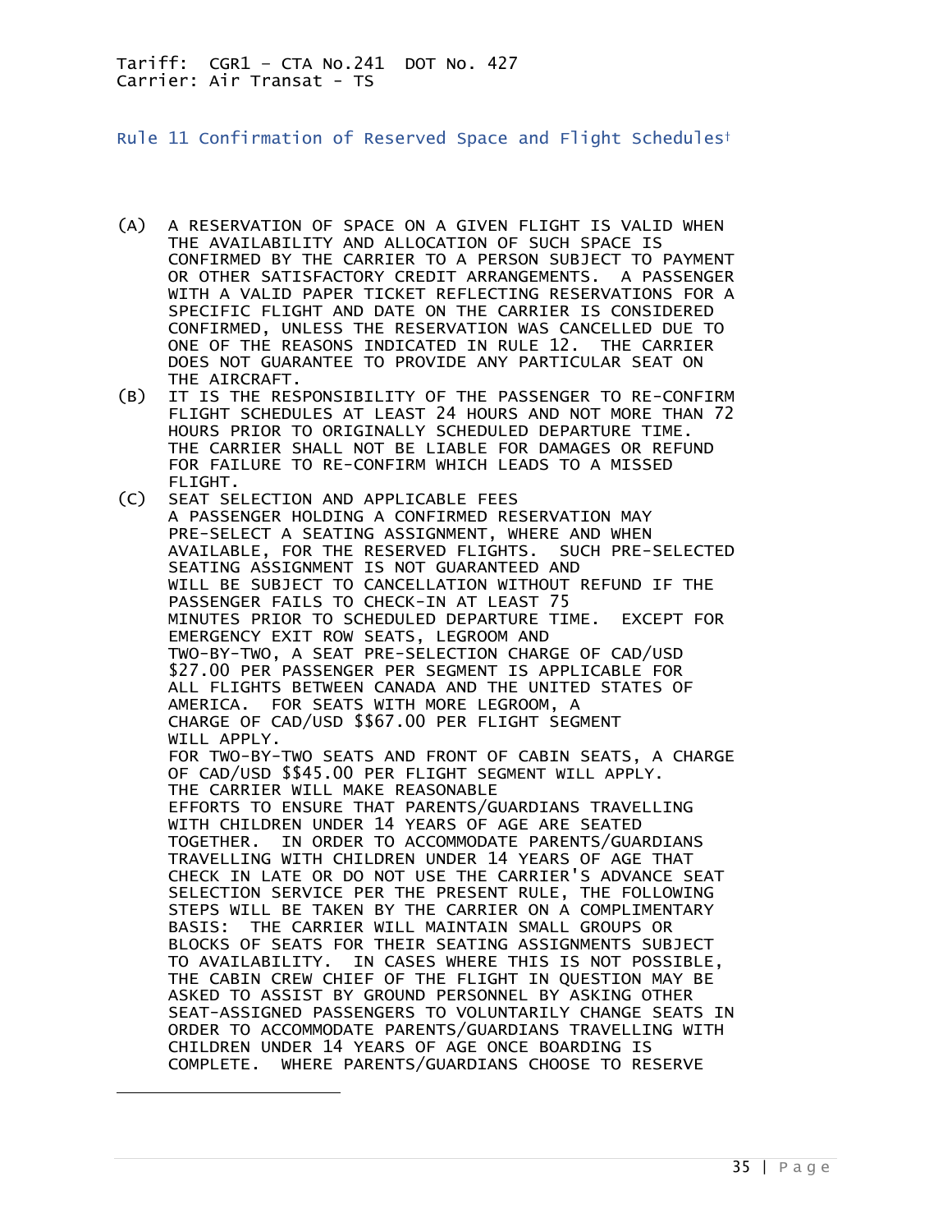Tariff: CGR1 – CTA No.241 DOT No. 427
Carrier: Air Transat - TS

## Rule 11 Confirmation of Reserved Space and Flight Schedules†

(A) A RESERVATION OF SPACE ON A GIVEN FLIGHT IS VALID WHEN THE AVAILABILITY AND ALLOCATION OF SUCH SPACE IS CONFIRMED BY THE CARRIER TO A PERSON SUBJECT TO PAYMENT OR OTHER SATISFACTORY CREDIT ARRANGEMENTS. A PASSENGER WITH A VALID PAPER TICKET REFLECTING RESERVATIONS FOR A SPECIFIC FLIGHT AND DATE ON THE CARRIER IS CONSIDERED CONFIRMED, UNLESS THE RESERVATION WAS CANCELLED DUE TO ONE OF THE REASONS INDICATED IN RULE 12. THE CARRIER DOES NOT GUARANTEE TO PROVIDE ANY PARTICULAR SEAT ON THE AIRCRAFT.

(B) IT IS THE RESPONSIBILITY OF THE PASSENGER TO RE-CONFIRM FLIGHT SCHEDULES AT LEAST 24 HOURS AND NOT MORE THAN 72 HOURS PRIOR TO ORIGINALLY SCHEDULED DEPARTURE TIME. THE CARRIER SHALL NOT BE LIABLE FOR DAMAGES OR REFUND FOR FAILURE TO RE-CONFIRM WHICH LEADS TO A MISSED FLIGHT.

(C) SEAT SELECTION AND APPLICABLE FEES
A PASSENGER HOLDING A CONFIRMED RESERVATION MAY PRE-SELECT A SEATING ASSIGNMENT, WHERE AND WHEN AVAILABLE, FOR THE RESERVED FLIGHTS. SUCH PRE-SELECTED SEATING ASSIGNMENT IS NOT GUARANTEED AND WILL BE SUBJECT TO CANCELLATION WITHOUT REFUND IF THE PASSENGER FAILS TO CHECK-IN AT LEAST 75 MINUTES PRIOR TO SCHEDULED DEPARTURE TIME. EXCEPT FOR EMERGENCY EXIT ROW SEATS, LEGROOM AND TWO-BY-TWO, A SEAT PRE-SELECTION CHARGE OF CAD/USD $27.00 PER PASSENGER PER SEGMENT IS APPLICABLE FOR ALL FLIGHTS BETWEEN CANADA AND THE UNITED STATES OF AMERICA. FOR SEATS WITH MORE LEGROOM, A CHARGE OF CAD/USD $$67.00 PER FLIGHT SEGMENT WILL APPLY.
FOR TWO-BY-TWO SEATS AND FRONT OF CABIN SEATS, A CHARGE OF CAD/USD $$45.00 PER FLIGHT SEGMENT WILL APPLY.
THE CARRIER WILL MAKE REASONABLE EFFORTS TO ENSURE THAT PARENTS/GUARDIANS TRAVELLING WITH CHILDREN UNDER 14 YEARS OF AGE ARE SEATED TOGETHER. IN ORDER TO ACCOMMODATE PARENTS/GUARDIANS TRAVELLING WITH CHILDREN UNDER 14 YEARS OF AGE THAT CHECK IN LATE OR DO NOT USE THE CARRIER'S ADVANCE SEAT SELECTION SERVICE PER THE PRESENT RULE, THE FOLLOWING STEPS WILL BE TAKEN BY THE CARRIER ON A COMPLIMENTARY BASIS: THE CARRIER WILL MAINTAIN SMALL GROUPS OR BLOCKS OF SEATS FOR THEIR SEATING ASSIGNMENTS SUBJECT TO AVAILABILITY. IN CASES WHERE THIS IS NOT POSSIBLE, THE CABIN CREW CHIEF OF THE FLIGHT IN QUESTION MAY BE ASKED TO ASSIST BY GROUND PERSONNEL BY ASKING OTHER SEAT-ASSIGNED PASSENGERS TO VOLUNTARILY CHANGE SEATS IN ORDER TO ACCOMMODATE PARENTS/GUARDIANS TRAVELLING WITH CHILDREN UNDER 14 YEARS OF AGE ONCE BOARDING IS COMPLETE. WHERE PARENTS/GUARDIANS CHOOSE TO RESERVE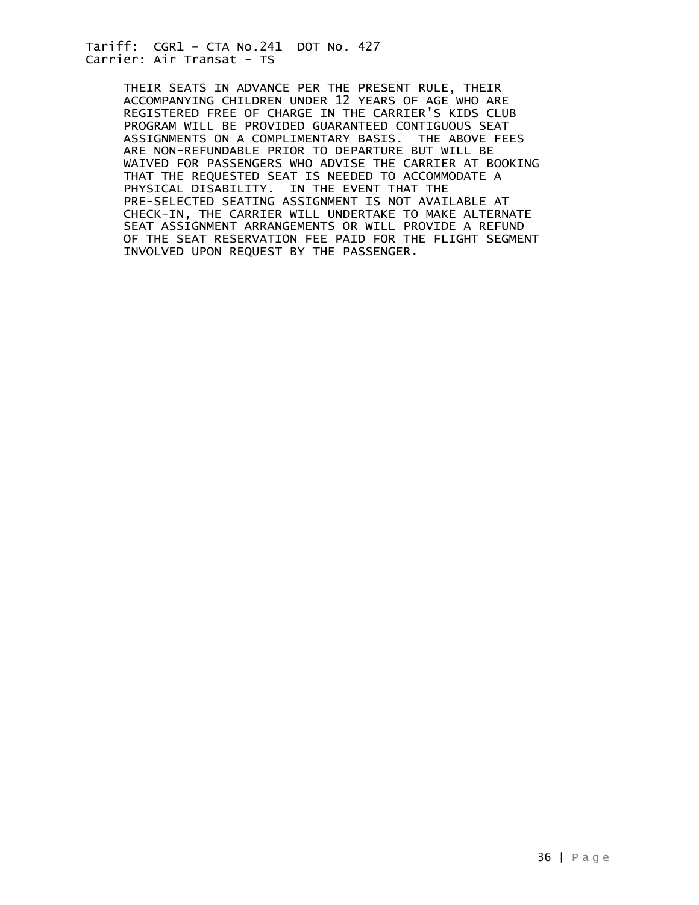THEIR SEATS IN ADVANCE PER THE PRESENT RULE, THEIR ACCOMPANYING CHILDREN UNDER 12 YEARS OF AGE WHO ARE REGISTERED FREE OF CHARGE IN THE CARRIER'S KIDS CLUB PROGRAM WILL BE PROVIDED GUARANTEED CONTIGUOUS SEAT ASSIGNMENTS ON A COMPLIMENTARY BASIS. THE ABOVE FEES ARE NON-REFUNDABLE PRIOR TO DEPARTURE BUT WILL BE WAIVED FOR PASSENGERS WHO ADVISE THE CARRIER AT BOOKING THAT THE REQUESTED SEAT IS NEEDED TO ACCOMMODATE A PHYSICAL DISABILITY. IN THE EVENT THAT THE PRE-SELECTED SEATING ASSIGNMENT IS NOT AVAILABLE AT CHECK-IN, THE CARRIER WILL UNDERTAKE TO MAKE ALTERNATE SEAT ASSIGNMENT ARRANGEMENTS OR WILL PROVIDE A REFUND OF THE SEAT RESERVATION FEE PAID FOR THE FLIGHT SEGMENT INVOLVED UPON REQUEST BY THE PASSENGER.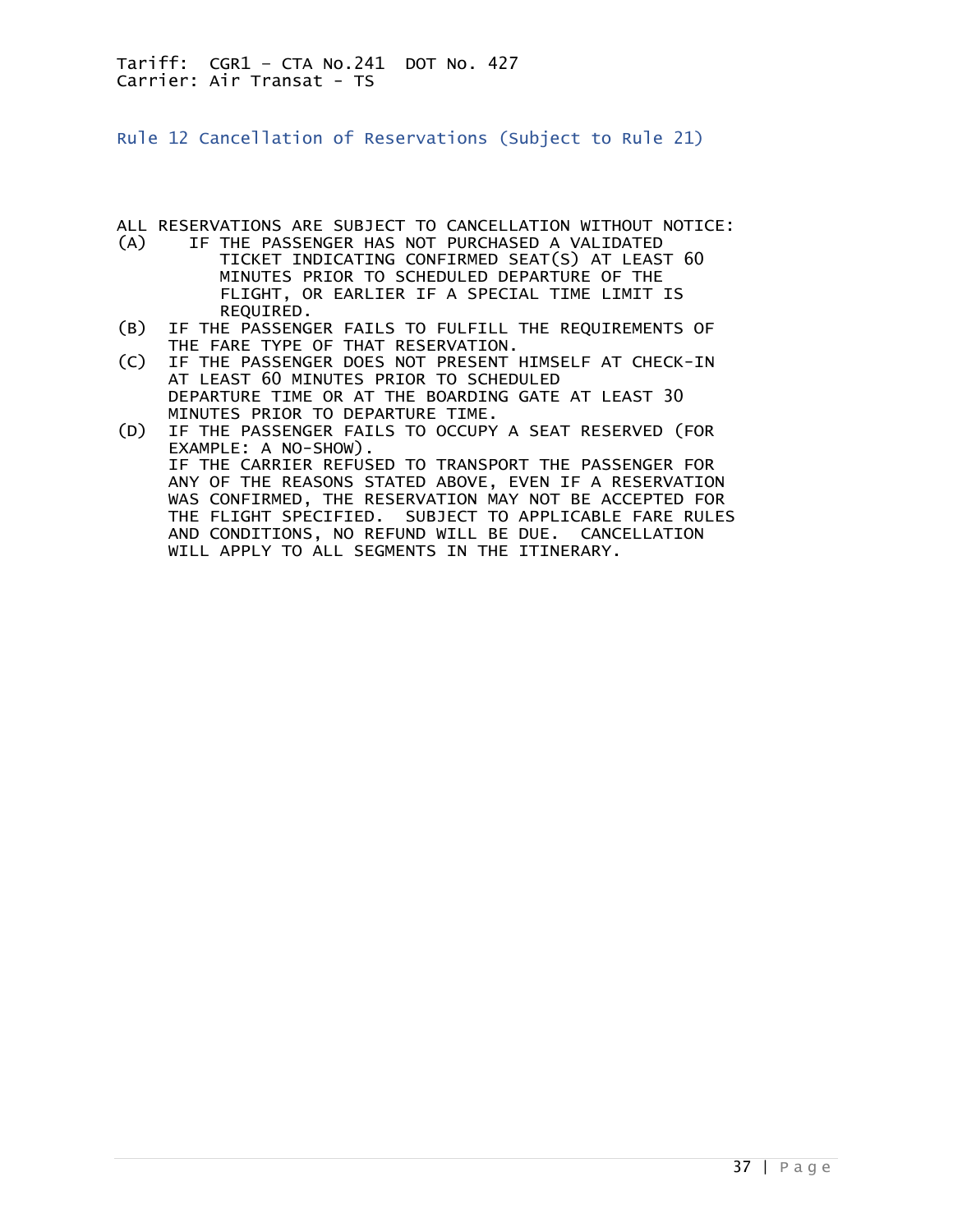Tariff: CGR1 – CTA No.241 DOT No. 427
Carrier: Air Transat - TS

## Rule 12 Cancellation of Reservations (Subject to Rule 21)

ALL RESERVATIONS ARE SUBJECT TO CANCELLATION WITHOUT NOTICE:

(A) IF THE PASSENGER HAS NOT PURCHASED A VALIDATED TICKET INDICATING CONFIRMED SEAT(S) AT LEAST 60 MINUTES PRIOR TO SCHEDULED DEPARTURE OF THE FLIGHT, OR EARLIER IF A SPECIAL TIME LIMIT IS REQUIRED.

(B) IF THE PASSENGER FAILS TO FULFILL THE REQUIREMENTS OF THE FARE TYPE OF THAT RESERVATION.

(C) IF THE PASSENGER DOES NOT PRESENT HIMSELF AT CHECK-IN AT LEAST 60 MINUTES PRIOR TO SCHEDULED DEPARTURE TIME OR AT THE BOARDING GATE AT LEAST 30 MINUTES PRIOR TO DEPARTURE TIME.

(D) IF THE PASSENGER FAILS TO OCCUPY A SEAT RESERVED (FOR EXAMPLE: A NO-SHOW).

IF THE CARRIER REFUSED TO TRANSPORT THE PASSENGER FOR ANY OF THE REASONS STATED ABOVE, EVEN IF A RESERVATION WAS CONFIRMED, THE RESERVATION MAY NOT BE ACCEPTED FOR THE FLIGHT SPECIFIED. SUBJECT TO APPLICABLE FARE RULES AND CONDITIONS, NO REFUND WILL BE DUE. CANCELLATION WILL APPLY TO ALL SEGMENTS IN THE ITINERARY.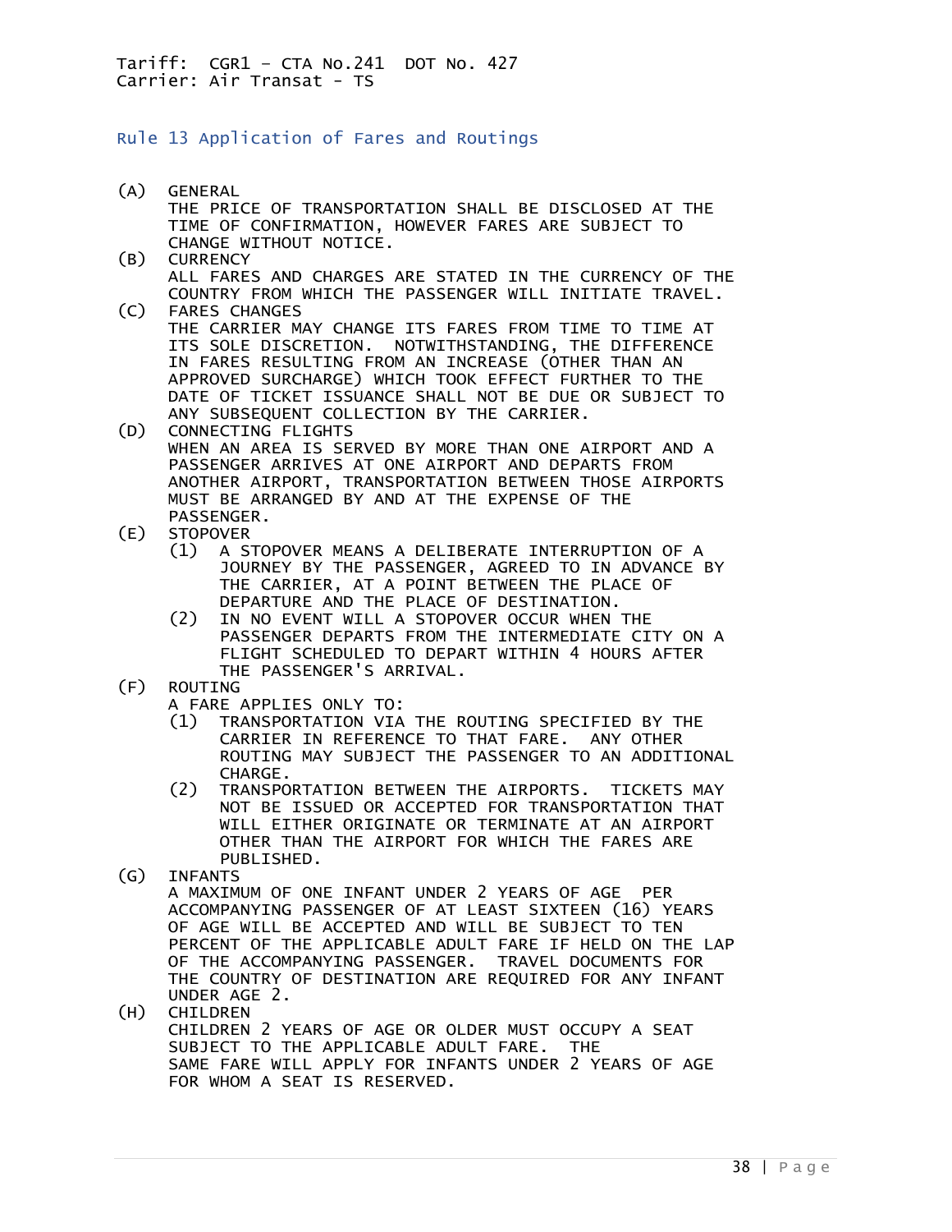Tariff: CGR1 – CTA No.241 DOT No. 427
Carrier: Air Transat - TS

## Rule 13 Application of Fares and Routings

(A) GENERAL
THE PRICE OF TRANSPORTATION SHALL BE DISCLOSED AT THE TIME OF CONFIRMATION, HOWEVER FARES ARE SUBJECT TO CHANGE WITHOUT NOTICE.

(B) CURRENCY
ALL FARES AND CHARGES ARE STATED IN THE CURRENCY OF THE COUNTRY FROM WHICH THE PASSENGER WILL INITIATE TRAVEL.

(C) FARES CHANGES
THE CARRIER MAY CHANGE ITS FARES FROM TIME TO TIME AT ITS SOLE DISCRETION. NOTWITHSTANDING, THE DIFFERENCE IN FARES RESULTING FROM AN INCREASE (OTHER THAN AN APPROVED SURCHARGE) WHICH TOOK EFFECT FURTHER TO THE DATE OF TICKET ISSUANCE SHALL NOT BE DUE OR SUBJECT TO ANY SUBSEQUENT COLLECTION BY THE CARRIER.

(D) CONNECTING FLIGHTS
WHEN AN AREA IS SERVED BY MORE THAN ONE AIRPORT AND A PASSENGER ARRIVES AT ONE AIRPORT AND DEPARTS FROM ANOTHER AIRPORT, TRANSPORTATION BETWEEN THOSE AIRPORTS MUST BE ARRANGED BY AND AT THE EXPENSE OF THE PASSENGER.

(E) STOPOVER
- (1) A STOPOVER MEANS A DELIBERATE INTERRUPTION OF A JOURNEY BY THE PASSENGER, AGREED TO IN ADVANCE BY THE CARRIER, AT A POINT BETWEEN THE PLACE OF DEPARTURE AND THE PLACE OF DESTINATION.
- (2) IN NO EVENT WILL A STOPOVER OCCUR WHEN THE PASSENGER DEPARTS FROM THE INTERMEDIATE CITY ON A FLIGHT SCHEDULED TO DEPART WITHIN 4 HOURS AFTER THE PASSENGER'S ARRIVAL.

(F) ROUTING
A FARE APPLIES ONLY TO:
- (1) TRANSPORTATION VIA THE ROUTING SPECIFIED BY THE CARRIER IN REFERENCE TO THAT FARE. ANY OTHER ROUTING MAY SUBJECT THE PASSENGER TO AN ADDITIONAL CHARGE.
- (2) TRANSPORTATION BETWEEN THE AIRPORTS. TICKETS MAY NOT BE ISSUED OR ACCEPTED FOR TRANSPORTATION THAT WILL EITHER ORIGINATE OR TERMINATE AT AN AIRPORT OTHER THAN THE AIRPORT FOR WHICH THE FARES ARE PUBLISHED.

(G) INFANTS
A MAXIMUM OF ONE INFANT UNDER 2 YEARS OF AGE PER ACCOMPANYING PASSENGER OF AT LEAST SIXTEEN (16) YEARS OF AGE WILL BE ACCEPTED AND WILL BE SUBJECT TO TEN PERCENT OF THE APPLICABLE ADULT FARE IF HELD ON THE LAP OF THE ACCOMPANYING PASSENGER. TRAVEL DOCUMENTS FOR THE COUNTRY OF DESTINATION ARE REQUIRED FOR ANY INFANT UNDER AGE 2.

(H) CHILDREN
CHILDREN 2 YEARS OF AGE OR OLDER MUST OCCUPY A SEAT SUBJECT TO THE APPLICABLE ADULT FARE. THE SAME FARE WILL APPLY FOR INFANTS UNDER 2 YEARS OF AGE FOR WHOM A SEAT IS RESERVED.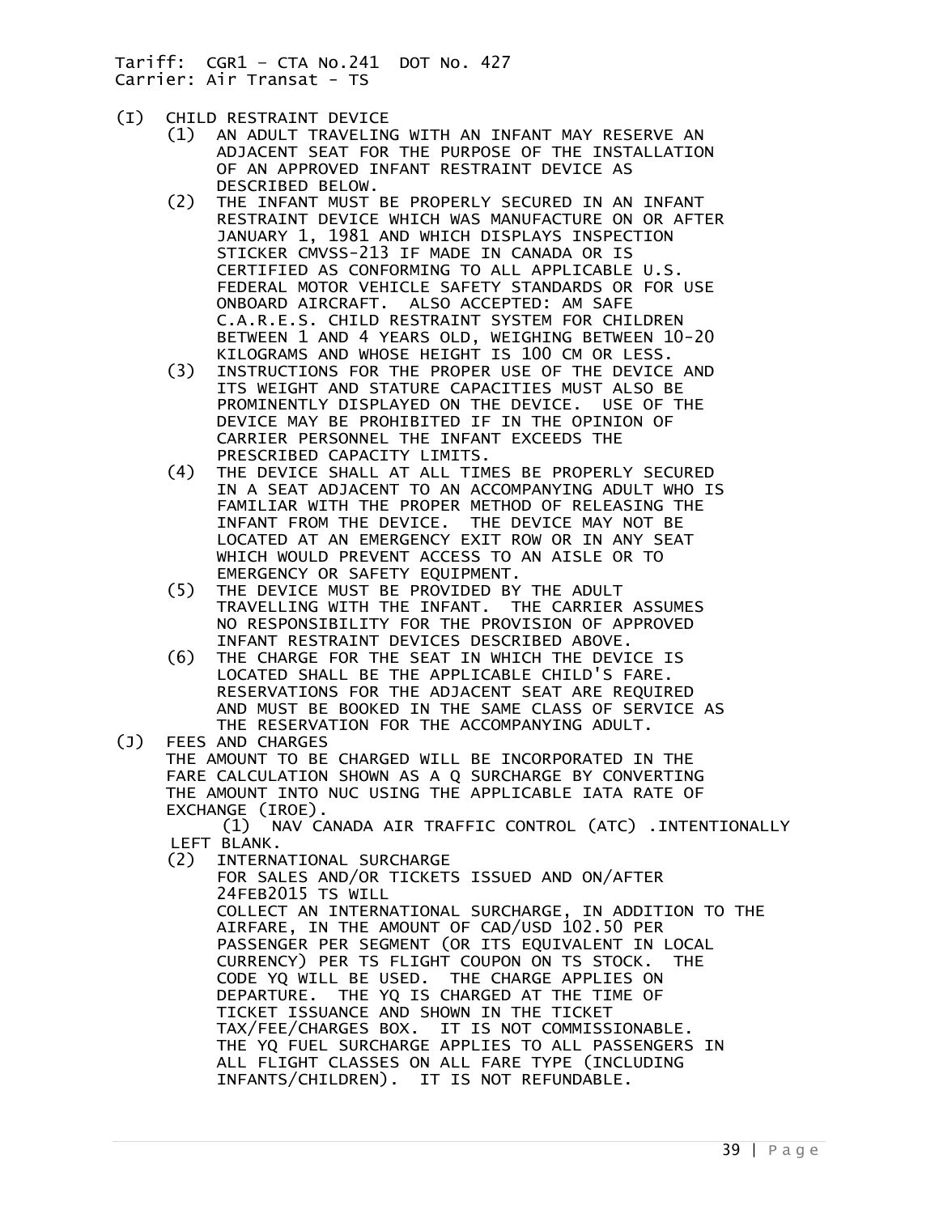Tariff: CGR1 – CTA No.241 DOT No. 427
Carrier: Air Transat - TS

(I) CHILD RESTRAINT DEVICE

(1) AN ADULT TRAVELING WITH AN INFANT MAY RESERVE AN ADJACENT SEAT FOR THE PURPOSE OF THE INSTALLATION OF AN APPROVED INFANT RESTRAINT DEVICE AS DESCRIBED BELOW.

(2) THE INFANT MUST BE PROPERLY SECURED IN AN INFANT RESTRAINT DEVICE WHICH WAS MANUFACTURE ON OR AFTER JANUARY 1, 1981 AND WHICH DISPLAYS INSPECTION STICKER CMVSS-213 IF MADE IN CANADA OR IS CERTIFIED AS CONFORMING TO ALL APPLICABLE U.S. FEDERAL MOTOR VEHICLE SAFETY STANDARDS OR FOR USE ONBOARD AIRCRAFT. ALSO ACCEPTED: AM SAFE C.A.R.E.S. CHILD RESTRAINT SYSTEM FOR CHILDREN BETWEEN 1 AND 4 YEARS OLD, WEIGHING BETWEEN 10-20 KILOGRAMS AND WHOSE HEIGHT IS 100 CM OR LESS.

(3) INSTRUCTIONS FOR THE PROPER USE OF THE DEVICE AND ITS WEIGHT AND STATURE CAPACITIES MUST ALSO BE PROMINENTLY DISPLAYED ON THE DEVICE. USE OF THE DEVICE MAY BE PROHIBITED IF IN THE OPINION OF CARRIER PERSONNEL THE INFANT EXCEEDS THE PRESCRIBED CAPACITY LIMITS.

(4) THE DEVICE SHALL AT ALL TIMES BE PROPERLY SECURED IN A SEAT ADJACENT TO AN ACCOMPANYING ADULT WHO IS FAMILIAR WITH THE PROPER METHOD OF RELEASING THE INFANT FROM THE DEVICE. THE DEVICE MAY NOT BE LOCATED AT AN EMERGENCY EXIT ROW OR IN ANY SEAT WHICH WOULD PREVENT ACCESS TO AN AISLE OR TO EMERGENCY OR SAFETY EQUIPMENT.

(5) THE DEVICE MUST BE PROVIDED BY THE ADULT TRAVELLING WITH THE INFANT. THE CARRIER ASSUMES NO RESPONSIBILITY FOR THE PROVISION OF APPROVED INFANT RESTRAINT DEVICES DESCRIBED ABOVE.

(6) THE CHARGE FOR THE SEAT IN WHICH THE DEVICE IS LOCATED SHALL BE THE APPLICABLE CHILD'S FARE. RESERVATIONS FOR THE ADJACENT SEAT ARE REQUIRED AND MUST BE BOOKED IN THE SAME CLASS OF SERVICE AS THE RESERVATION FOR THE ACCOMPANYING ADULT.

(J) FEES AND CHARGES

THE AMOUNT TO BE CHARGED WILL BE INCORPORATED IN THE FARE CALCULATION SHOWN AS A Q SURCHARGE BY CONVERTING THE AMOUNT INTO NUC USING THE APPLICABLE IATA RATE OF EXCHANGE (IROE).

(1) NAV CANADA AIR TRAFFIC CONTROL (ATC) .INTENTIONALLY LEFT BLANK.

(2) INTERNATIONAL SURCHARGE
FOR SALES AND/OR TICKETS ISSUED AND ON/AFTER 24FEB2015 TS WILL
COLLECT AN INTERNATIONAL SURCHARGE, IN ADDITION TO THE AIRFARE, IN THE AMOUNT OF CAD/USD 102.50 PER PASSENGER PER SEGMENT (OR ITS EQUIVALENT IN LOCAL CURRENCY) PER TS FLIGHT COUPON ON TS STOCK. THE CODE YQ WILL BE USED. THE CHARGE APPLIES ON DEPARTURE. THE YQ IS CHARGED AT THE TIME OF TICKET ISSUANCE AND SHOWN IN THE TICKET TAX/FEE/CHARGES BOX. IT IS NOT COMMISSIONABLE. THE YQ FUEL SURCHARGE APPLIES TO ALL PASSENGERS IN ALL FLIGHT CLASSES ON ALL FARE TYPE (INCLUDING INFANTS/CHILDREN). IT IS NOT REFUNDABLE.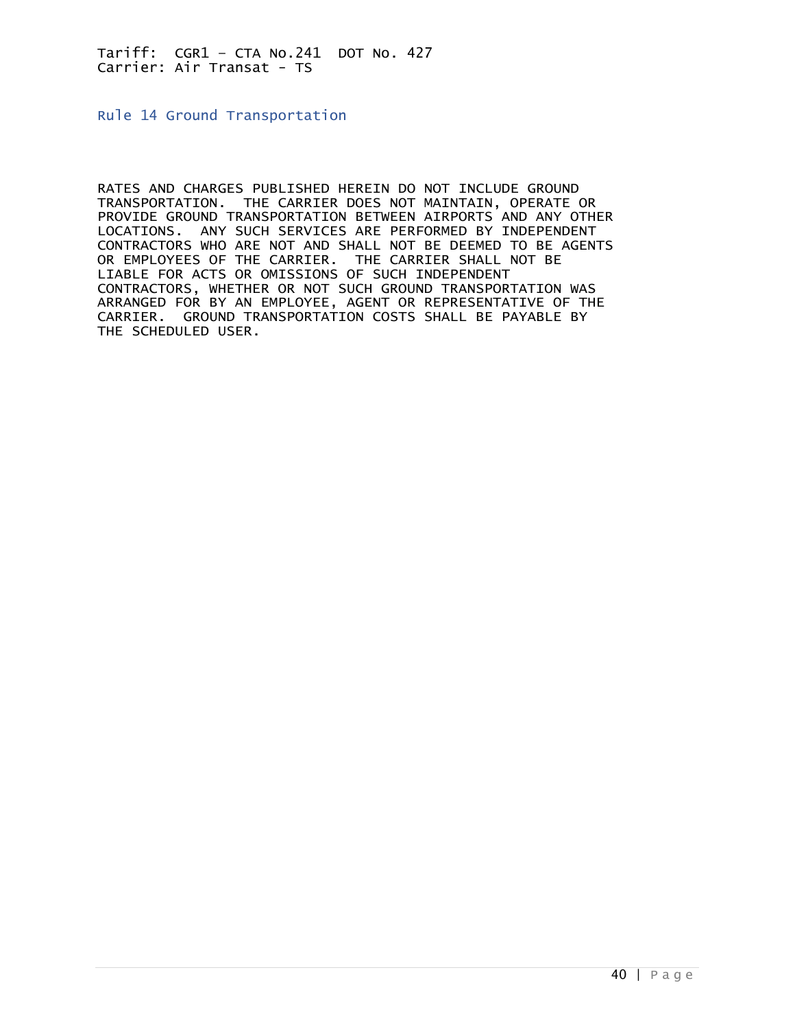Tariff: CGR1 – CTA No.241 DOT No. 427
Carrier: Air Transat - TS

## Rule 14 Ground Transportation

RATES AND CHARGES PUBLISHED HEREIN DO NOT INCLUDE GROUND TRANSPORTATION. THE CARRIER DOES NOT MAINTAIN, OPERATE OR PROVIDE GROUND TRANSPORTATION BETWEEN AIRPORTS AND ANY OTHER LOCATIONS. ANY SUCH SERVICES ARE PERFORMED BY INDEPENDENT CONTRACTORS WHO ARE NOT AND SHALL NOT BE DEEMED TO BE AGENTS OR EMPLOYEES OF THE CARRIER. THE CARRIER SHALL NOT BE LIABLE FOR ACTS OR OMISSIONS OF SUCH INDEPENDENT CONTRACTORS, WHETHER OR NOT SUCH GROUND TRANSPORTATION WAS ARRANGED FOR BY AN EMPLOYEE, AGENT OR REPRESENTATIVE OF THE CARRIER. GROUND TRANSPORTATION COSTS SHALL BE PAYABLE BY THE SCHEDULED USER.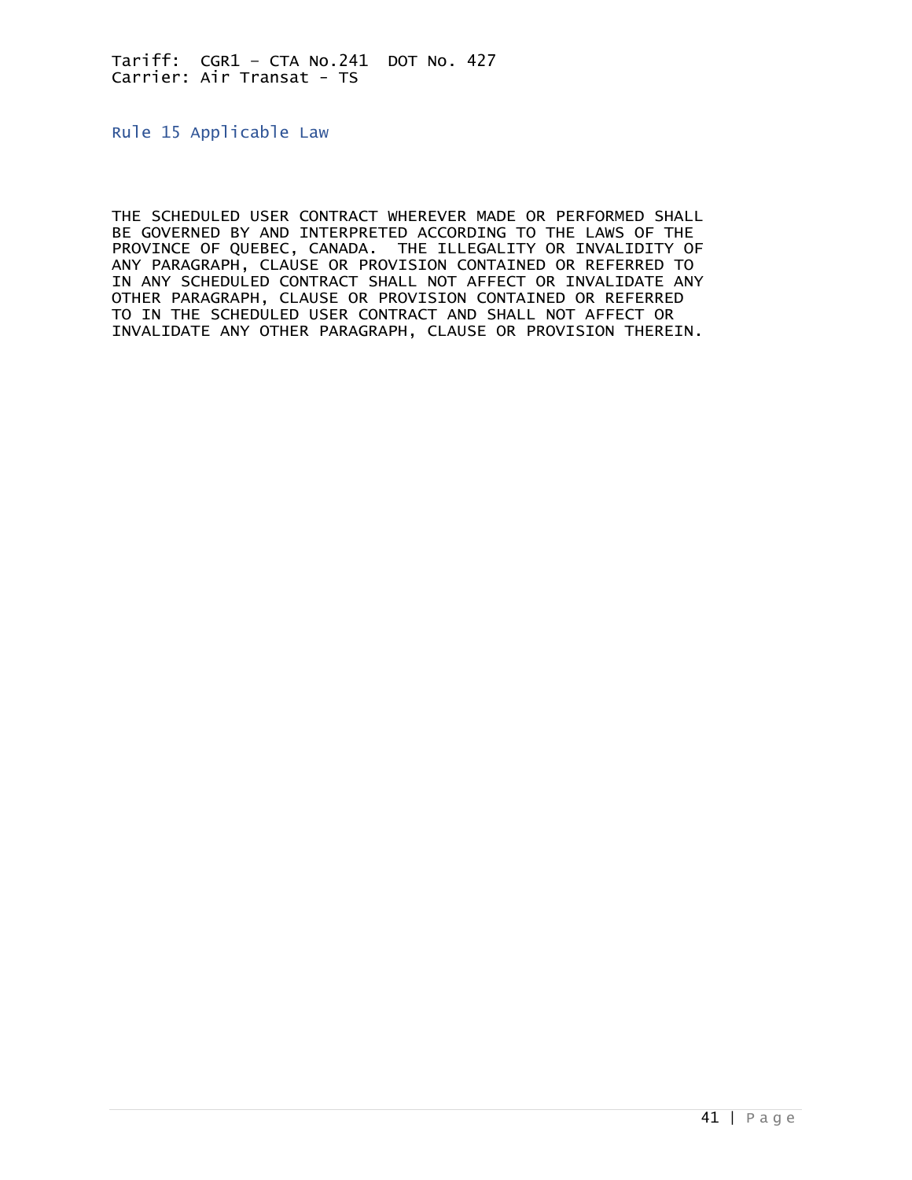Tariff: CGR1 – CTA No.241 DOT No. 427
Carrier: Air Transat - TS

## Rule 15 Applicable Law

THE SCHEDULED USER CONTRACT WHEREVER MADE OR PERFORMED SHALL BE GOVERNED BY AND INTERPRETED ACCORDING TO THE LAWS OF THE PROVINCE OF QUEBEC, CANADA. THE ILLEGALITY OR INVALIDITY OF ANY PARAGRAPH, CLAUSE OR PROVISION CONTAINED OR REFERRED TO IN ANY SCHEDULED CONTRACT SHALL NOT AFFECT OR INVALIDATE ANY OTHER PARAGRAPH, CLAUSE OR PROVISION CONTAINED OR REFERRED TO IN THE SCHEDULED USER CONTRACT AND SHALL NOT AFFECT OR INVALIDATE ANY OTHER PARAGRAPH, CLAUSE OR PROVISION THEREIN.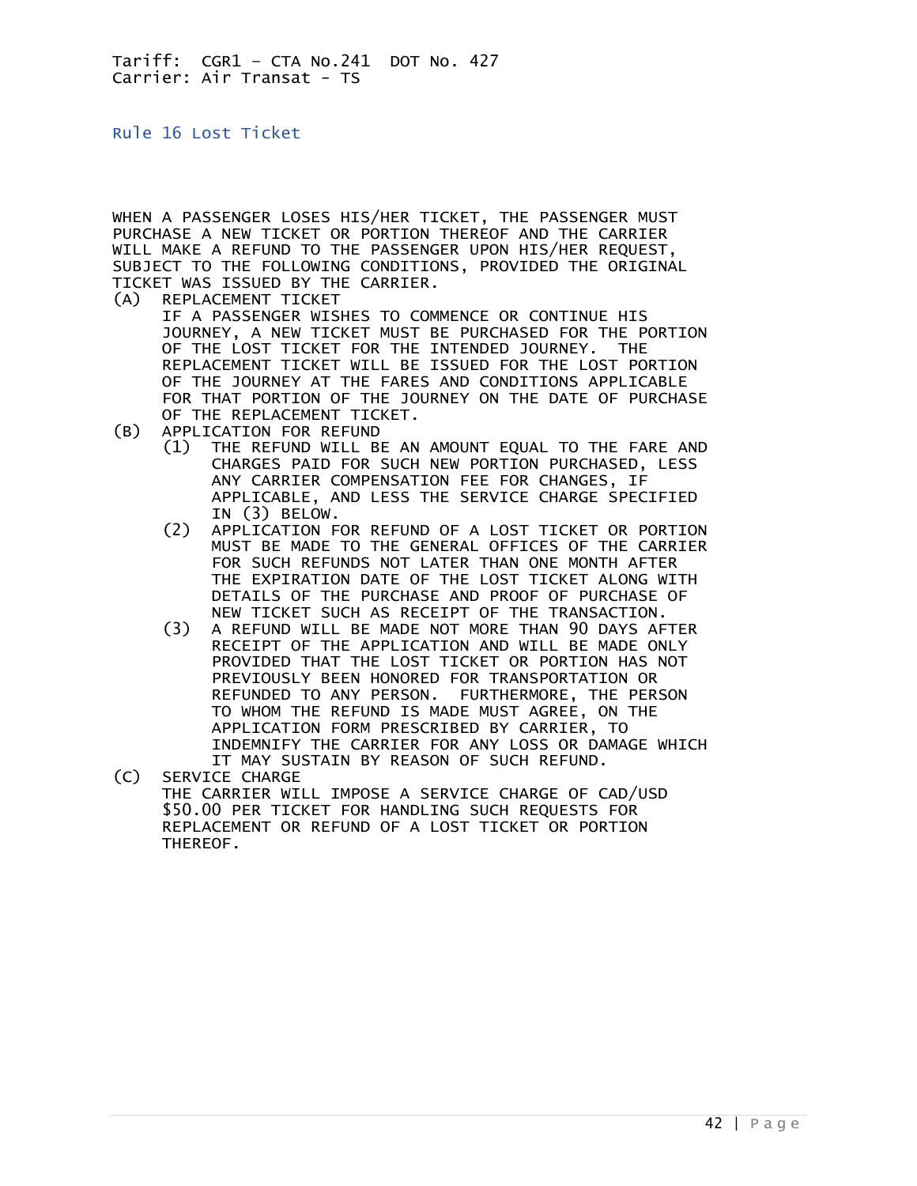Tariff: CGR1 – CTA No.241 DOT No. 427
Carrier: Air Transat - TS

## Rule 16 Lost Ticket

WHEN A PASSENGER LOSES HIS/HER TICKET, THE PASSENGER MUST PURCHASE A NEW TICKET OR PORTION THEREOF AND THE CARRIER WILL MAKE A REFUND TO THE PASSENGER UPON HIS/HER REQUEST, SUBJECT TO THE FOLLOWING CONDITIONS, PROVIDED THE ORIGINAL TICKET WAS ISSUED BY THE CARRIER.

(A) REPLACEMENT TICKET

IF A PASSENGER WISHES TO COMMENCE OR CONTINUE HIS JOURNEY, A NEW TICKET MUST BE PURCHASED FOR THE PORTION OF THE LOST TICKET FOR THE INTENDED JOURNEY. THE REPLACEMENT TICKET WILL BE ISSUED FOR THE LOST PORTION OF THE JOURNEY AT THE FARES AND CONDITIONS APPLICABLE FOR THAT PORTION OF THE JOURNEY ON THE DATE OF PURCHASE OF THE REPLACEMENT TICKET.

(B) APPLICATION FOR REFUND

(1) THE REFUND WILL BE AN AMOUNT EQUAL TO THE FARE AND CHARGES PAID FOR SUCH NEW PORTION PURCHASED, LESS ANY CARRIER COMPENSATION FEE FOR CHANGES, IF APPLICABLE, AND LESS THE SERVICE CHARGE SPECIFIED IN (3) BELOW.

(2) APPLICATION FOR REFUND OF A LOST TICKET OR PORTION MUST BE MADE TO THE GENERAL OFFICES OF THE CARRIER FOR SUCH REFUNDS NOT LATER THAN ONE MONTH AFTER THE EXPIRATION DATE OF THE LOST TICKET ALONG WITH DETAILS OF THE PURCHASE AND PROOF OF PURCHASE OF NEW TICKET SUCH AS RECEIPT OF THE TRANSACTION.

(3) A REFUND WILL BE MADE NOT MORE THAN 90 DAYS AFTER RECEIPT OF THE APPLICATION AND WILL BE MADE ONLY PROVIDED THAT THE LOST TICKET OR PORTION HAS NOT PREVIOUSLY BEEN HONORED FOR TRANSPORTATION OR REFUNDED TO ANY PERSON. FURTHERMORE, THE PERSON TO WHOM THE REFUND IS MADE MUST AGREE, ON THE APPLICATION FORM PRESCRIBED BY CARRIER, TO INDEMNIFY THE CARRIER FOR ANY LOSS OR DAMAGE WHICH IT MAY SUSTAIN BY REASON OF SUCH REFUND.

(C) SERVICE CHARGE

THE CARRIER WILL IMPOSE A SERVICE CHARGE OF CAD/USD $50.00 PER TICKET FOR HANDLING SUCH REQUESTS FOR REPLACEMENT OR REFUND OF A LOST TICKET OR PORTION THEREOF.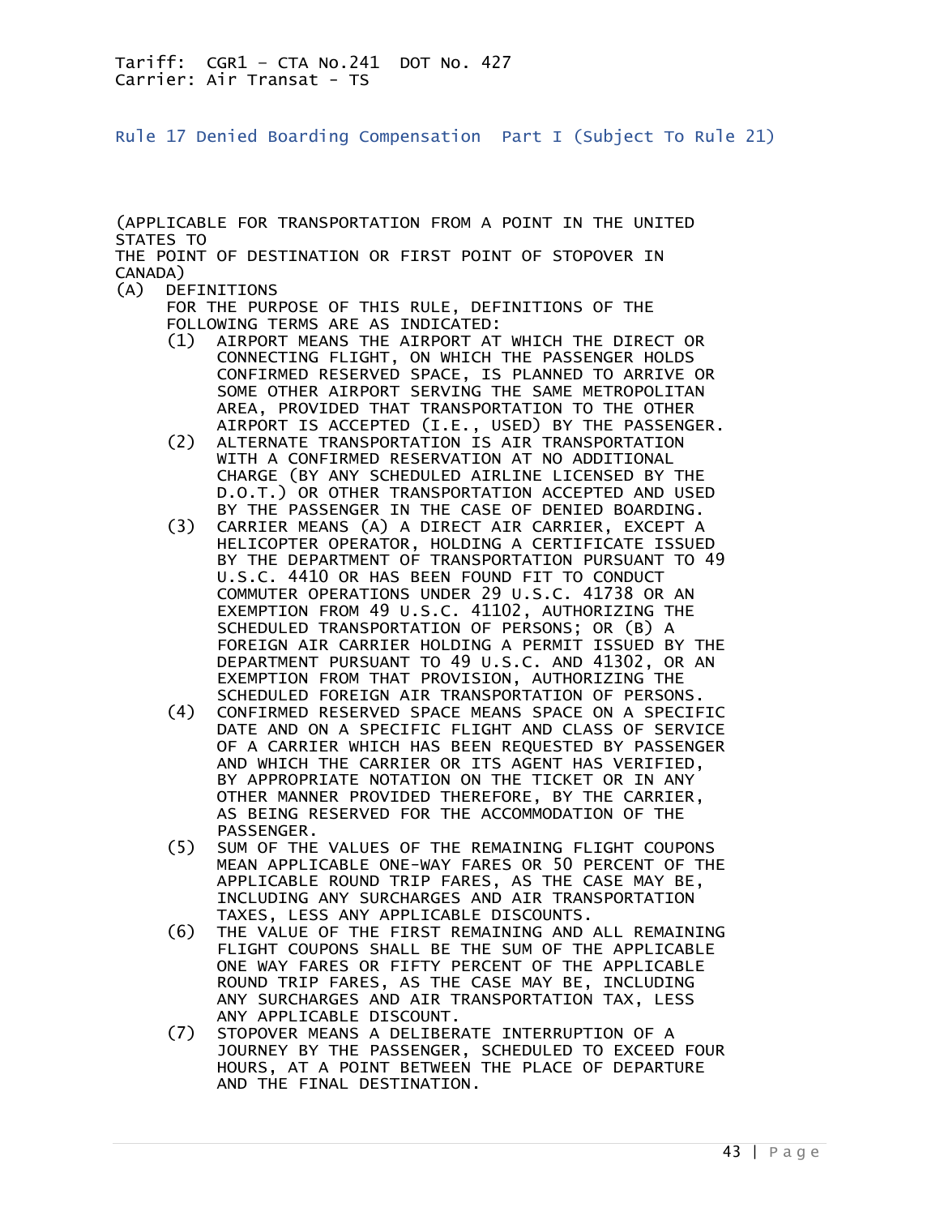Tariff: CGR1 – CTA No.241 DOT No. 427
Carrier: Air Transat - TS

## Rule 17 Denied Boarding Compensation Part I (Subject To Rule 21)

(APPLICABLE FOR TRANSPORTATION FROM A POINT IN THE UNITED STATES TO THE POINT OF DESTINATION OR FIRST POINT OF STOPOVER IN CANADA)

(A) DEFINITIONS

FOR THE PURPOSE OF THIS RULE, DEFINITIONS OF THE FOLLOWING TERMS ARE AS INDICATED:

(1) AIRPORT MEANS THE AIRPORT AT WHICH THE DIRECT OR CONNECTING FLIGHT, ON WHICH THE PASSENGER HOLDS CONFIRMED RESERVED SPACE, IS PLANNED TO ARRIVE OR SOME OTHER AIRPORT SERVING THE SAME METROPOLITAN AREA, PROVIDED THAT TRANSPORTATION TO THE OTHER AIRPORT IS ACCEPTED (I.E., USED) BY THE PASSENGER.

(2) ALTERNATE TRANSPORTATION IS AIR TRANSPORTATION WITH A CONFIRMED RESERVATION AT NO ADDITIONAL CHARGE (BY ANY SCHEDULED AIRLINE LICENSED BY THE D.O.T.) OR OTHER TRANSPORTATION ACCEPTED AND USED BY THE PASSENGER IN THE CASE OF DENIED BOARDING.

(3) CARRIER MEANS (A) A DIRECT AIR CARRIER, EXCEPT A HELICOPTER OPERATOR, HOLDING A CERTIFICATE ISSUED BY THE DEPARTMENT OF TRANSPORTATION PURSUANT TO 49 U.S.C. 4410 OR HAS BEEN FOUND FIT TO CONDUCT COMMUTER OPERATIONS UNDER 29 U.S.C. 41738 OR AN EXEMPTION FROM 49 U.S.C. 41102, AUTHORIZING THE SCHEDULED TRANSPORTATION OF PERSONS; OR (B) A FOREIGN AIR CARRIER HOLDING A PERMIT ISSUED BY THE DEPARTMENT PURSUANT TO 49 U.S.C. AND 41302, OR AN EXEMPTION FROM THAT PROVISION, AUTHORIZING THE SCHEDULED FOREIGN AIR TRANSPORTATION OF PERSONS.

(4) CONFIRMED RESERVED SPACE MEANS SPACE ON A SPECIFIC DATE AND ON A SPECIFIC FLIGHT AND CLASS OF SERVICE OF A CARRIER WHICH HAS BEEN REQUESTED BY PASSENGER AND WHICH THE CARRIER OR ITS AGENT HAS VERIFIED, BY APPROPRIATE NOTATION ON THE TICKET OR IN ANY OTHER MANNER PROVIDED THEREFORE, BY THE CARRIER, AS BEING RESERVED FOR THE ACCOMMODATION OF THE PASSENGER.

(5) SUM OF THE VALUES OF THE REMAINING FLIGHT COUPONS MEAN APPLICABLE ONE-WAY FARES OR 50 PERCENT OF THE APPLICABLE ROUND TRIP FARES, AS THE CASE MAY BE, INCLUDING ANY SURCHARGES AND AIR TRANSPORTATION TAXES, LESS ANY APPLICABLE DISCOUNTS.

(6) THE VALUE OF THE FIRST REMAINING AND ALL REMAINING FLIGHT COUPONS SHALL BE THE SUM OF THE APPLICABLE ONE WAY FARES OR FIFTY PERCENT OF THE APPLICABLE ROUND TRIP FARES, AS THE CASE MAY BE, INCLUDING ANY SURCHARGES AND AIR TRANSPORTATION TAX, LESS ANY APPLICABLE DISCOUNT.

(7) STOPOVER MEANS A DELIBERATE INTERRUPTION OF A JOURNEY BY THE PASSENGER, SCHEDULED TO EXCEED FOUR HOURS, AT A POINT BETWEEN THE PLACE OF DEPARTURE AND THE FINAL DESTINATION.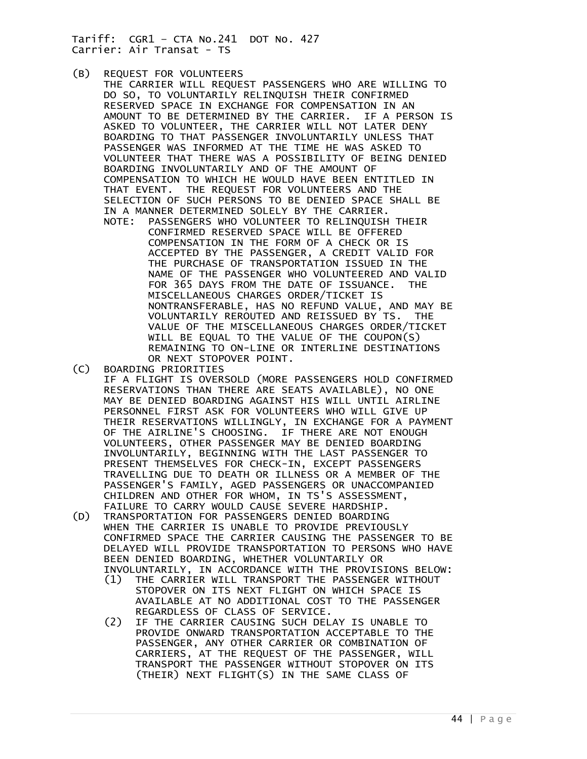(B) REQUEST FOR VOLUNTEERS

THE CARRIER WILL REQUEST PASSENGERS WHO ARE WILLING TO DO SO, TO VOLUNTARILY RELINQUISH THEIR CONFIRMED RESERVED SPACE IN EXCHANGE FOR COMPENSATION IN AN AMOUNT TO BE DETERMINED BY THE CARRIER. IF A PERSON IS ASKED TO VOLUNTEER, THE CARRIER WILL NOT LATER DENY BOARDING TO THAT PASSENGER INVOLUNTARILY UNLESS THAT PASSENGER WAS INFORMED AT THE TIME HE WAS ASKED TO VOLUNTEER THAT THERE WAS A POSSIBILITY OF BEING DENIED BOARDING INVOLUNTARILY AND OF THE AMOUNT OF COMPENSATION TO WHICH HE WOULD HAVE BEEN ENTITLED IN THAT EVENT. THE REQUEST FOR VOLUNTEERS AND THE SELECTION OF SUCH PERSONS TO BE DENIED SPACE SHALL BE IN A MANNER DETERMINED SOLELY BY THE CARRIER.

NOTE: PASSENGERS WHO VOLUNTEER TO RELINQUISH THEIR CONFIRMED RESERVED SPACE WILL BE OFFERED COMPENSATION IN THE FORM OF A CHECK OR IS ACCEPTED BY THE PASSENGER, A CREDIT VALID FOR THE PURCHASE OF TRANSPORTATION ISSUED IN THE NAME OF THE PASSENGER WHO VOLUNTEERED AND VALID FOR 365 DAYS FROM THE DATE OF ISSUANCE. THE MISCELLANEOUS CHARGES ORDER/TICKET IS NONTRANSFERABLE, HAS NO REFUND VALUE, AND MAY BE VOLUNTARILY REROUTED AND REISSUED BY TS. THE VALUE OF THE MISCELLANEOUS CHARGES ORDER/TICKET WILL BE EQUAL TO THE VALUE OF THE COUPON(S) REMAINING TO ON-LINE OR INTERLINE DESTINATIONS OR NEXT STOPOVER POINT.

(C) BOARDING PRIORITIES

IF A FLIGHT IS OVERSOLD (MORE PASSENGERS HOLD CONFIRMED RESERVATIONS THAN THERE ARE SEATS AVAILABLE), NO ONE MAY BE DENIED BOARDING AGAINST HIS WILL UNTIL AIRLINE PERSONNEL FIRST ASK FOR VOLUNTEERS WHO WILL GIVE UP THEIR RESERVATIONS WILLINGLY, IN EXCHANGE FOR A PAYMENT OF THE AIRLINE'S CHOOSING. IF THERE ARE NOT ENOUGH VOLUNTEERS, OTHER PASSENGER MAY BE DENIED BOARDING INVOLUNTARILY, BEGINNING WITH THE LAST PASSENGER TO PRESENT THEMSELVES FOR CHECK-IN, EXCEPT PASSENGERS TRAVELLING DUE TO DEATH OR ILLNESS OR A MEMBER OF THE PASSENGER'S FAMILY, AGED PASSENGERS OR UNACCOMPANIED CHILDREN AND OTHER FOR WHOM, IN TS'S ASSESSMENT, FAILURE TO CARRY WOULD CAUSE SEVERE HARDSHIP.

(D) TRANSPORTATION FOR PASSENGERS DENIED BOARDING

WHEN THE CARRIER IS UNABLE TO PROVIDE PREVIOUSLY CONFIRMED SPACE THE CARRIER CAUSING THE PASSENGER TO BE DELAYED WILL PROVIDE TRANSPORTATION TO PERSONS WHO HAVE BEEN DENIED BOARDING, WHETHER VOLUNTARILY OR INVOLUNTARILY, IN ACCORDANCE WITH THE PROVISIONS BELOW:

(1) THE CARRIER WILL TRANSPORT THE PASSENGER WITHOUT STOPOVER ON ITS NEXT FLIGHT ON WHICH SPACE IS AVAILABLE AT NO ADDITIONAL COST TO THE PASSENGER REGARDLESS OF CLASS OF SERVICE.

(2) IF THE CARRIER CAUSING SUCH DELAY IS UNABLE TO PROVIDE ONWARD TRANSPORTATION ACCEPTABLE TO THE PASSENGER, ANY OTHER CARRIER OR COMBINATION OF CARRIERS, AT THE REQUEST OF THE PASSENGER, WILL TRANSPORT THE PASSENGER WITHOUT STOPOVER ON ITS (THEIR) NEXT FLIGHT(S) IN THE SAME CLASS OF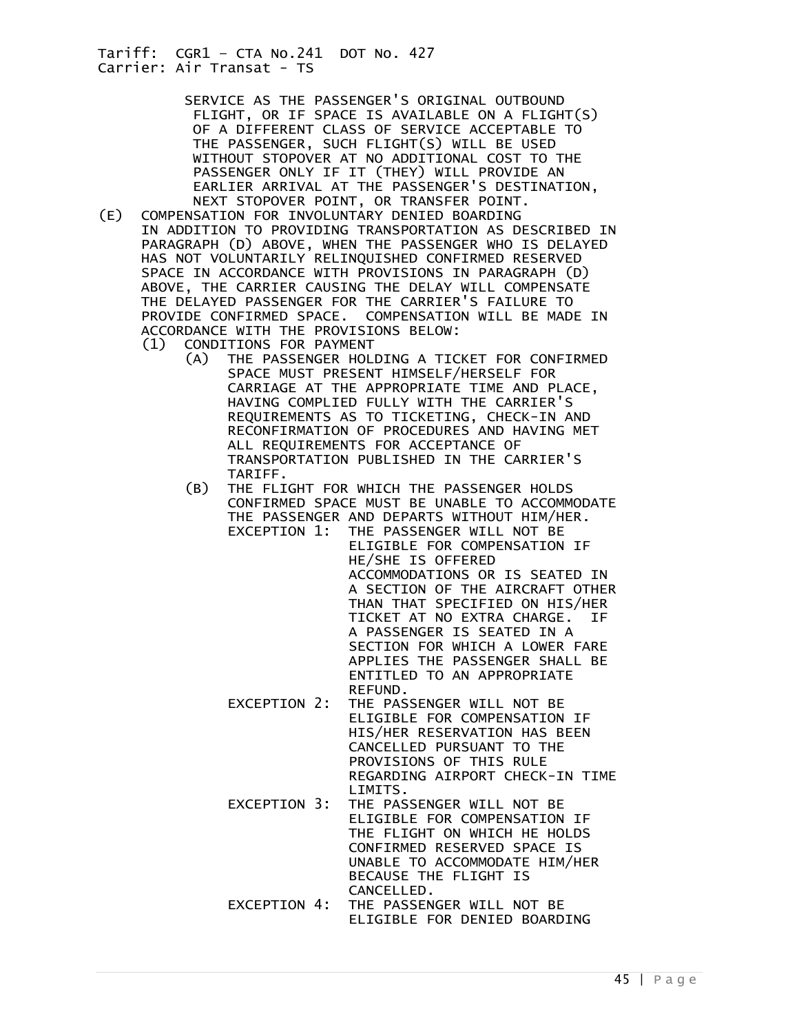SERVICE AS THE PASSENGER'S ORIGINAL OUTBOUND FLIGHT, OR IF SPACE IS AVAILABLE ON A FLIGHT(S) OF A DIFFERENT CLASS OF SERVICE ACCEPTABLE TO THE PASSENGER, SUCH FLIGHT(S) WILL BE USED WITHOUT STOPOVER AT NO ADDITIONAL COST TO THE PASSENGER ONLY IF IT (THEY) WILL PROVIDE AN EARLIER ARRIVAL AT THE PASSENGER'S DESTINATION, NEXT STOPOVER POINT, OR TRANSFER POINT.

(E) COMPENSATION FOR INVOLUNTARY DENIED BOARDING

IN ADDITION TO PROVIDING TRANSPORTATION AS DESCRIBED IN PARAGRAPH (D) ABOVE, WHEN THE PASSENGER WHO IS DELAYED HAS NOT VOLUNTARILY RELINQUISHED CONFIRMED RESERVED SPACE IN ACCORDANCE WITH PROVISIONS IN PARAGRAPH (D) ABOVE, THE CARRIER CAUSING THE DELAY WILL COMPENSATE THE DELAYED PASSENGER FOR THE CARRIER'S FAILURE TO PROVIDE CONFIRMED SPACE. COMPENSATION WILL BE MADE IN ACCORDANCE WITH THE PROVISIONS BELOW:

- (1) CONDITIONS FOR PAYMENT
  - (A) THE PASSENGER HOLDING A TICKET FOR CONFIRMED SPACE MUST PRESENT HIMSELF/HERSELF FOR CARRIAGE AT THE APPROPRIATE TIME AND PLACE, HAVING COMPLIED FULLY WITH THE CARRIER'S REQUIREMENTS AS TO TICKETING, CHECK-IN AND RECONFIRMATION OF PROCEDURES AND HAVING MET ALL REQUIREMENTS FOR ACCEPTANCE OF TRANSPORTATION PUBLISHED IN THE CARRIER'S TARIFF.
  - (B) THE FLIGHT FOR WHICH THE PASSENGER HOLDS CONFIRMED SPACE MUST BE UNABLE TO ACCOMMODATE THE PASSENGER AND DEPARTS WITHOUT HIM/HER.

    EXCEPTION 1: THE PASSENGER WILL NOT BE ELIGIBLE FOR COMPENSATION IF HE/SHE IS OFFERED ACCOMMODATIONS OR IS SEATED IN A SECTION OF THE AIRCRAFT OTHER THAN THAT SPECIFIED ON HIS/HER TICKET AT NO EXTRA CHARGE. IF A PASSENGER IS SEATED IN A SECTION FOR WHICH A LOWER FARE APPLIES THE PASSENGER SHALL BE ENTITLED TO AN APPROPRIATE REFUND.

    EXCEPTION 2: THE PASSENGER WILL NOT BE ELIGIBLE FOR COMPENSATION IF HIS/HER RESERVATION HAS BEEN CANCELLED PURSUANT TO THE PROVISIONS OF THIS RULE REGARDING AIRPORT CHECK-IN TIME LIMITS.

    EXCEPTION 3: THE PASSENGER WILL NOT BE ELIGIBLE FOR COMPENSATION IF THE FLIGHT ON WHICH HE HOLDS CONFIRMED RESERVED SPACE IS UNABLE TO ACCOMMODATE HIM/HER BECAUSE THE FLIGHT IS CANCELLED.

    EXCEPTION 4: THE PASSENGER WILL NOT BE ELIGIBLE FOR DENIED BOARDING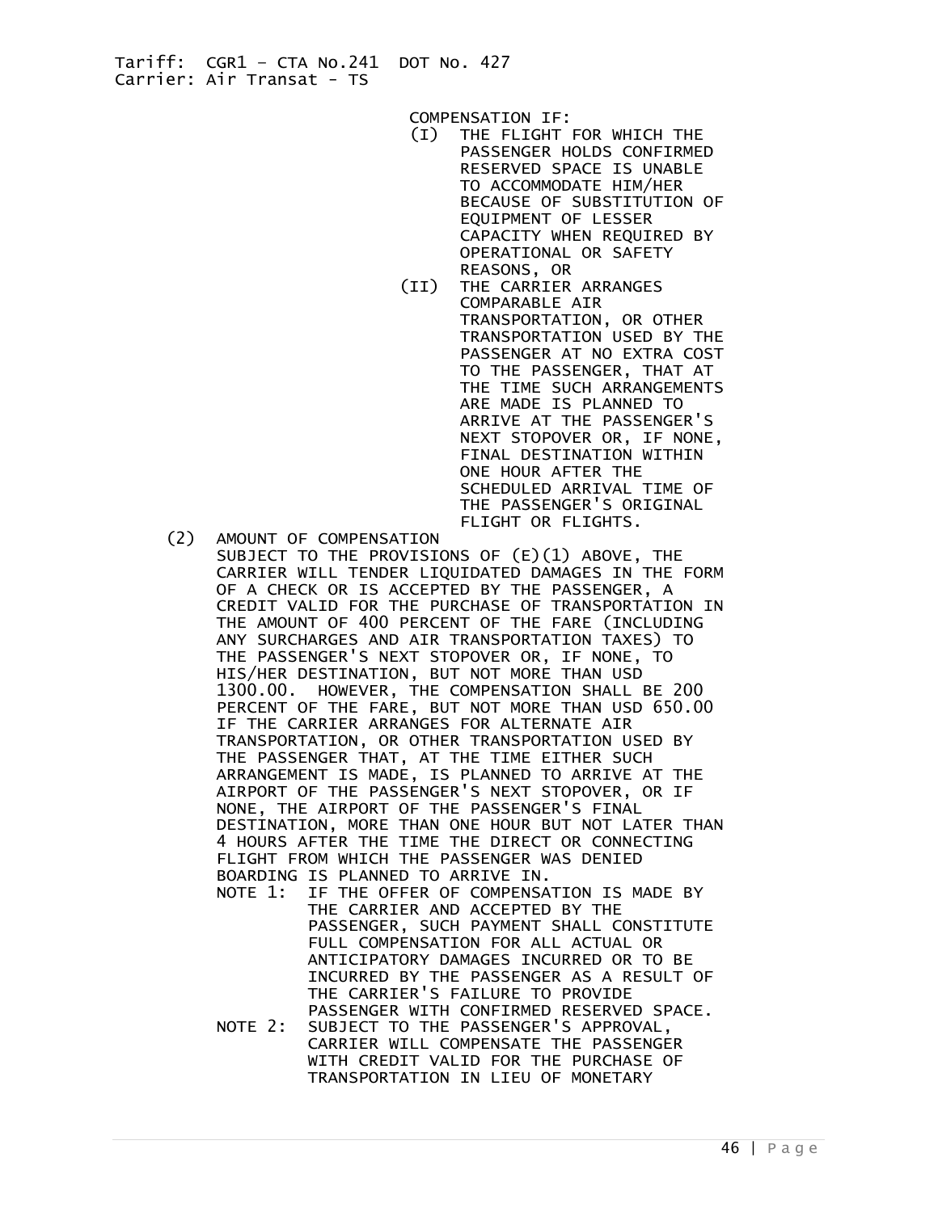COMPENSATION IF:

(I) THE FLIGHT FOR WHICH THE PASSENGER HOLDS CONFIRMED RESERVED SPACE IS UNABLE TO ACCOMMODATE HIM/HER BECAUSE OF SUBSTITUTION OF EQUIPMENT OF LESSER CAPACITY WHEN REQUIRED BY OPERATIONAL OR SAFETY REASONS, OR

(II) THE CARRIER ARRANGES COMPARABLE AIR TRANSPORTATION, OR OTHER TRANSPORTATION USED BY THE PASSENGER AT NO EXTRA COST TO THE PASSENGER, THAT AT THE TIME SUCH ARRANGEMENTS ARE MADE IS PLANNED TO ARRIVE AT THE PASSENGER'S NEXT STOPOVER OR, IF NONE, FINAL DESTINATION WITHIN ONE HOUR AFTER THE SCHEDULED ARRIVAL TIME OF THE PASSENGER'S ORIGINAL FLIGHT OR FLIGHTS.

(2) AMOUNT OF COMPENSATION

SUBJECT TO THE PROVISIONS OF (E)(1) ABOVE, THE CARRIER WILL TENDER LIQUIDATED DAMAGES IN THE FORM OF A CHECK OR IS ACCEPTED BY THE PASSENGER, A CREDIT VALID FOR THE PURCHASE OF TRANSPORTATION IN THE AMOUNT OF 400 PERCENT OF THE FARE (INCLUDING ANY SURCHARGES AND AIR TRANSPORTATION TAXES) TO THE PASSENGER'S NEXT STOPOVER OR, IF NONE, TO HIS/HER DESTINATION, BUT NOT MORE THAN USD 1300.00. HOWEVER, THE COMPENSATION SHALL BE 200 PERCENT OF THE FARE, BUT NOT MORE THAN USD 650.00 IF THE CARRIER ARRANGES FOR ALTERNATE AIR TRANSPORTATION, OR OTHER TRANSPORTATION USED BY THE PASSENGER THAT, AT THE TIME EITHER SUCH ARRANGEMENT IS MADE, IS PLANNED TO ARRIVE AT THE AIRPORT OF THE PASSENGER'S NEXT STOPOVER, OR IF NONE, THE AIRPORT OF THE PASSENGER'S FINAL DESTINATION, MORE THAN ONE HOUR BUT NOT LATER THAN 4 HOURS AFTER THE TIME THE DIRECT OR CONNECTING FLIGHT FROM WHICH THE PASSENGER WAS DENIED BOARDING IS PLANNED TO ARRIVE IN.

NOTE 1: IF THE OFFER OF COMPENSATION IS MADE BY THE CARRIER AND ACCEPTED BY THE PASSENGER, SUCH PAYMENT SHALL CONSTITUTE FULL COMPENSATION FOR ALL ACTUAL OR ANTICIPATORY DAMAGES INCURRED OR TO BE INCURRED BY THE PASSENGER AS A RESULT OF THE CARRIER'S FAILURE TO PROVIDE PASSENGER WITH CONFIRMED RESERVED SPACE.

NOTE 2: SUBJECT TO THE PASSENGER'S APPROVAL, CARRIER WILL COMPENSATE THE PASSENGER WITH CREDIT VALID FOR THE PURCHASE OF TRANSPORTATION IN LIEU OF MONETARY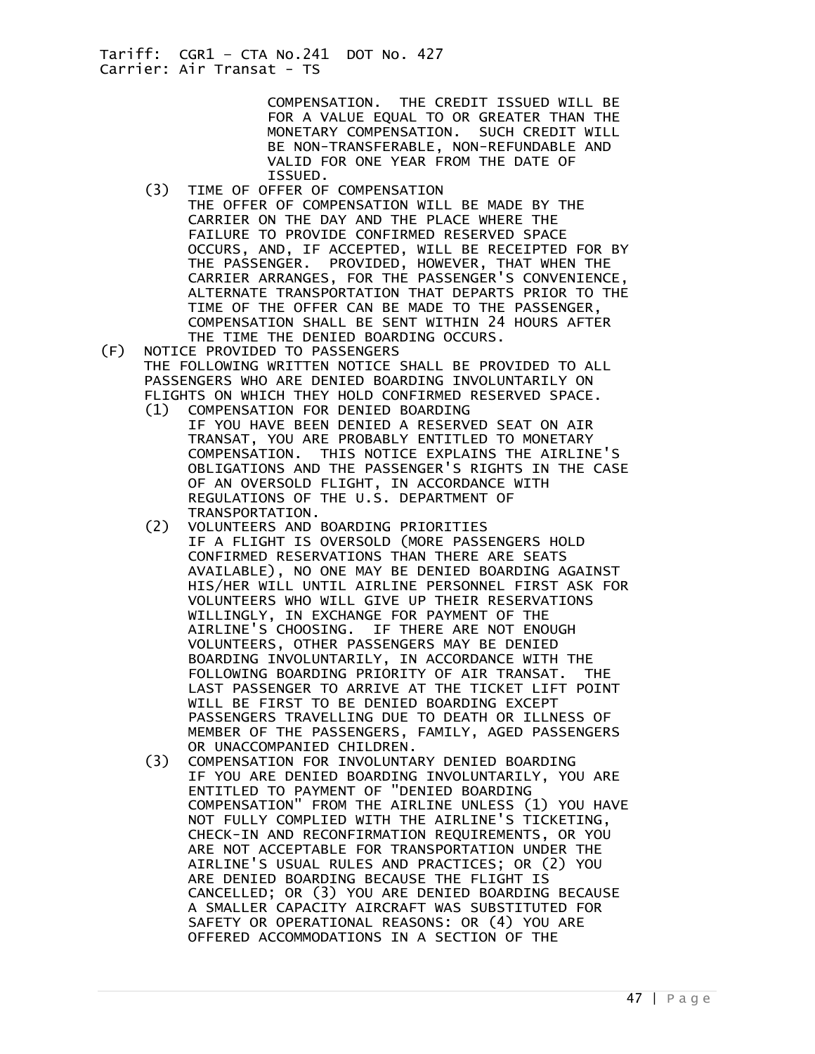COMPENSATION. THE CREDIT ISSUED WILL BE FOR A VALUE EQUAL TO OR GREATER THAN THE MONETARY COMPENSATION. SUCH CREDIT WILL BE NON-TRANSFERABLE, NON-REFUNDABLE AND VALID FOR ONE YEAR FROM THE DATE OF ISSUED.

(3) TIME OF OFFER OF COMPENSATION
THE OFFER OF COMPENSATION WILL BE MADE BY THE CARRIER ON THE DAY AND THE PLACE WHERE THE FAILURE TO PROVIDE CONFIRMED RESERVED SPACE OCCURS, AND, IF ACCEPTED, WILL BE RECEIPTED FOR BY THE PASSENGER. PROVIDED, HOWEVER, THAT WHEN THE CARRIER ARRANGES, FOR THE PASSENGER'S CONVENIENCE, ALTERNATE TRANSPORTATION THAT DEPARTS PRIOR TO THE TIME OF THE OFFER CAN BE MADE TO THE PASSENGER, COMPENSATION SHALL BE SENT WITHIN 24 HOURS AFTER THE TIME THE DENIED BOARDING OCCURS.

(F) NOTICE PROVIDED TO PASSENGERS
THE FOLLOWING WRITTEN NOTICE SHALL BE PROVIDED TO ALL PASSENGERS WHO ARE DENIED BOARDING INVOLUNTARILY ON FLIGHTS ON WHICH THEY HOLD CONFIRMED RESERVED SPACE.

(1) COMPENSATION FOR DENIED BOARDING
IF YOU HAVE BEEN DENIED A RESERVED SEAT ON AIR TRANSAT, YOU ARE PROBABLY ENTITLED TO MONETARY COMPENSATION. THIS NOTICE EXPLAINS THE AIRLINE'S OBLIGATIONS AND THE PASSENGER'S RIGHTS IN THE CASE OF AN OVERSOLD FLIGHT, IN ACCORDANCE WITH REGULATIONS OF THE U.S. DEPARTMENT OF TRANSPORTATION.

(2) VOLUNTEERS AND BOARDING PRIORITIES
IF A FLIGHT IS OVERSOLD (MORE PASSENGERS HOLD CONFIRMED RESERVATIONS THAN THERE ARE SEATS AVAILABLE), NO ONE MAY BE DENIED BOARDING AGAINST HIS/HER WILL UNTIL AIRLINE PERSONNEL FIRST ASK FOR VOLUNTEERS WHO WILL GIVE UP THEIR RESERVATIONS WILLINGLY, IN EXCHANGE FOR PAYMENT OF THE AIRLINE'S CHOOSING. IF THERE ARE NOT ENOUGH VOLUNTEERS, OTHER PASSENGERS MAY BE DENIED BOARDING INVOLUNTARILY, IN ACCORDANCE WITH THE FOLLOWING BOARDING PRIORITY OF AIR TRANSAT. THE LAST PASSENGER TO ARRIVE AT THE TICKET LIFT POINT WILL BE FIRST TO BE DENIED BOARDING EXCEPT PASSENGERS TRAVELLING DUE TO DEATH OR ILLNESS OF MEMBER OF THE PASSENGERS, FAMILY, AGED PASSENGERS OR UNACCOMPANIED CHILDREN.

(3) COMPENSATION FOR INVOLUNTARY DENIED BOARDING
IF YOU ARE DENIED BOARDING INVOLUNTARILY, YOU ARE ENTITLED TO PAYMENT OF "DENIED BOARDING COMPENSATION" FROM THE AIRLINE UNLESS (1) YOU HAVE NOT FULLY COMPLIED WITH THE AIRLINE'S TICKETING, CHECK-IN AND RECONFIRMATION REQUIREMENTS, OR YOU ARE NOT ACCEPTABLE FOR TRANSPORTATION UNDER THE AIRLINE'S USUAL RULES AND PRACTICES; OR (2) YOU ARE DENIED BOARDING BECAUSE THE FLIGHT IS CANCELLED; OR (3) YOU ARE DENIED BOARDING BECAUSE A SMALLER CAPACITY AIRCRAFT WAS SUBSTITUTED FOR SAFETY OR OPERATIONAL REASONS: OR (4) YOU ARE OFFERED ACCOMMODATIONS IN A SECTION OF THE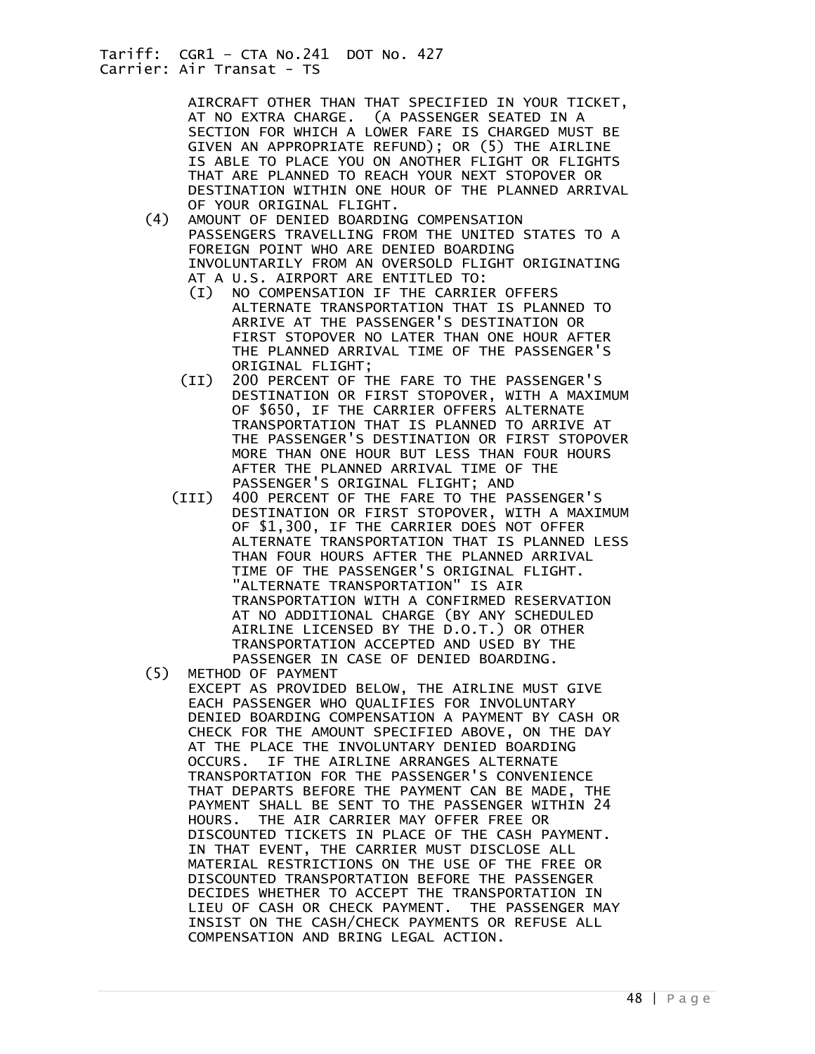AIRCRAFT OTHER THAN THAT SPECIFIED IN YOUR TICKET, AT NO EXTRA CHARGE. (A PASSENGER SEATED IN A SECTION FOR WHICH A LOWER FARE IS CHARGED MUST BE GIVEN AN APPROPRIATE REFUND); OR (5) THE AIRLINE IS ABLE TO PLACE YOU ON ANOTHER FLIGHT OR FLIGHTS THAT ARE PLANNED TO REACH YOUR NEXT STOPOVER OR DESTINATION WITHIN ONE HOUR OF THE PLANNED ARRIVAL OF YOUR ORIGINAL FLIGHT.

(4) AMOUNT OF DENIED BOARDING COMPENSATION
PASSENGERS TRAVELLING FROM THE UNITED STATES TO A FOREIGN POINT WHO ARE DENIED BOARDING INVOLUNTARILY FROM AN OVERSOLD FLIGHT ORIGINATING AT A U.S. AIRPORT ARE ENTITLED TO:

- (I) NO COMPENSATION IF THE CARRIER OFFERS ALTERNATE TRANSPORTATION THAT IS PLANNED TO ARRIVE AT THE PASSENGER'S DESTINATION OR FIRST STOPOVER NO LATER THAN ONE HOUR AFTER THE PLANNED ARRIVAL TIME OF THE PASSENGER'S ORIGINAL FLIGHT;
- (II) 200 PERCENT OF THE FARE TO THE PASSENGER'S DESTINATION OR FIRST STOPOVER, WITH A MAXIMUM OF $650, IF THE CARRIER OFFERS ALTERNATE TRANSPORTATION THAT IS PLANNED TO ARRIVE AT THE PASSENGER'S DESTINATION OR FIRST STOPOVER MORE THAN ONE HOUR BUT LESS THAN FOUR HOURS AFTER THE PLANNED ARRIVAL TIME OF THE PASSENGER'S ORIGINAL FLIGHT; AND
- (III) 400 PERCENT OF THE FARE TO THE PASSENGER'S DESTINATION OR FIRST STOPOVER, WITH A MAXIMUM OF $1,300, IF THE CARRIER DOES NOT OFFER ALTERNATE TRANSPORTATION THAT IS PLANNED LESS THAN FOUR HOURS AFTER THE PLANNED ARRIVAL TIME OF THE PASSENGER'S ORIGINAL FLIGHT. "ALTERNATE TRANSPORTATION" IS AIR TRANSPORTATION WITH A CONFIRMED RESERVATION AT NO ADDITIONAL CHARGE (BY ANY SCHEDULED AIRLINE LICENSED BY THE D.O.T.) OR OTHER TRANSPORTATION ACCEPTED AND USED BY THE PASSENGER IN CASE OF DENIED BOARDING.

(5) METHOD OF PAYMENT
EXCEPT AS PROVIDED BELOW, THE AIRLINE MUST GIVE EACH PASSENGER WHO QUALIFIES FOR INVOLUNTARY DENIED BOARDING COMPENSATION A PAYMENT BY CASH OR CHECK FOR THE AMOUNT SPECIFIED ABOVE, ON THE DAY AT THE PLACE THE INVOLUNTARY DENIED BOARDING OCCURS. IF THE AIRLINE ARRANGES ALTERNATE TRANSPORTATION FOR THE PASSENGER'S CONVENIENCE THAT DEPARTS BEFORE THE PAYMENT CAN BE MADE, THE PAYMENT SHALL BE SENT TO THE PASSENGER WITHIN 24 HOURS. THE AIR CARRIER MAY OFFER FREE OR DISCOUNTED TICKETS IN PLACE OF THE CASH PAYMENT. IN THAT EVENT, THE CARRIER MUST DISCLOSE ALL MATERIAL RESTRICTIONS ON THE USE OF THE FREE OR DISCOUNTED TRANSPORTATION BEFORE THE PASSENGER DECIDES WHETHER TO ACCEPT THE TRANSPORTATION IN LIEU OF CASH OR CHECK PAYMENT. THE PASSENGER MAY INSIST ON THE CASH/CHECK PAYMENTS OR REFUSE ALL COMPENSATION AND BRING LEGAL ACTION.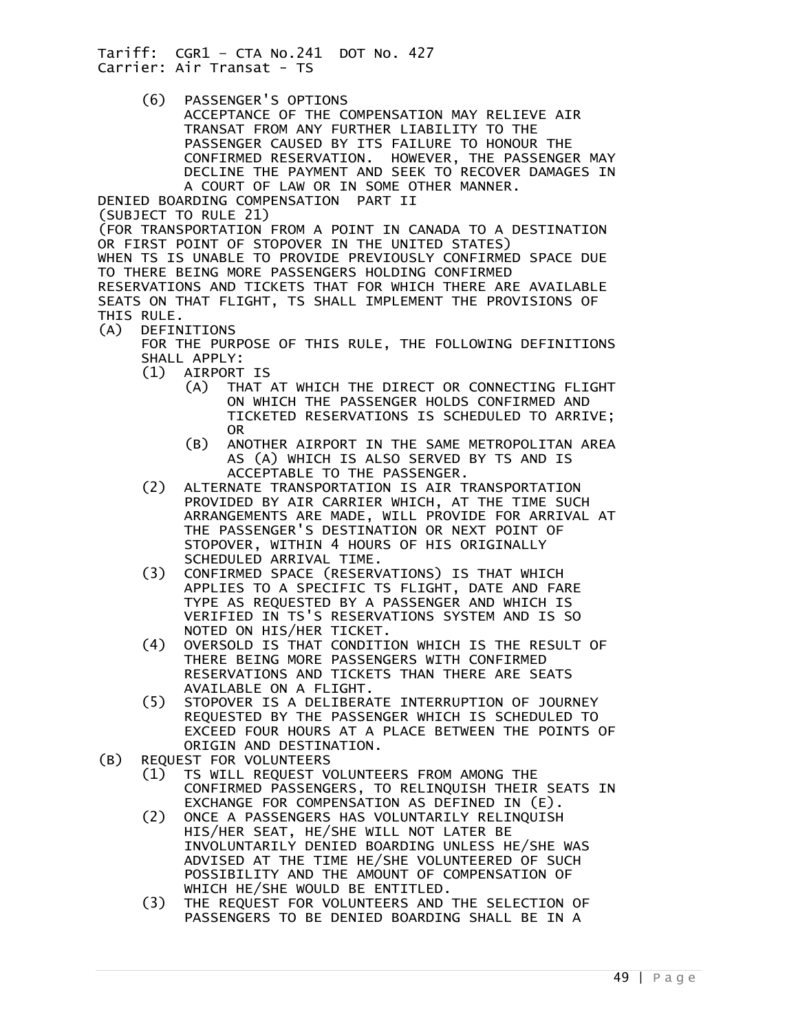(6) PASSENGER'S OPTIONS

ACCEPTANCE OF THE COMPENSATION MAY RELIEVE AIR TRANSAT FROM ANY FURTHER LIABILITY TO THE PASSENGER CAUSED BY ITS FAILURE TO HONOUR THE CONFIRMED RESERVATION. HOWEVER, THE PASSENGER MAY DECLINE THE PAYMENT AND SEEK TO RECOVER DAMAGES IN A COURT OF LAW OR IN SOME OTHER MANNER.

DENIED BOARDING COMPENSATION PART II

(SUBJECT TO RULE 21)

(FOR TRANSPORTATION FROM A POINT IN CANADA TO A DESTINATION OR FIRST POINT OF STOPOVER IN THE UNITED STATES)

WHEN TS IS UNABLE TO PROVIDE PREVIOUSLY CONFIRMED SPACE DUE TO THERE BEING MORE PASSENGERS HOLDING CONFIRMED RESERVATIONS AND TICKETS THAT FOR WHICH THERE ARE AVAILABLE SEATS ON THAT FLIGHT, TS SHALL IMPLEMENT THE PROVISIONS OF THIS RULE.

(A) DEFINITIONS

FOR THE PURPOSE OF THIS RULE, THE FOLLOWING DEFINITIONS SHALL APPLY:

- (1) AIRPORT IS
  - (A) THAT AT WHICH THE DIRECT OR CONNECTING FLIGHT ON WHICH THE PASSENGER HOLDS CONFIRMED AND TICKETED RESERVATIONS IS SCHEDULED TO ARRIVE; OR
  - (B) ANOTHER AIRPORT IN THE SAME METROPOLITAN AREA AS (A) WHICH IS ALSO SERVED BY TS AND IS ACCEPTABLE TO THE PASSENGER.
- (2) ALTERNATE TRANSPORTATION IS AIR TRANSPORTATION PROVIDED BY AIR CARRIER WHICH, AT THE TIME SUCH ARRANGEMENTS ARE MADE, WILL PROVIDE FOR ARRIVAL AT THE PASSENGER'S DESTINATION OR NEXT POINT OF STOPOVER, WITHIN 4 HOURS OF HIS ORIGINALLY SCHEDULED ARRIVAL TIME.
- (3) CONFIRMED SPACE (RESERVATIONS) IS THAT WHICH APPLIES TO A SPECIFIC TS FLIGHT, DATE AND FARE TYPE AS REQUESTED BY A PASSENGER AND WHICH IS VERIFIED IN TS'S RESERVATIONS SYSTEM AND IS SO NOTED ON HIS/HER TICKET.
- (4) OVERSOLD IS THAT CONDITION WHICH IS THE RESULT OF THERE BEING MORE PASSENGERS WITH CONFIRMED RESERVATIONS AND TICKETS THAN THERE ARE SEATS AVAILABLE ON A FLIGHT.
- (5) STOPOVER IS A DELIBERATE INTERRUPTION OF JOURNEY REQUESTED BY THE PASSENGER WHICH IS SCHEDULED TO EXCEED FOUR HOURS AT A PLACE BETWEEN THE POINTS OF ORIGIN AND DESTINATION.

(B) REQUEST FOR VOLUNTEERS

- (1) TS WILL REQUEST VOLUNTEERS FROM AMONG THE CONFIRMED PASSENGERS, TO RELINQUISH THEIR SEATS IN EXCHANGE FOR COMPENSATION AS DEFINED IN (E).
- (2) ONCE A PASSENGERS HAS VOLUNTARILY RELINQUISH HIS/HER SEAT, HE/SHE WILL NOT LATER BE INVOLUNTARILY DENIED BOARDING UNLESS HE/SHE WAS ADVISED AT THE TIME HE/SHE VOLUNTEERED OF SUCH POSSIBILITY AND THE AMOUNT OF COMPENSATION OF WHICH HE/SHE WOULD BE ENTITLED.
- (3) THE REQUEST FOR VOLUNTEERS AND THE SELECTION OF PASSENGERS TO BE DENIED BOARDING SHALL BE IN A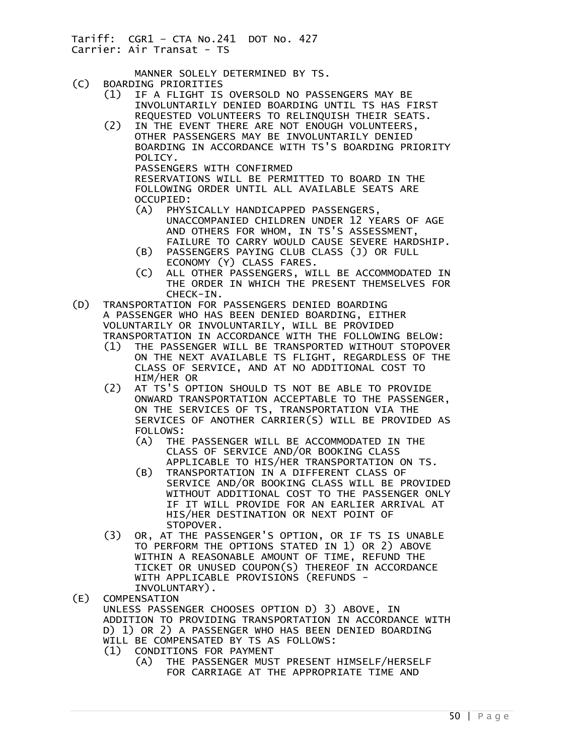MANNER SOLELY DETERMINED BY TS.

(C) BOARDING PRIORITIES

- (1) IF A FLIGHT IS OVERSOLD NO PASSENGERS MAY BE INVOLUNTARILY DENIED BOARDING UNTIL TS HAS FIRST REQUESTED VOLUNTEERS TO RELINQUISH THEIR SEATS.
- (2) IN THE EVENT THERE ARE NOT ENOUGH VOLUNTEERS, OTHER PASSENGERS MAY BE INVOLUNTARILY DENIED BOARDING IN ACCORDANCE WITH TS'S BOARDING PRIORITY POLICY.

  PASSENGERS WITH CONFIRMED RESERVATIONS WILL BE PERMITTED TO BOARD IN THE FOLLOWING ORDER UNTIL ALL AVAILABLE SEATS ARE OCCUPIED:
  - (A) PHYSICALLY HANDICAPPED PASSENGERS, UNACCOMPANIED CHILDREN UNDER 12 YEARS OF AGE AND OTHERS FOR WHOM, IN TS'S ASSESSMENT, FAILURE TO CARRY WOULD CAUSE SEVERE HARDSHIP.
  - (B) PASSENGERS PAYING CLUB CLASS (J) OR FULL ECONOMY (Y) CLASS FARES.
  - (C) ALL OTHER PASSENGERS, WILL BE ACCOMMODATED IN THE ORDER IN WHICH THE PRESENT THEMSELVES FOR CHECK-IN.

(D) TRANSPORTATION FOR PASSENGERS DENIED BOARDING

A PASSENGER WHO HAS BEEN DENIED BOARDING, EITHER VOLUNTARILY OR INVOLUNTARILY, WILL BE PROVIDED TRANSPORTATION IN ACCORDANCE WITH THE FOLLOWING BELOW:

- (1) THE PASSENGER WILL BE TRANSPORTED WITHOUT STOPOVER ON THE NEXT AVAILABLE TS FLIGHT, REGARDLESS OF THE CLASS OF SERVICE, AND AT NO ADDITIONAL COST TO HIM/HER OR
- (2) AT TS'S OPTION SHOULD TS NOT BE ABLE TO PROVIDE ONWARD TRANSPORTATION ACCEPTABLE TO THE PASSENGER, ON THE SERVICES OF TS, TRANSPORTATION VIA THE SERVICES OF ANOTHER CARRIER(S) WILL BE PROVIDED AS FOLLOWS:
  - (A) THE PASSENGER WILL BE ACCOMMODATED IN THE CLASS OF SERVICE AND/OR BOOKING CLASS APPLICABLE TO HIS/HER TRANSPORTATION ON TS.
  - (B) TRANSPORTATION IN A DIFFERENT CLASS OF SERVICE AND/OR BOOKING CLASS WILL BE PROVIDED WITHOUT ADDITIONAL COST TO THE PASSENGER ONLY IF IT WILL PROVIDE FOR AN EARLIER ARRIVAL AT HIS/HER DESTINATION OR NEXT POINT OF STOPOVER.
- (3) OR, AT THE PASSENGER'S OPTION, OR IF TS IS UNABLE TO PERFORM THE OPTIONS STATED IN 1) OR 2) ABOVE WITHIN A REASONABLE AMOUNT OF TIME, REFUND THE TICKET OR UNUSED COUPON(S) THEREOF IN ACCORDANCE WITH APPLICABLE PROVISIONS (REFUNDS - INVOLUNTARY).

(E) COMPENSATION

UNLESS PASSENGER CHOOSES OPTION D) 3) ABOVE, IN ADDITION TO PROVIDING TRANSPORTATION IN ACCORDANCE WITH D) 1) OR 2) A PASSENGER WHO HAS BEEN DENIED BOARDING WILL BE COMPENSATED BY TS AS FOLLOWS:

- (1) CONDITIONS FOR PAYMENT
  - (A) THE PASSENGER MUST PRESENT HIMSELF/HERSELF FOR CARRIAGE AT THE APPROPRIATE TIME AND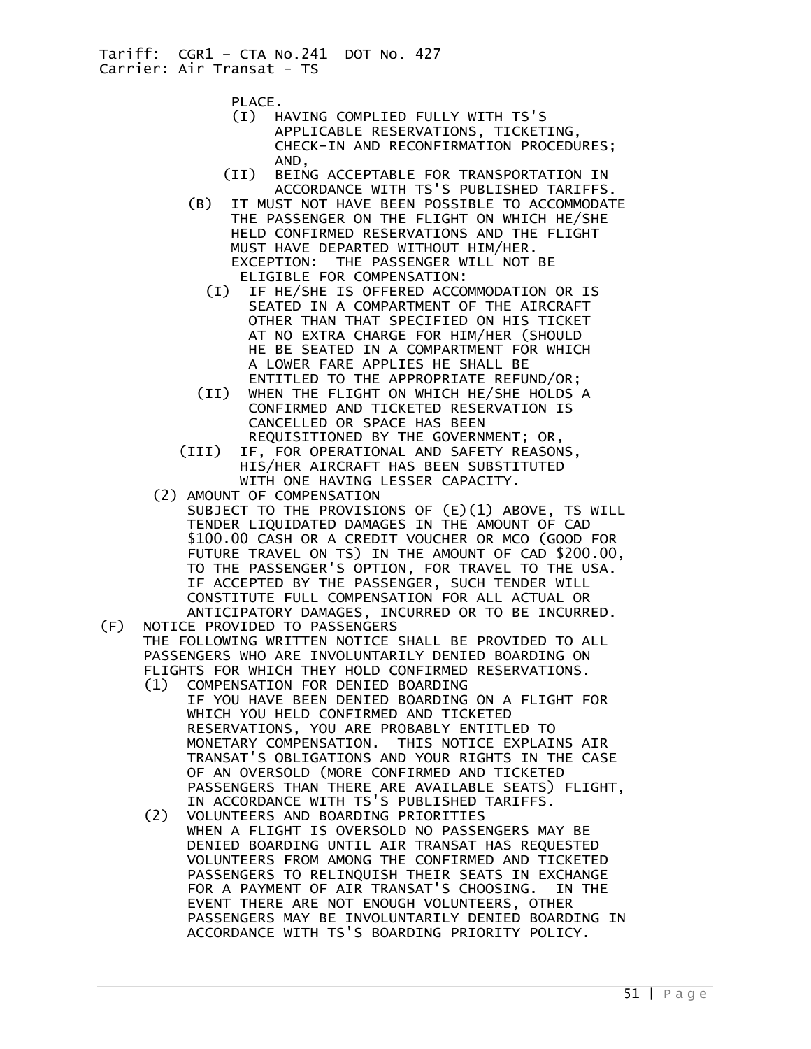PLACE.

(I) HAVING COMPLIED FULLY WITH TS'S APPLICABLE RESERVATIONS, TICKETING, CHECK-IN AND RECONFIRMATION PROCEDURES; AND,

(II) BEING ACCEPTABLE FOR TRANSPORTATION IN ACCORDANCE WITH TS'S PUBLISHED TARIFFS.

(B) IT MUST NOT HAVE BEEN POSSIBLE TO ACCOMMODATE THE PASSENGER ON THE FLIGHT ON WHICH HE/SHE HELD CONFIRMED RESERVATIONS AND THE FLIGHT MUST HAVE DEPARTED WITHOUT HIM/HER.
EXCEPTION: THE PASSENGER WILL NOT BE ELIGIBLE FOR COMPENSATION:

(I) IF HE/SHE IS OFFERED ACCOMMODATION OR IS SEATED IN A COMPARTMENT OF THE AIRCRAFT OTHER THAN THAT SPECIFIED ON HIS TICKET AT NO EXTRA CHARGE FOR HIM/HER (SHOULD HE BE SEATED IN A COMPARTMENT FOR WHICH A LOWER FARE APPLIES HE SHALL BE ENTITLED TO THE APPROPRIATE REFUND/OR;

(II) WHEN THE FLIGHT ON WHICH HE/SHE HOLDS A CONFIRMED AND TICKETED RESERVATION IS CANCELLED OR SPACE HAS BEEN REQUISITIONED BY THE GOVERNMENT; OR,

(III) IF, FOR OPERATIONAL AND SAFETY REASONS, HIS/HER AIRCRAFT HAS BEEN SUBSTITUTED WITH ONE HAVING LESSER CAPACITY.

(2) AMOUNT OF COMPENSATION
SUBJECT TO THE PROVISIONS OF (E)(1) ABOVE, TS WILL TENDER LIQUIDATED DAMAGES IN THE AMOUNT OF CAD $100.00 CASH OR A CREDIT VOUCHER OR MCO (GOOD FOR FUTURE TRAVEL ON TS) IN THE AMOUNT OF CAD $200.00, TO THE PASSENGER'S OPTION, FOR TRAVEL TO THE USA. IF ACCEPTED BY THE PASSENGER, SUCH TENDER WILL CONSTITUTE FULL COMPENSATION FOR ALL ACTUAL OR ANTICIPATORY DAMAGES, INCURRED OR TO BE INCURRED.

(F) NOTICE PROVIDED TO PASSENGERS
THE FOLLOWING WRITTEN NOTICE SHALL BE PROVIDED TO ALL PASSENGERS WHO ARE INVOLUNTARILY DENIED BOARDING ON FLIGHTS FOR WHICH THEY HOLD CONFIRMED RESERVATIONS.

(1) COMPENSATION FOR DENIED BOARDING
IF YOU HAVE BEEN DENIED BOARDING ON A FLIGHT FOR WHICH YOU HELD CONFIRMED AND TICKETED RESERVATIONS, YOU ARE PROBABLY ENTITLED TO MONETARY COMPENSATION. THIS NOTICE EXPLAINS AIR TRANSAT'S OBLIGATIONS AND YOUR RIGHTS IN THE CASE OF AN OVERSOLD (MORE CONFIRMED AND TICKETED PASSENGERS THAN THERE ARE AVAILABLE SEATS) FLIGHT, IN ACCORDANCE WITH TS'S PUBLISHED TARIFFS.

(2) VOLUNTEERS AND BOARDING PRIORITIES
WHEN A FLIGHT IS OVERSOLD NO PASSENGERS MAY BE DENIED BOARDING UNTIL AIR TRANSAT HAS REQUESTED VOLUNTEERS FROM AMONG THE CONFIRMED AND TICKETED PASSENGERS TO RELINQUISH THEIR SEATS IN EXCHANGE FOR A PAYMENT OF AIR TRANSAT'S CHOOSING. IN THE EVENT THERE ARE NOT ENOUGH VOLUNTEERS, OTHER PASSENGERS MAY BE INVOLUNTARILY DENIED BOARDING IN ACCORDANCE WITH TS'S BOARDING PRIORITY POLICY.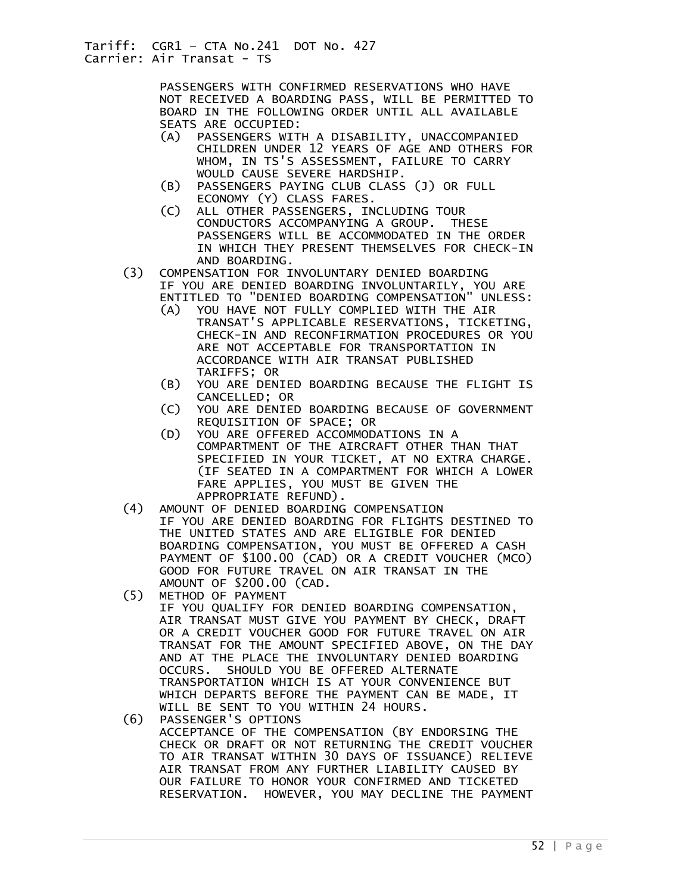PASSENGERS WITH CONFIRMED RESERVATIONS WHO HAVE NOT RECEIVED A BOARDING PASS, WILL BE PERMITTED TO BOARD IN THE FOLLOWING ORDER UNTIL ALL AVAILABLE SEATS ARE OCCUPIED:

- (A) PASSENGERS WITH A DISABILITY, UNACCOMPANIED CHILDREN UNDER 12 YEARS OF AGE AND OTHERS FOR WHOM, IN TS'S ASSESSMENT, FAILURE TO CARRY WOULD CAUSE SEVERE HARDSHIP.
- (B) PASSENGERS PAYING CLUB CLASS (J) OR FULL ECONOMY (Y) CLASS FARES.
- (C) ALL OTHER PASSENGERS, INCLUDING TOUR CONDUCTORS ACCOMPANYING A GROUP. THESE PASSENGERS WILL BE ACCOMMODATED IN THE ORDER IN WHICH THEY PRESENT THEMSELVES FOR CHECK-IN AND BOARDING.

(3) COMPENSATION FOR INVOLUNTARY DENIED BOARDING
IF YOU ARE DENIED BOARDING INVOLUNTARILY, YOU ARE ENTITLED TO "DENIED BOARDING COMPENSATION" UNLESS:

- (A) YOU HAVE NOT FULLY COMPLIED WITH THE AIR TRANSAT'S APPLICABLE RESERVATIONS, TICKETING, CHECK-IN AND RECONFIRMATION PROCEDURES OR YOU ARE NOT ACCEPTABLE FOR TRANSPORTATION IN ACCORDANCE WITH AIR TRANSAT PUBLISHED TARIFFS; OR
- (B) YOU ARE DENIED BOARDING BECAUSE THE FLIGHT IS CANCELLED; OR
- (C) YOU ARE DENIED BOARDING BECAUSE OF GOVERNMENT REQUISITION OF SPACE; OR
- (D) YOU ARE OFFERED ACCOMMODATIONS IN A COMPARTMENT OF THE AIRCRAFT OTHER THAN THAT SPECIFIED IN YOUR TICKET, AT NO EXTRA CHARGE. (IF SEATED IN A COMPARTMENT FOR WHICH A LOWER FARE APPLIES, YOU MUST BE GIVEN THE APPROPRIATE REFUND).

(4) AMOUNT OF DENIED BOARDING COMPENSATION
IF YOU ARE DENIED BOARDING FOR FLIGHTS DESTINED TO THE UNITED STATES AND ARE ELIGIBLE FOR DENIED BOARDING COMPENSATION, YOU MUST BE OFFERED A CASH PAYMENT OF $100.00 (CAD) OR A CREDIT VOUCHER (MCO) GOOD FOR FUTURE TRAVEL ON AIR TRANSAT IN THE AMOUNT OF $200.00 (CAD.

(5) METHOD OF PAYMENT
IF YOU QUALIFY FOR DENIED BOARDING COMPENSATION, AIR TRANSAT MUST GIVE YOU PAYMENT BY CHECK, DRAFT OR A CREDIT VOUCHER GOOD FOR FUTURE TRAVEL ON AIR TRANSAT FOR THE AMOUNT SPECIFIED ABOVE, ON THE DAY AND AT THE PLACE THE INVOLUNTARY DENIED BOARDING OCCURS. SHOULD YOU BE OFFERED ALTERNATE TRANSPORTATION WHICH IS AT YOUR CONVENIENCE BUT WHICH DEPARTS BEFORE THE PAYMENT CAN BE MADE, IT WILL BE SENT TO YOU WITHIN 24 HOURS.

(6) PASSENGER'S OPTIONS
ACCEPTANCE OF THE COMPENSATION (BY ENDORSING THE CHECK OR DRAFT OR NOT RETURNING THE CREDIT VOUCHER TO AIR TRANSAT WITHIN 30 DAYS OF ISSUANCE) RELIEVE AIR TRANSAT FROM ANY FURTHER LIABILITY CAUSED BY OUR FAILURE TO HONOR YOUR CONFIRMED AND TICKETED RESERVATION. HOWEVER, YOU MAY DECLINE THE PAYMENT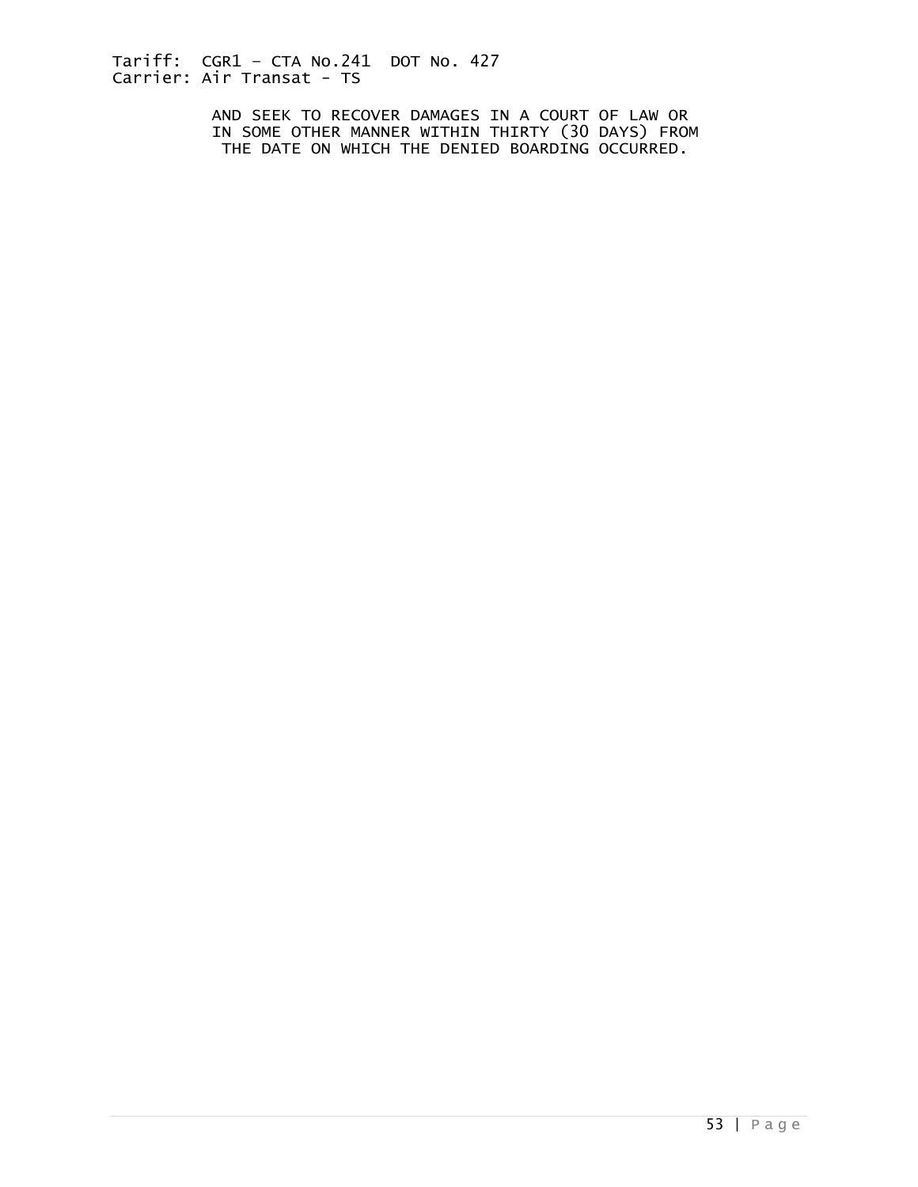AND SEEK TO RECOVER DAMAGES IN A COURT OF LAW OR IN SOME OTHER MANNER WITHIN THIRTY (30 DAYS) FROM THE DATE ON WHICH THE DENIED BOARDING OCCURRED.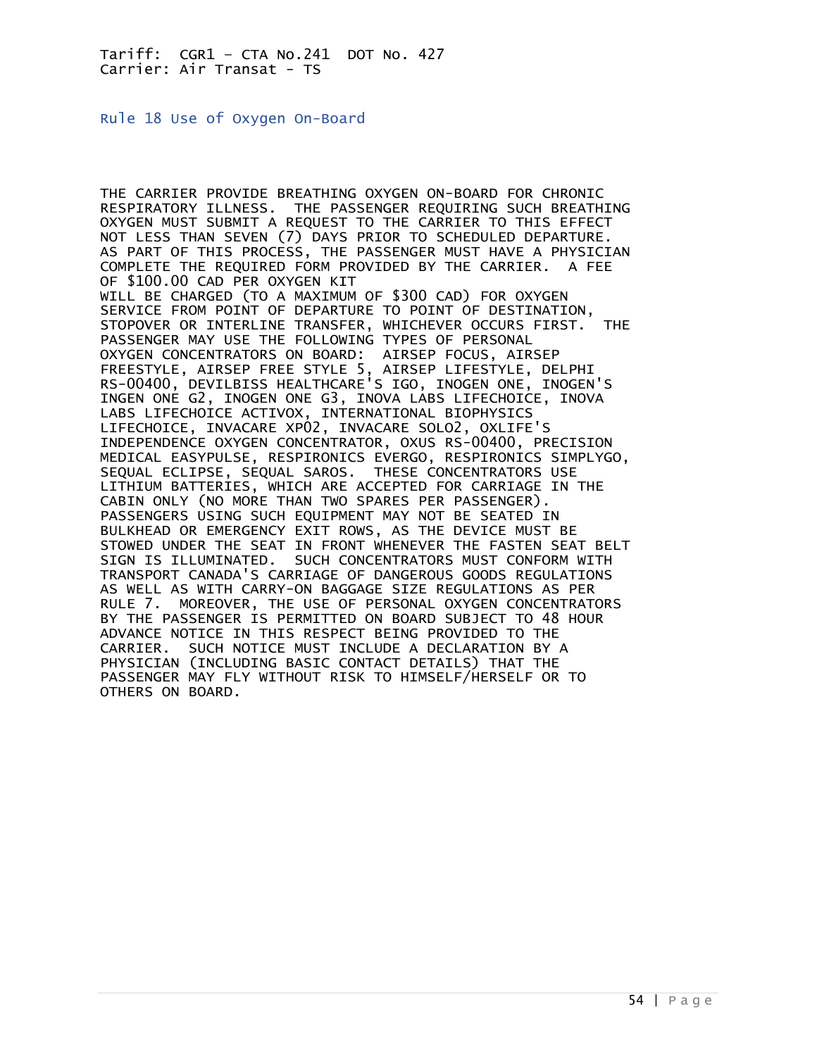Tariff: CGR1 – CTA No.241 DOT No. 427
Carrier: Air Transat - TS

## Rule 18 Use of Oxygen On-Board

THE CARRIER PROVIDE BREATHING OXYGEN ON-BOARD FOR CHRONIC RESPIRATORY ILLNESS. THE PASSENGER REQUIRING SUCH BREATHING OXYGEN MUST SUBMIT A REQUEST TO THE CARRIER TO THIS EFFECT NOT LESS THAN SEVEN (7) DAYS PRIOR TO SCHEDULED DEPARTURE. AS PART OF THIS PROCESS, THE PASSENGER MUST HAVE A PHYSICIAN COMPLETE THE REQUIRED FORM PROVIDED BY THE CARRIER. A FEE OF $100.00 CAD PER OXYGEN KIT WILL BE CHARGED (TO A MAXIMUM OF $300 CAD) FOR OXYGEN SERVICE FROM POINT OF DEPARTURE TO POINT OF DESTINATION, STOPOVER OR INTERLINE TRANSFER, WHICHEVER OCCURS FIRST. THE PASSENGER MAY USE THE FOLLOWING TYPES OF PERSONAL OXYGEN CONCENTRATORS ON BOARD: AIRSEP FOCUS, AIRSEP FREESTYLE, AIRSEP FREE STYLE 5, AIRSEP LIFESTYLE, DELPHI RS-00400, DEVILBISS HEALTHCARE'S IGO, INOGEN ONE, INOGEN'S INGEN ONE G2, INOGEN ONE G3, INOVA LABS LIFECHOICE, INOVA LABS LIFECHOICE ACTIVOX, INTERNATIONAL BIOPHYSICS LIFECHOICE, INVACARE XPO2, INVACARE SOLO2, OXLIFE'S INDEPENDENCE OXYGEN CONCENTRATOR, OXUS RS-00400, PRECISION MEDICAL EASYPULSE, RESPIRONICS EVERGO, RESPIRONICS SIMPLYGO, SEQUAL ECLIPSE, SEQUAL SAROS. THESE CONCENTRATORS USE LITHIUM BATTERIES, WHICH ARE ACCEPTED FOR CARRIAGE IN THE CABIN ONLY (NO MORE THAN TWO SPARES PER PASSENGER). PASSENGERS USING SUCH EQUIPMENT MAY NOT BE SEATED IN BULKHEAD OR EMERGENCY EXIT ROWS, AS THE DEVICE MUST BE STOWED UNDER THE SEAT IN FRONT WHENEVER THE FASTEN SEAT BELT SIGN IS ILLUMINATED. SUCH CONCENTRATORS MUST CONFORM WITH TRANSPORT CANADA'S CARRIAGE OF DANGEROUS GOODS REGULATIONS AS WELL AS WITH CARRY-ON BAGGAGE SIZE REGULATIONS AS PER RULE 7. MOREOVER, THE USE OF PERSONAL OXYGEN CONCENTRATORS BY THE PASSENGER IS PERMITTED ON BOARD SUBJECT TO 48 HOUR ADVANCE NOTICE IN THIS RESPECT BEING PROVIDED TO THE CARRIER. SUCH NOTICE MUST INCLUDE A DECLARATION BY A PHYSICIAN (INCLUDING BASIC CONTACT DETAILS) THAT THE PASSENGER MAY FLY WITHOUT RISK TO HIMSELF/HERSELF OR TO OTHERS ON BOARD.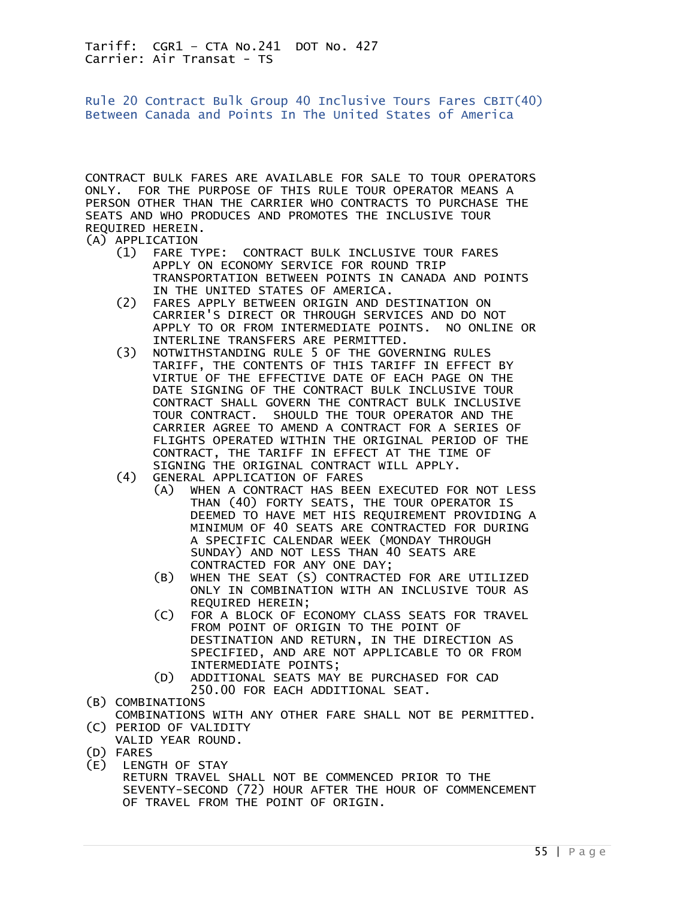Tariff: CGR1 – CTA No.241 DOT No. 427
Carrier: Air Transat - TS

## Rule 20 Contract Bulk Group 40 Inclusive Tours Fares CBIT(40) Between Canada and Points In The United States of America

CONTRACT BULK FARES ARE AVAILABLE FOR SALE TO TOUR OPERATORS ONLY. FOR THE PURPOSE OF THIS RULE TOUR OPERATOR MEANS A PERSON OTHER THAN THE CARRIER WHO CONTRACTS TO PURCHASE THE SEATS AND WHO PRODUCES AND PROMOTES THE INCLUSIVE TOUR REQUIRED HEREIN.

(A) APPLICATION

- (1) FARE TYPE: CONTRACT BULK INCLUSIVE TOUR FARES APPLY ON ECONOMY SERVICE FOR ROUND TRIP TRANSPORTATION BETWEEN POINTS IN CANADA AND POINTS IN THE UNITED STATES OF AMERICA.
- (2) FARES APPLY BETWEEN ORIGIN AND DESTINATION ON CARRIER'S DIRECT OR THROUGH SERVICES AND DO NOT APPLY TO OR FROM INTERMEDIATE POINTS. NO ONLINE OR INTERLINE TRANSFERS ARE PERMITTED.
- (3) NOTWITHSTANDING RULE 5 OF THE GOVERNING RULES TARIFF, THE CONTENTS OF THIS TARIFF IN EFFECT BY VIRTUE OF THE EFFECTIVE DATE OF EACH PAGE ON THE DATE SIGNING OF THE CONTRACT BULK INCLUSIVE TOUR CONTRACT SHALL GOVERN THE CONTRACT BULK INCLUSIVE TOUR CONTRACT. SHOULD THE TOUR OPERATOR AND THE CARRIER AGREE TO AMEND A CONTRACT FOR A SERIES OF FLIGHTS OPERATED WITHIN THE ORIGINAL PERIOD OF THE CONTRACT, THE TARIFF IN EFFECT AT THE TIME OF SIGNING THE ORIGINAL CONTRACT WILL APPLY.
- (4) GENERAL APPLICATION OF FARES
  - (A) WHEN A CONTRACT HAS BEEN EXECUTED FOR NOT LESS THAN (40) FORTY SEATS, THE TOUR OPERATOR IS DEEMED TO HAVE MET HIS REQUIREMENT PROVIDING A MINIMUM OF 40 SEATS ARE CONTRACTED FOR DURING A SPECIFIC CALENDAR WEEK (MONDAY THROUGH SUNDAY) AND NOT LESS THAN 40 SEATS ARE CONTRACTED FOR ANY ONE DAY;
  - (B) WHEN THE SEAT (S) CONTRACTED FOR ARE UTILIZED ONLY IN COMBINATION WITH AN INCLUSIVE TOUR AS REQUIRED HEREIN;
  - (C) FOR A BLOCK OF ECONOMY CLASS SEATS FOR TRAVEL FROM POINT OF ORIGIN TO THE POINT OF DESTINATION AND RETURN, IN THE DIRECTION AS SPECIFIED, AND ARE NOT APPLICABLE TO OR FROM INTERMEDIATE POINTS;
  - (D) ADDITIONAL SEATS MAY BE PURCHASED FOR CAD 250.00 FOR EACH ADDITIONAL SEAT.

(B) COMBINATIONS
COMBINATIONS WITH ANY OTHER FARE SHALL NOT BE PERMITTED.

(C) PERIOD OF VALIDITY
VALID YEAR ROUND.

(D) FARES

(E) LENGTH OF STAY
RETURN TRAVEL SHALL NOT BE COMMENCED PRIOR TO THE SEVENTY-SECOND (72) HOUR AFTER THE HOUR OF COMMENCEMENT OF TRAVEL FROM THE POINT OF ORIGIN.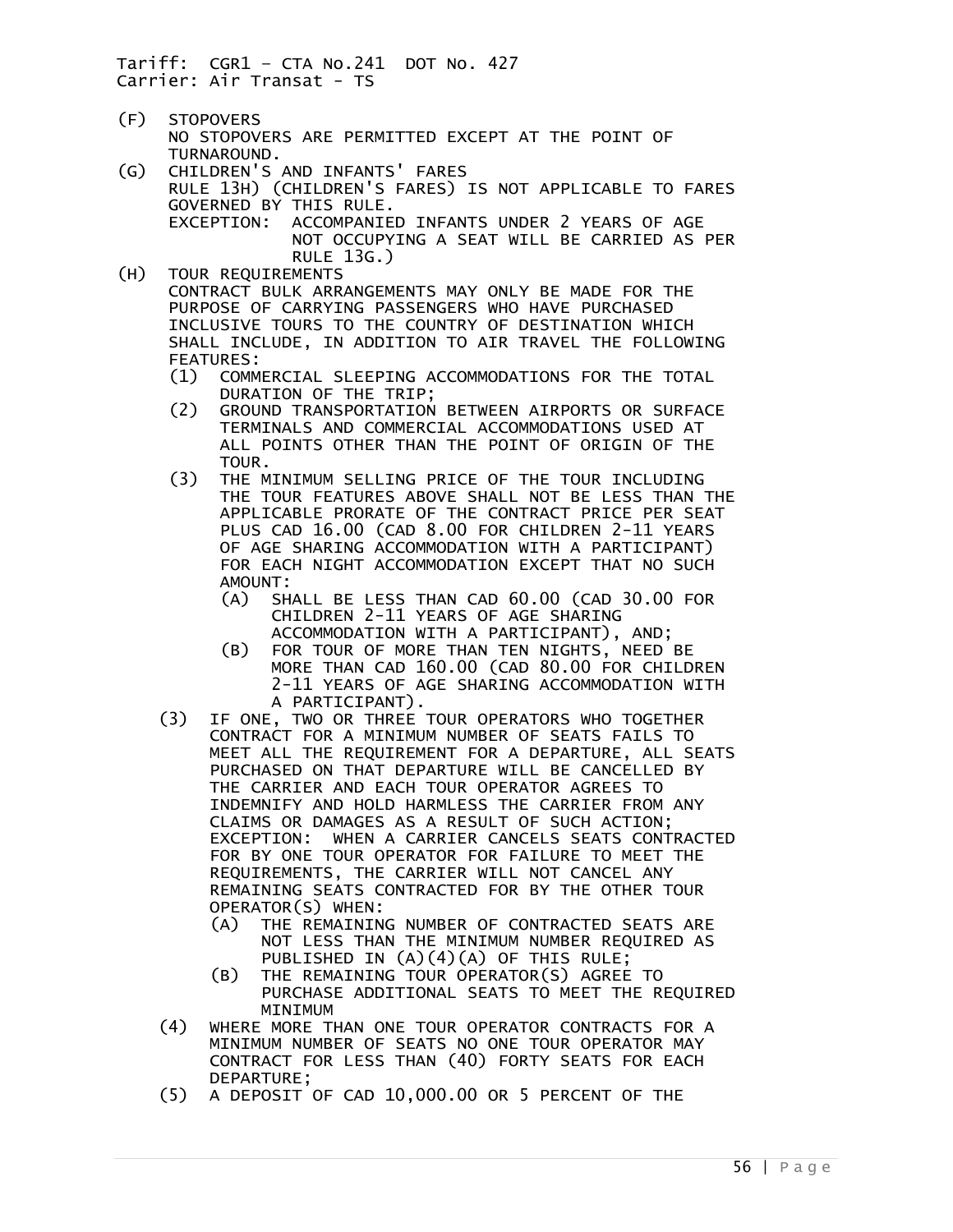Tariff: CGR1 – CTA No.241 DOT No. 427
Carrier: Air Transat - TS

(F) STOPOVERS
NO STOPOVERS ARE PERMITTED EXCEPT AT THE POINT OF TURNAROUND.

(G) CHILDREN'S AND INFANTS' FARES
RULE 13H) (CHILDREN'S FARES) IS NOT APPLICABLE TO FARES GOVERNED BY THIS RULE.
EXCEPTION: ACCOMPANIED INFANTS UNDER 2 YEARS OF AGE NOT OCCUPYING A SEAT WILL BE CARRIED AS PER RULE 13G.)

(H) TOUR REQUIREMENTS
CONTRACT BULK ARRANGEMENTS MAY ONLY BE MADE FOR THE PURPOSE OF CARRYING PASSENGERS WHO HAVE PURCHASED INCLUSIVE TOURS TO THE COUNTRY OF DESTINATION WHICH SHALL INCLUDE, IN ADDITION TO AIR TRAVEL THE FOLLOWING FEATURES:

- (1) COMMERCIAL SLEEPING ACCOMMODATIONS FOR THE TOTAL DURATION OF THE TRIP;
- (2) GROUND TRANSPORTATION BETWEEN AIRPORTS OR SURFACE TERMINALS AND COMMERCIAL ACCOMMODATIONS USED AT ALL POINTS OTHER THAN THE POINT OF ORIGIN OF THE TOUR.
- (3) THE MINIMUM SELLING PRICE OF THE TOUR INCLUDING THE TOUR FEATURES ABOVE SHALL NOT BE LESS THAN THE APPLICABLE PRORATE OF THE CONTRACT PRICE PER SEAT PLUS CAD 16.00 (CAD 8.00 FOR CHILDREN 2-11 YEARS OF AGE SHARING ACCOMMODATION WITH A PARTICIPANT) FOR EACH NIGHT ACCOMMODATION EXCEPT THAT NO SUCH AMOUNT:
  - (A) SHALL BE LESS THAN CAD 60.00 (CAD 30.00 FOR CHILDREN 2-11 YEARS OF AGE SHARING ACCOMMODATION WITH A PARTICIPANT), AND;
  - (B) FOR TOUR OF MORE THAN TEN NIGHTS, NEED BE MORE THAN CAD 160.00 (CAD 80.00 FOR CHILDREN 2-11 YEARS OF AGE SHARING ACCOMMODATION WITH A PARTICIPANT).
- (3) IF ONE, TWO OR THREE TOUR OPERATORS WHO TOGETHER CONTRACT FOR A MINIMUM NUMBER OF SEATS FAILS TO MEET ALL THE REQUIREMENT FOR A DEPARTURE, ALL SEATS PURCHASED ON THAT DEPARTURE WILL BE CANCELLED BY THE CARRIER AND EACH TOUR OPERATOR AGREES TO INDEMNIFY AND HOLD HARMLESS THE CARRIER FROM ANY CLAIMS OR DAMAGES AS A RESULT OF SUCH ACTION;
  EXCEPTION: WHEN A CARRIER CANCELS SEATS CONTRACTED FOR BY ONE TOUR OPERATOR FOR FAILURE TO MEET THE REQUIREMENTS, THE CARRIER WILL NOT CANCEL ANY REMAINING SEATS CONTRACTED FOR BY THE OTHER TOUR OPERATOR(S) WHEN:
  - (A) THE REMAINING NUMBER OF CONTRACTED SEATS ARE NOT LESS THAN THE MINIMUM NUMBER REQUIRED AS PUBLISHED IN (A)(4)(A) OF THIS RULE;
  - (B) THE REMAINING TOUR OPERATOR(S) AGREE TO PURCHASE ADDITIONAL SEATS TO MEET THE REQUIRED MINIMUM
- (4) WHERE MORE THAN ONE TOUR OPERATOR CONTRACTS FOR A MINIMUM NUMBER OF SEATS NO ONE TOUR OPERATOR MAY CONTRACT FOR LESS THAN (40) FORTY SEATS FOR EACH DEPARTURE;
- (5) A DEPOSIT OF CAD 10,000.00 OR 5 PERCENT OF THE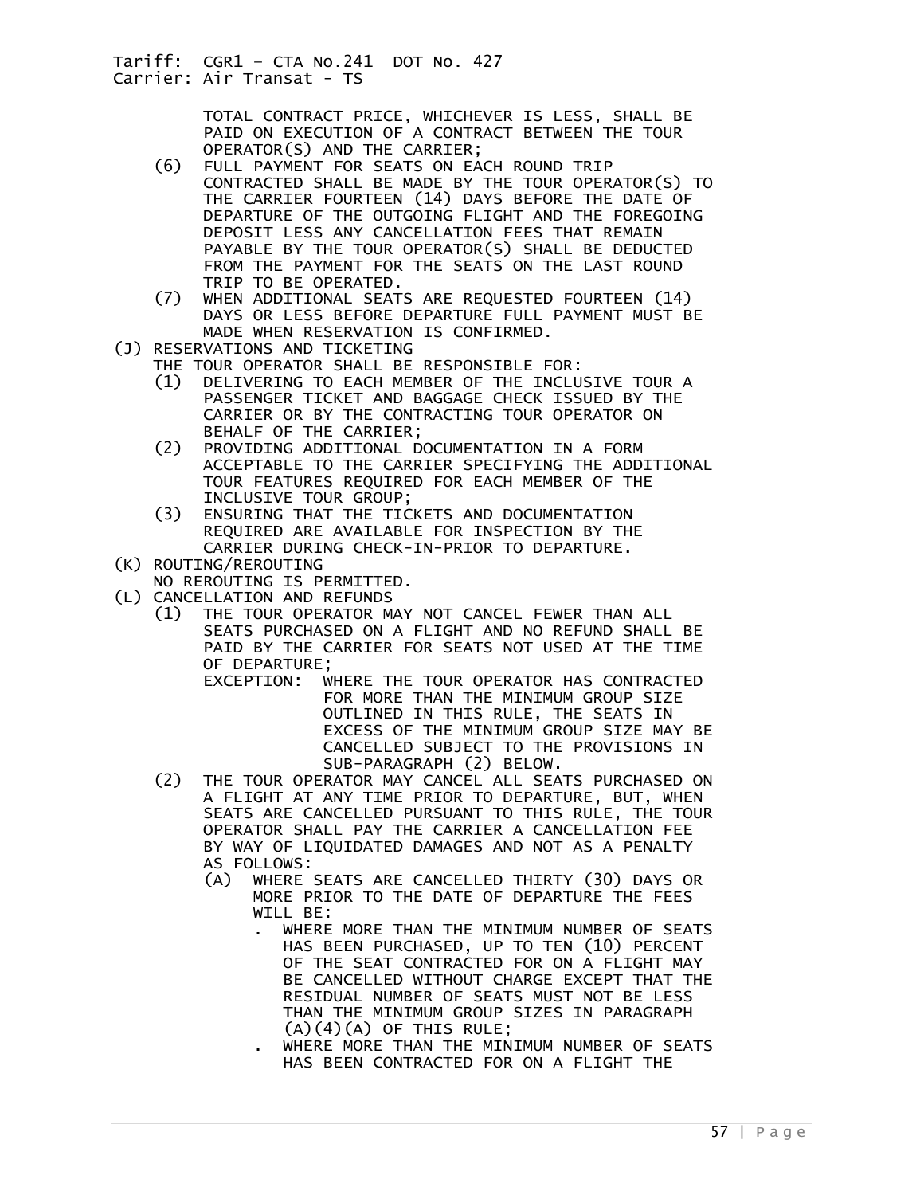TOTAL CONTRACT PRICE, WHICHEVER IS LESS, SHALL BE PAID ON EXECUTION OF A CONTRACT BETWEEN THE TOUR OPERATOR(S) AND THE CARRIER;

(6) FULL PAYMENT FOR SEATS ON EACH ROUND TRIP CONTRACTED SHALL BE MADE BY THE TOUR OPERATOR(S) TO THE CARRIER FOURTEEN (14) DAYS BEFORE THE DATE OF DEPARTURE OF THE OUTGOING FLIGHT AND THE FOREGOING DEPOSIT LESS ANY CANCELLATION FEES THAT REMAIN PAYABLE BY THE TOUR OPERATOR(S) SHALL BE DEDUCTED FROM THE PAYMENT FOR THE SEATS ON THE LAST ROUND TRIP TO BE OPERATED.

(7) WHEN ADDITIONAL SEATS ARE REQUESTED FOURTEEN (14) DAYS OR LESS BEFORE DEPARTURE FULL PAYMENT MUST BE MADE WHEN RESERVATION IS CONFIRMED.

(J) RESERVATIONS AND TICKETING

THE TOUR OPERATOR SHALL BE RESPONSIBLE FOR:

(1) DELIVERING TO EACH MEMBER OF THE INCLUSIVE TOUR A PASSENGER TICKET AND BAGGAGE CHECK ISSUED BY THE CARRIER OR BY THE CONTRACTING TOUR OPERATOR ON BEHALF OF THE CARRIER;

(2) PROVIDING ADDITIONAL DOCUMENTATION IN A FORM ACCEPTABLE TO THE CARRIER SPECIFYING THE ADDITIONAL TOUR FEATURES REQUIRED FOR EACH MEMBER OF THE INCLUSIVE TOUR GROUP;

(3) ENSURING THAT THE TICKETS AND DOCUMENTATION REQUIRED ARE AVAILABLE FOR INSPECTION BY THE CARRIER DURING CHECK-IN-PRIOR TO DEPARTURE.

(K) ROUTING/REROUTING

NO REROUTING IS PERMITTED.

(L) CANCELLATION AND REFUNDS

(1) THE TOUR OPERATOR MAY NOT CANCEL FEWER THAN ALL SEATS PURCHASED ON A FLIGHT AND NO REFUND SHALL BE PAID BY THE CARRIER FOR SEATS NOT USED AT THE TIME OF DEPARTURE;

EXCEPTION: WHERE THE TOUR OPERATOR HAS CONTRACTED FOR MORE THAN THE MINIMUM GROUP SIZE OUTLINED IN THIS RULE, THE SEATS IN EXCESS OF THE MINIMUM GROUP SIZE MAY BE CANCELLED SUBJECT TO THE PROVISIONS IN SUB-PARAGRAPH (2) BELOW.

(2) THE TOUR OPERATOR MAY CANCEL ALL SEATS PURCHASED ON A FLIGHT AT ANY TIME PRIOR TO DEPARTURE, BUT, WHEN SEATS ARE CANCELLED PURSUANT TO THIS RULE, THE TOUR OPERATOR SHALL PAY THE CARRIER A CANCELLATION FEE BY WAY OF LIQUIDATED DAMAGES AND NOT AS A PENALTY AS FOLLOWS:

(A) WHERE SEATS ARE CANCELLED THIRTY (30) DAYS OR MORE PRIOR TO THE DATE OF DEPARTURE THE FEES WILL BE:

- WHERE MORE THAN THE MINIMUM NUMBER OF SEATS HAS BEEN PURCHASED, UP TO TEN (10) PERCENT OF THE SEAT CONTRACTED FOR ON A FLIGHT MAY BE CANCELLED WITHOUT CHARGE EXCEPT THAT THE RESIDUAL NUMBER OF SEATS MUST NOT BE LESS THAN THE MINIMUM GROUP SIZES IN PARAGRAPH (A)(4)(A) OF THIS RULE;
- WHERE MORE THAN THE MINIMUM NUMBER OF SEATS HAS BEEN CONTRACTED FOR ON A FLIGHT THE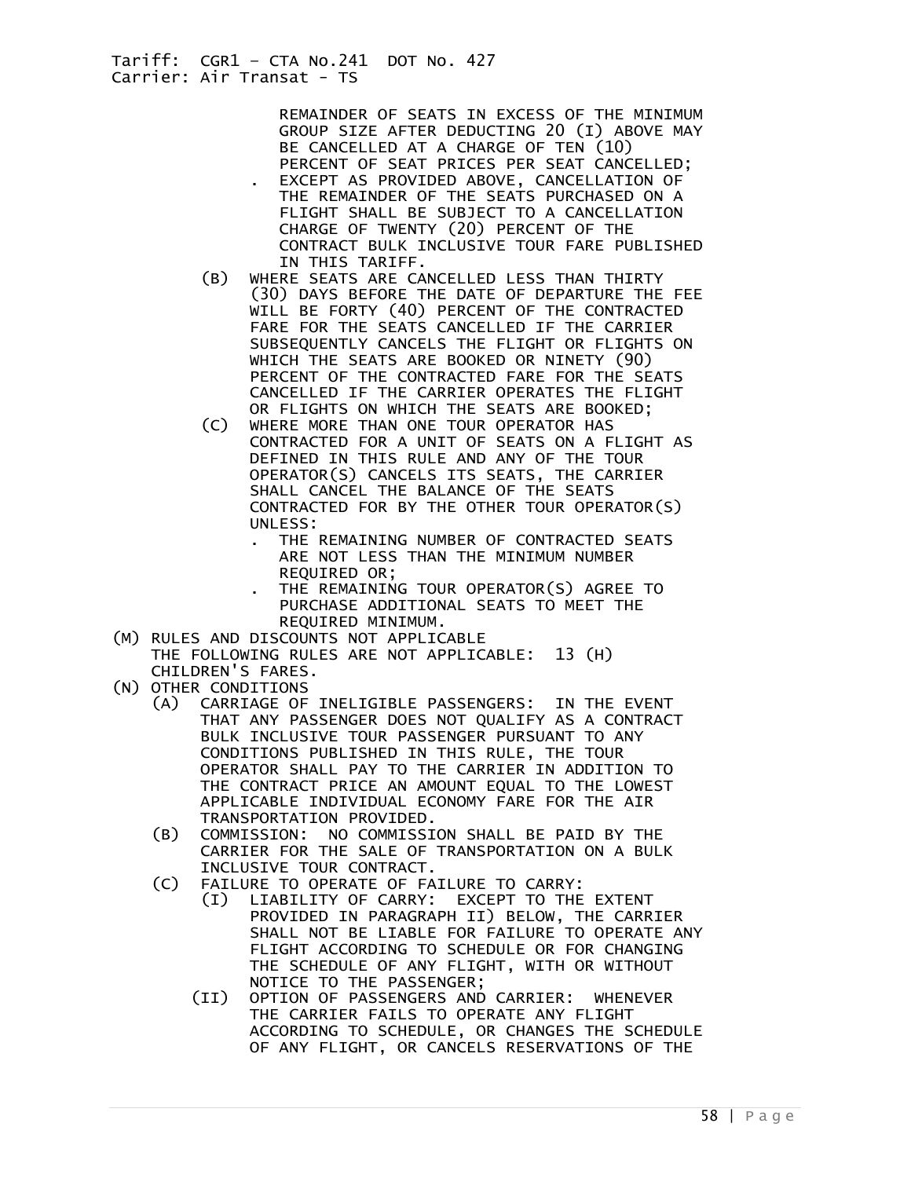REMAINDER OF SEATS IN EXCESS OF THE MINIMUM GROUP SIZE AFTER DEDUCTING 20 (I) ABOVE MAY BE CANCELLED AT A CHARGE OF TEN (10) PERCENT OF SEAT PRICES PER SEAT CANCELLED;

- EXCEPT AS PROVIDED ABOVE, CANCELLATION OF THE REMAINDER OF THE SEATS PURCHASED ON A FLIGHT SHALL BE SUBJECT TO A CANCELLATION CHARGE OF TWENTY (20) PERCENT OF THE CONTRACT BULK INCLUSIVE TOUR FARE PUBLISHED IN THIS TARIFF.

(B) WHERE SEATS ARE CANCELLED LESS THAN THIRTY (30) DAYS BEFORE THE DATE OF DEPARTURE THE FEE WILL BE FORTY (40) PERCENT OF THE CONTRACTED FARE FOR THE SEATS CANCELLED IF THE CARRIER SUBSEQUENTLY CANCELS THE FLIGHT OR FLIGHTS ON WHICH THE SEATS ARE BOOKED OR NINETY (90) PERCENT OF THE CONTRACTED FARE FOR THE SEATS CANCELLED IF THE CARRIER OPERATES THE FLIGHT OR FLIGHTS ON WHICH THE SEATS ARE BOOKED;

(C) WHERE MORE THAN ONE TOUR OPERATOR HAS CONTRACTED FOR A UNIT OF SEATS ON A FLIGHT AS DEFINED IN THIS RULE AND ANY OF THE TOUR OPERATOR(S) CANCELS ITS SEATS, THE CARRIER SHALL CANCEL THE BALANCE OF THE SEATS CONTRACTED FOR BY THE OTHER TOUR OPERATOR(S) UNLESS:

- THE REMAINING NUMBER OF CONTRACTED SEATS ARE NOT LESS THAN THE MINIMUM NUMBER REQUIRED OR;
- THE REMAINING TOUR OPERATOR(S) AGREE TO PURCHASE ADDITIONAL SEATS TO MEET THE REQUIRED MINIMUM.

(M) RULES AND DISCOUNTS NOT APPLICABLE
THE FOLLOWING RULES ARE NOT APPLICABLE: 13 (H) CHILDREN'S FARES.

(N) OTHER CONDITIONS

(A) CARRIAGE OF INELIGIBLE PASSENGERS: IN THE EVENT THAT ANY PASSENGER DOES NOT QUALIFY AS A CONTRACT BULK INCLUSIVE TOUR PASSENGER PURSUANT TO ANY CONDITIONS PUBLISHED IN THIS RULE, THE TOUR OPERATOR SHALL PAY TO THE CARRIER IN ADDITION TO THE CONTRACT PRICE AN AMOUNT EQUAL TO THE LOWEST APPLICABLE INDIVIDUAL ECONOMY FARE FOR THE AIR TRANSPORTATION PROVIDED.

(B) COMMISSION: NO COMMISSION SHALL BE PAID BY THE CARRIER FOR THE SALE OF TRANSPORTATION ON A BULK INCLUSIVE TOUR CONTRACT.

(C) FAILURE TO OPERATE OF FAILURE TO CARRY:

(I) LIABILITY OF CARRY: EXCEPT TO THE EXTENT PROVIDED IN PARAGRAPH II) BELOW, THE CARRIER SHALL NOT BE LIABLE FOR FAILURE TO OPERATE ANY FLIGHT ACCORDING TO SCHEDULE OR FOR CHANGING THE SCHEDULE OF ANY FLIGHT, WITH OR WITHOUT NOTICE TO THE PASSENGER;

(II) OPTION OF PASSENGERS AND CARRIER: WHENEVER THE CARRIER FAILS TO OPERATE ANY FLIGHT ACCORDING TO SCHEDULE, OR CHANGES THE SCHEDULE OF ANY FLIGHT, OR CANCELS RESERVATIONS OF THE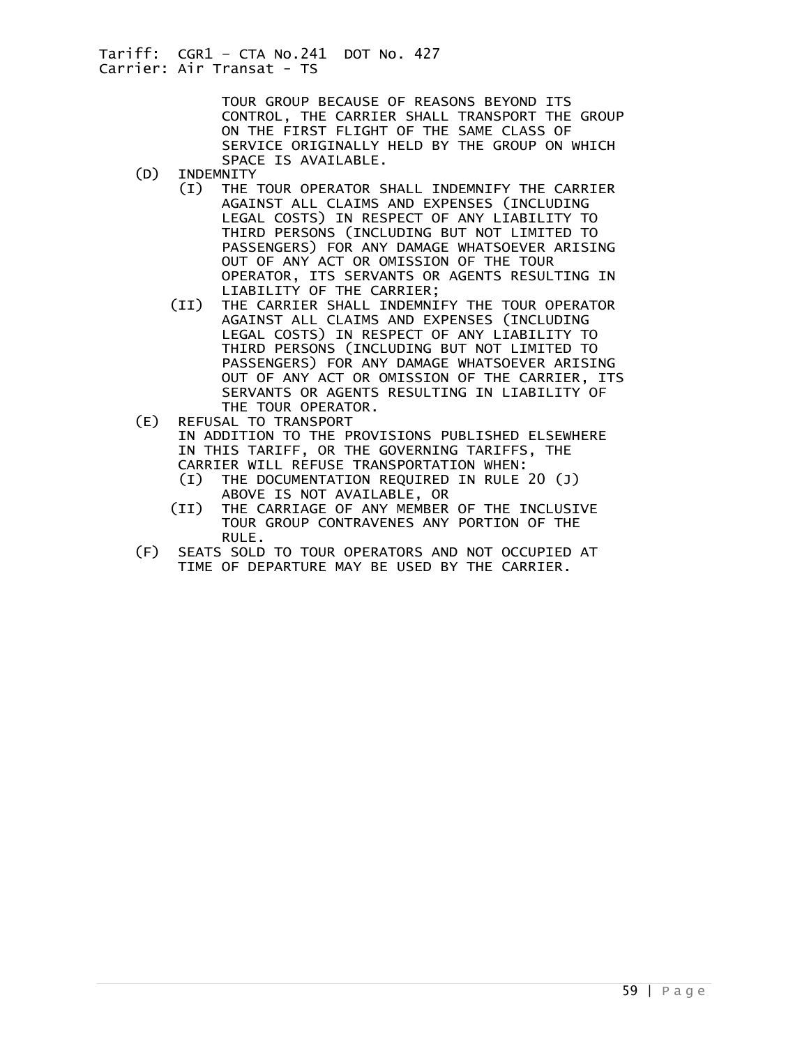TOUR GROUP BECAUSE OF REASONS BEYOND ITS CONTROL, THE CARRIER SHALL TRANSPORT THE GROUP ON THE FIRST FLIGHT OF THE SAME CLASS OF SERVICE ORIGINALLY HELD BY THE GROUP ON WHICH SPACE IS AVAILABLE.

(D) INDEMNITY

- (I) THE TOUR OPERATOR SHALL INDEMNIFY THE CARRIER AGAINST ALL CLAIMS AND EXPENSES (INCLUDING LEGAL COSTS) IN RESPECT OF ANY LIABILITY TO THIRD PERSONS (INCLUDING BUT NOT LIMITED TO PASSENGERS) FOR ANY DAMAGE WHATSOEVER ARISING OUT OF ANY ACT OR OMISSION OF THE TOUR OPERATOR, ITS SERVANTS OR AGENTS RESULTING IN LIABILITY OF THE CARRIER;
- (II) THE CARRIER SHALL INDEMNIFY THE TOUR OPERATOR AGAINST ALL CLAIMS AND EXPENSES (INCLUDING LEGAL COSTS) IN RESPECT OF ANY LIABILITY TO THIRD PERSONS (INCLUDING BUT NOT LIMITED TO PASSENGERS) FOR ANY DAMAGE WHATSOEVER ARISING OUT OF ANY ACT OR OMISSION OF THE CARRIER, ITS SERVANTS OR AGENTS RESULTING IN LIABILITY OF THE TOUR OPERATOR.

(E) REFUSAL TO TRANSPORT

IN ADDITION TO THE PROVISIONS PUBLISHED ELSEWHERE IN THIS TARIFF, OR THE GOVERNING TARIFFS, THE CARRIER WILL REFUSE TRANSPORTATION WHEN:

- (I) THE DOCUMENTATION REQUIRED IN RULE 20 (J) ABOVE IS NOT AVAILABLE, OR
- (II) THE CARRIAGE OF ANY MEMBER OF THE INCLUSIVE TOUR GROUP CONTRAVENES ANY PORTION OF THE RULE.

(F) SEATS SOLD TO TOUR OPERATORS AND NOT OCCUPIED AT TIME OF DEPARTURE MAY BE USED BY THE CARRIER.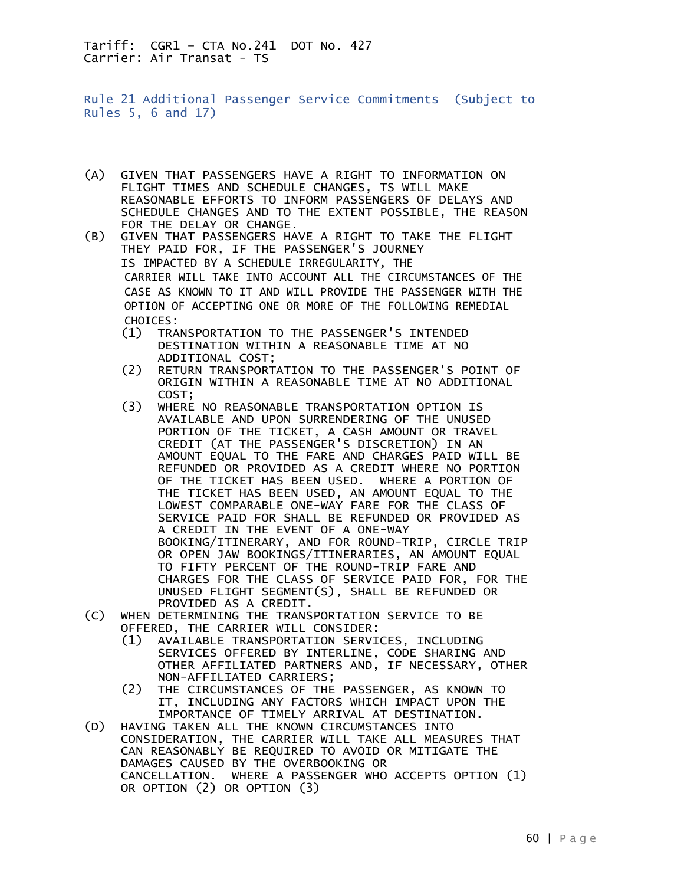Tariff: CGR1 – CTA No.241 DOT No. 427
Carrier: Air Transat - TS

## Rule 21 Additional Passenger Service Commitments (Subject to Rules 5, 6 and 17)

(A) GIVEN THAT PASSENGERS HAVE A RIGHT TO INFORMATION ON FLIGHT TIMES AND SCHEDULE CHANGES, TS WILL MAKE REASONABLE EFFORTS TO INFORM PASSENGERS OF DELAYS AND SCHEDULE CHANGES AND TO THE EXTENT POSSIBLE, THE REASON FOR THE DELAY OR CHANGE.

(B) GIVEN THAT PASSENGERS HAVE A RIGHT TO TAKE THE FLIGHT THEY PAID FOR, IF THE PASSENGER'S JOURNEY IS IMPACTED BY A SCHEDULE IRREGULARITY, THE CARRIER WILL TAKE INTO ACCOUNT ALL THE CIRCUMSTANCES OF THE CASE AS KNOWN TO IT AND WILL PROVIDE THE PASSENGER WITH THE OPTION OF ACCEPTING ONE OR MORE OF THE FOLLOWING REMEDIAL CHOICES:

- (1) TRANSPORTATION TO THE PASSENGER'S INTENDED DESTINATION WITHIN A REASONABLE TIME AT NO ADDITIONAL COST;
- (2) RETURN TRANSPORTATION TO THE PASSENGER'S POINT OF ORIGIN WITHIN A REASONABLE TIME AT NO ADDITIONAL COST;
- (3) WHERE NO REASONABLE TRANSPORTATION OPTION IS AVAILABLE AND UPON SURRENDERING OF THE UNUSED PORTION OF THE TICKET, A CASH AMOUNT OR TRAVEL CREDIT (AT THE PASSENGER'S DISCRETION) IN AN AMOUNT EQUAL TO THE FARE AND CHARGES PAID WILL BE REFUNDED OR PROVIDED AS A CREDIT WHERE NO PORTION OF THE TICKET HAS BEEN USED. WHERE A PORTION OF THE TICKET HAS BEEN USED, AN AMOUNT EQUAL TO THE LOWEST COMPARABLE ONE-WAY FARE FOR THE CLASS OF SERVICE PAID FOR SHALL BE REFUNDED OR PROVIDED AS A CREDIT IN THE EVENT OF A ONE-WAY BOOKING/ITINERARY, AND FOR ROUND-TRIP, CIRCLE TRIP OR OPEN JAW BOOKINGS/ITINERARIES, AN AMOUNT EQUAL TO FIFTY PERCENT OF THE ROUND-TRIP FARE AND CHARGES FOR THE CLASS OF SERVICE PAID FOR, FOR THE UNUSED FLIGHT SEGMENT(S), SHALL BE REFUNDED OR PROVIDED AS A CREDIT.

(C) WHEN DETERMINING THE TRANSPORTATION SERVICE TO BE OFFERED, THE CARRIER WILL CONSIDER:

- (1) AVAILABLE TRANSPORTATION SERVICES, INCLUDING SERVICES OFFERED BY INTERLINE, CODE SHARING AND OTHER AFFILIATED PARTNERS AND, IF NECESSARY, OTHER NON-AFFILIATED CARRIERS;
- (2) THE CIRCUMSTANCES OF THE PASSENGER, AS KNOWN TO IT, INCLUDING ANY FACTORS WHICH IMPACT UPON THE IMPORTANCE OF TIMELY ARRIVAL AT DESTINATION.

(D) HAVING TAKEN ALL THE KNOWN CIRCUMSTANCES INTO CONSIDERATION, THE CARRIER WILL TAKE ALL MEASURES THAT CAN REASONABLY BE REQUIRED TO AVOID OR MITIGATE THE DAMAGES CAUSED BY THE OVERBOOKING OR CANCELLATION. WHERE A PASSENGER WHO ACCEPTS OPTION (1) OR OPTION (2) OR OPTION (3)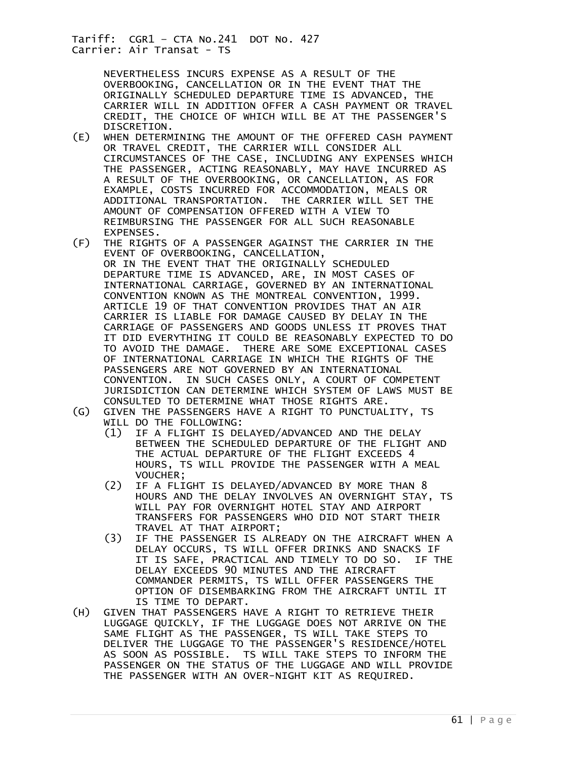NEVERTHELESS INCURS EXPENSE AS A RESULT OF THE OVERBOOKING, CANCELLATION OR IN THE EVENT THAT THE ORIGINALLY SCHEDULED DEPARTURE TIME IS ADVANCED, THE CARRIER WILL IN ADDITION OFFER A CASH PAYMENT OR TRAVEL CREDIT, THE CHOICE OF WHICH WILL BE AT THE PASSENGER'S DISCRETION.

(E) WHEN DETERMINING THE AMOUNT OF THE OFFERED CASH PAYMENT OR TRAVEL CREDIT, THE CARRIER WILL CONSIDER ALL CIRCUMSTANCES OF THE CASE, INCLUDING ANY EXPENSES WHICH THE PASSENGER, ACTING REASONABLY, MAY HAVE INCURRED AS A RESULT OF THE OVERBOOKING, OR CANCELLATION, AS FOR EXAMPLE, COSTS INCURRED FOR ACCOMMODATION, MEALS OR ADDITIONAL TRANSPORTATION. THE CARRIER WILL SET THE AMOUNT OF COMPENSATION OFFERED WITH A VIEW TO REIMBURSING THE PASSENGER FOR ALL SUCH REASONABLE EXPENSES.

(F) THE RIGHTS OF A PASSENGER AGAINST THE CARRIER IN THE EVENT OF OVERBOOKING, CANCELLATION, OR IN THE EVENT THAT THE ORIGINALLY SCHEDULED DEPARTURE TIME IS ADVANCED, ARE, IN MOST CASES OF INTERNATIONAL CARRIAGE, GOVERNED BY AN INTERNATIONAL CONVENTION KNOWN AS THE MONTREAL CONVENTION, 1999. ARTICLE 19 OF THAT CONVENTION PROVIDES THAT AN AIR CARRIER IS LIABLE FOR DAMAGE CAUSED BY DELAY IN THE CARRIAGE OF PASSENGERS AND GOODS UNLESS IT PROVES THAT IT DID EVERYTHING IT COULD BE REASONABLY EXPECTED TO DO TO AVOID THE DAMAGE. THERE ARE SOME EXCEPTIONAL CASES OF INTERNATIONAL CARRIAGE IN WHICH THE RIGHTS OF THE PASSENGERS ARE NOT GOVERNED BY AN INTERNATIONAL CONVENTION. IN SUCH CASES ONLY, A COURT OF COMPETENT JURISDICTION CAN DETERMINE WHICH SYSTEM OF LAWS MUST BE CONSULTED TO DETERMINE WHAT THOSE RIGHTS ARE.

(G) GIVEN THE PASSENGERS HAVE A RIGHT TO PUNCTUALITY, TS WILL DO THE FOLLOWING:
   (1) IF A FLIGHT IS DELAYED/ADVANCED AND THE DELAY BETWEEN THE SCHEDULED DEPARTURE OF THE FLIGHT AND THE ACTUAL DEPARTURE OF THE FLIGHT EXCEEDS 4 HOURS, TS WILL PROVIDE THE PASSENGER WITH A MEAL VOUCHER;
   (2) IF A FLIGHT IS DELAYED/ADVANCED BY MORE THAN 8 HOURS AND THE DELAY INVOLVES AN OVERNIGHT STAY, TS WILL PAY FOR OVERNIGHT HOTEL STAY AND AIRPORT TRANSFERS FOR PASSENGERS WHO DID NOT START THEIR TRAVEL AT THAT AIRPORT;
   (3) IF THE PASSENGER IS ALREADY ON THE AIRCRAFT WHEN A DELAY OCCURS, TS WILL OFFER DRINKS AND SNACKS IF IT IS SAFE, PRACTICAL AND TIMELY TO DO SO. IF THE DELAY EXCEEDS 90 MINUTES AND THE AIRCRAFT COMMANDER PERMITS, TS WILL OFFER PASSENGERS THE OPTION OF DISEMBARKING FROM THE AIRCRAFT UNTIL IT IS TIME TO DEPART.

(H) GIVEN THAT PASSENGERS HAVE A RIGHT TO RETRIEVE THEIR LUGGAGE QUICKLY, IF THE LUGGAGE DOES NOT ARRIVE ON THE SAME FLIGHT AS THE PASSENGER, TS WILL TAKE STEPS TO DELIVER THE LUGGAGE TO THE PASSENGER'S RESIDENCE/HOTEL AS SOON AS POSSIBLE. TS WILL TAKE STEPS TO INFORM THE PASSENGER ON THE STATUS OF THE LUGGAGE AND WILL PROVIDE THE PASSENGER WITH AN OVER-NIGHT KIT AS REQUIRED.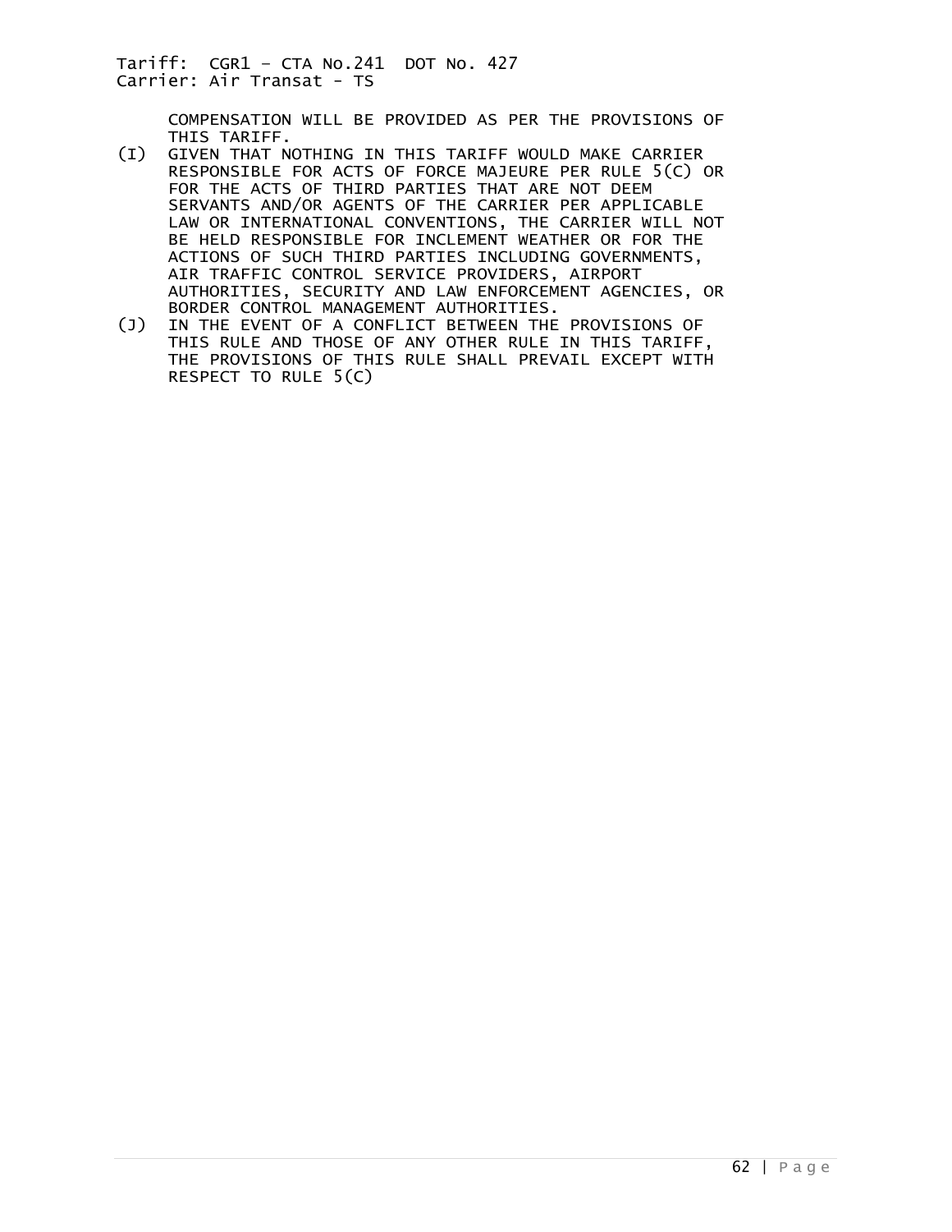COMPENSATION WILL BE PROVIDED AS PER THE PROVISIONS OF THIS TARIFF.

(I) GIVEN THAT NOTHING IN THIS TARIFF WOULD MAKE CARRIER RESPONSIBLE FOR ACTS OF FORCE MAJEURE PER RULE 5(C) OR FOR THE ACTS OF THIRD PARTIES THAT ARE NOT DEEM SERVANTS AND/OR AGENTS OF THE CARRIER PER APPLICABLE LAW OR INTERNATIONAL CONVENTIONS, THE CARRIER WILL NOT BE HELD RESPONSIBLE FOR INCLEMENT WEATHER OR FOR THE ACTIONS OF SUCH THIRD PARTIES INCLUDING GOVERNMENTS, AIR TRAFFIC CONTROL SERVICE PROVIDERS, AIRPORT AUTHORITIES, SECURITY AND LAW ENFORCEMENT AGENCIES, OR BORDER CONTROL MANAGEMENT AUTHORITIES.

(J) IN THE EVENT OF A CONFLICT BETWEEN THE PROVISIONS OF THIS RULE AND THOSE OF ANY OTHER RULE IN THIS TARIFF, THE PROVISIONS OF THIS RULE SHALL PREVAIL EXCEPT WITH RESPECT TO RULE 5(C)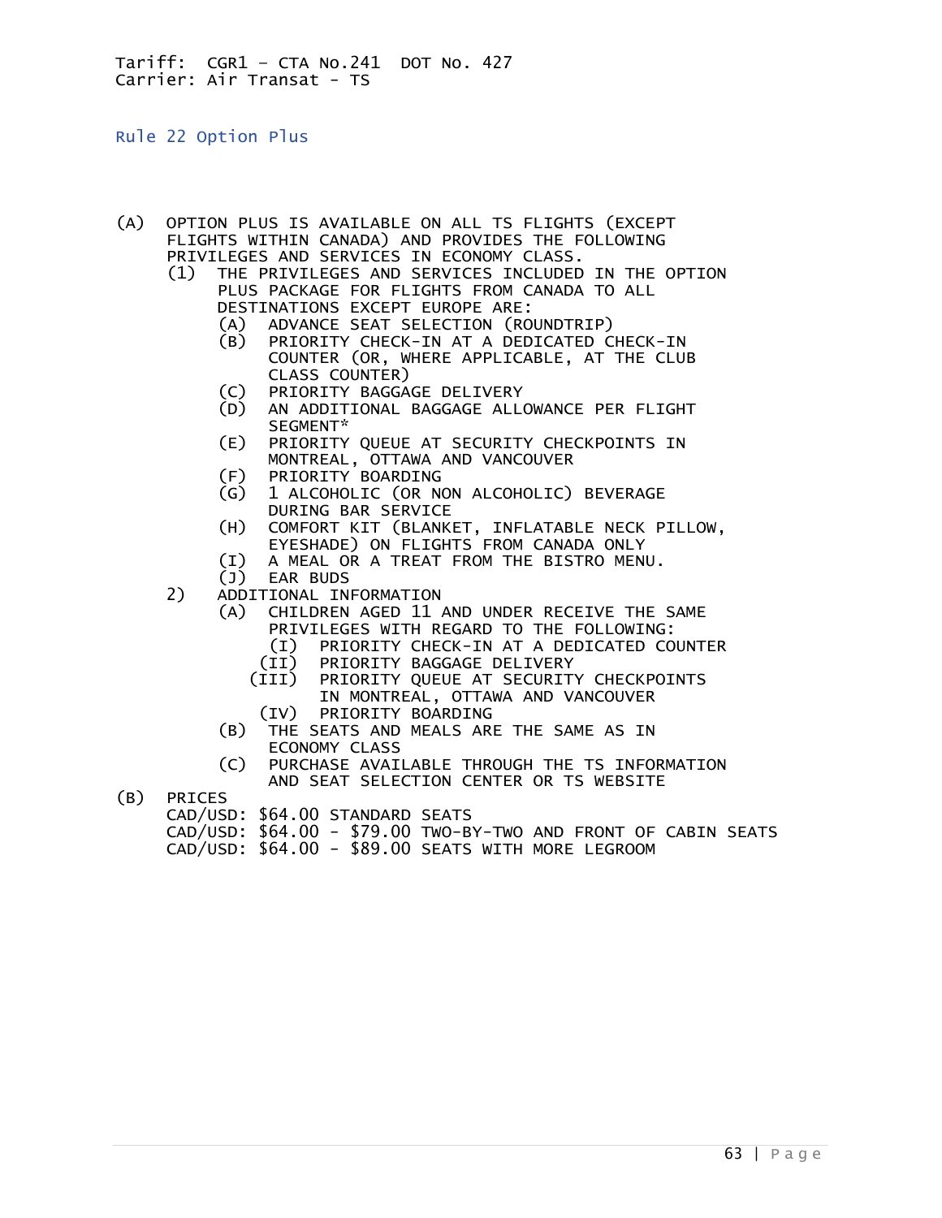Tariff: CGR1 – CTA No.241 DOT No. 427
Carrier: Air Transat - TS

## Rule 22 Option Plus

(A) OPTION PLUS IS AVAILABLE ON ALL TS FLIGHTS (EXCEPT FLIGHTS WITHIN CANADA) AND PROVIDES THE FOLLOWING PRIVILEGES AND SERVICES IN ECONOMY CLASS.

- (1) THE PRIVILEGES AND SERVICES INCLUDED IN THE OPTION PLUS PACKAGE FOR FLIGHTS FROM CANADA TO ALL DESTINATIONS EXCEPT EUROPE ARE:
  - (A) ADVANCE SEAT SELECTION (ROUNDTRIP)
  - (B) PRIORITY CHECK-IN AT A DEDICATED CHECK-IN COUNTER (OR, WHERE APPLICABLE, AT THE CLUB CLASS COUNTER)
  - (C) PRIORITY BAGGAGE DELIVERY
  - (D) AN ADDITIONAL BAGGAGE ALLOWANCE PER FLIGHT SEGMENT*
  - (E) PRIORITY QUEUE AT SECURITY CHECKPOINTS IN MONTREAL, OTTAWA AND VANCOUVER
  - (F) PRIORITY BOARDING
  - (G) 1 ALCOHOLIC (OR NON ALCOHOLIC) BEVERAGE DURING BAR SERVICE
  - (H) COMFORT KIT (BLANKET, INFLATABLE NECK PILLOW, EYESHADE) ON FLIGHTS FROM CANADA ONLY
  - (I) A MEAL OR A TREAT FROM THE BISTRO MENU.
  - (J) EAR BUDS
- 2) ADDITIONAL INFORMATION
  - (A) CHILDREN AGED 11 AND UNDER RECEIVE THE SAME PRIVILEGES WITH REGARD TO THE FOLLOWING:
    - (I) PRIORITY CHECK-IN AT A DEDICATED COUNTER
    - (II) PRIORITY BAGGAGE DELIVERY
    - (III) PRIORITY QUEUE AT SECURITY CHECKPOINTS IN MONTREAL, OTTAWA AND VANCOUVER
    - (IV) PRIORITY BOARDING
  - (B) THE SEATS AND MEALS ARE THE SAME AS IN ECONOMY CLASS
  - (C) PURCHASE AVAILABLE THROUGH THE TS INFORMATION AND SEAT SELECTION CENTER OR TS WEBSITE

(B) PRICES

CAD/USD: $64.00 STANDARD SEATS
CAD/USD: $64.00 - $79.00 TWO-BY-TWO AND FRONT OF CABIN SEATS
CAD/USD: $64.00 - $89.00 SEATS WITH MORE LEGROOM